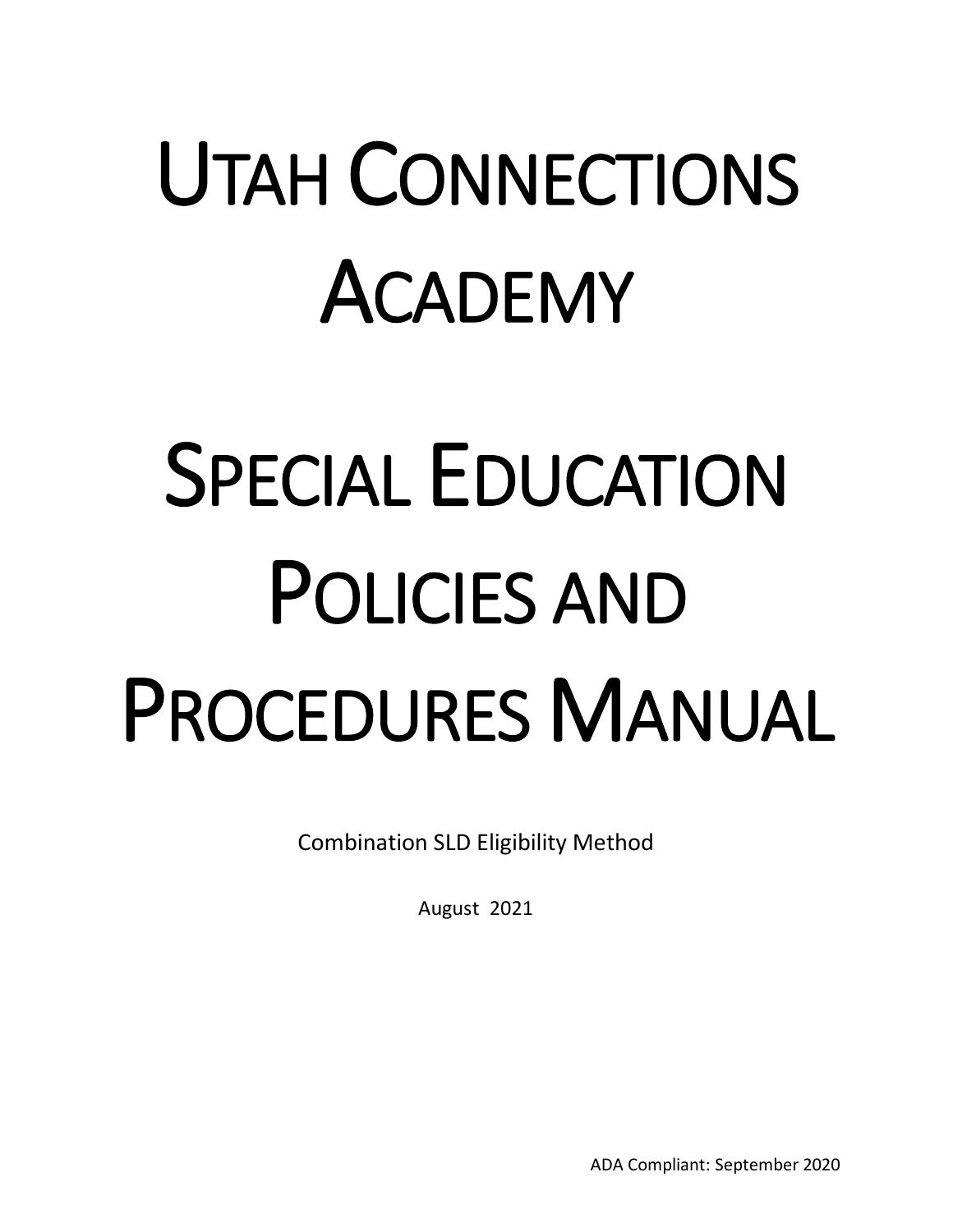# Utah Connections Academy

# Special Education Policies and Procedures Manual

Combination SLD Eligibility Method

August 2021

ADA Compliant: September 2020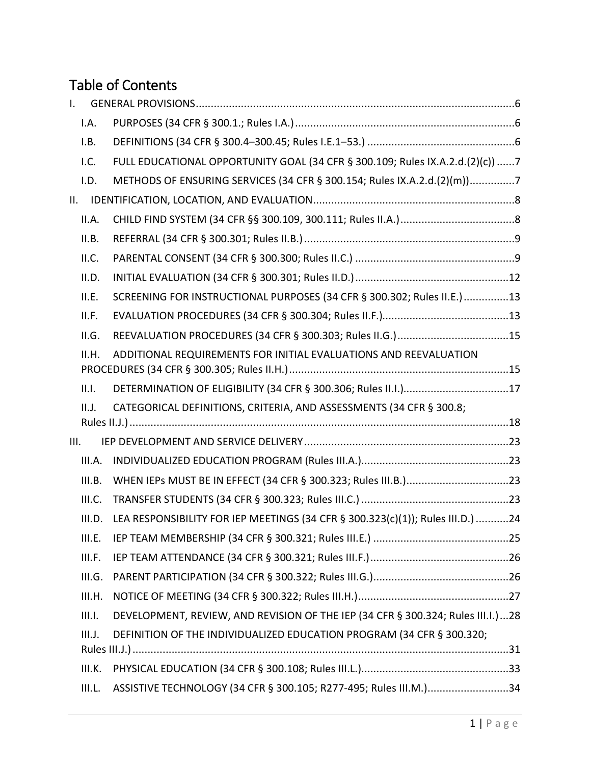# Table of Contents

I. GENERAL PROVISIONS ..... 6

- I.A. PURPOSES (34 CFR § 300.1.; Rules I.A.) ..... 6
- I.B. DEFINITIONS (34 CFR § 300.4–300.45; Rules I.E.1–53.) ..... 6
- I.C. FULL EDUCATIONAL OPPORTUNITY GOAL (34 CFR § 300.109; Rules IX.A.2.d.(2)(c)) ..... 7
- I.D. METHODS OF ENSURING SERVICES (34 CFR § 300.154; Rules IX.A.2.d.(2)(m)) ..... 7

II. IDENTIFICATION, LOCATION, AND EVALUATION ..... 8

- II.A. CHILD FIND SYSTEM (34 CFR §§ 300.109, 300.111; Rules II.A.) ..... 8
- II.B. REFERRAL (34 CFR § 300.301; Rules II.B.) ..... 9
- II.C. PARENTAL CONSENT (34 CFR § 300.300; Rules II.C.) ..... 9
- II.D. INITIAL EVALUATION (34 CFR § 300.301; Rules II.D.) ..... 12
- II.E. SCREENING FOR INSTRUCTIONAL PURPOSES (34 CFR § 300.302; Rules II.E.) ..... 13
- II.F. EVALUATION PROCEDURES (34 CFR § 300.304; Rules II.F.) ..... 13
- II.G. REEVALUATION PROCEDURES (34 CFR § 300.303; Rules II.G.) ..... 15
- II.H. ADDITIONAL REQUIREMENTS FOR INITIAL EVALUATIONS AND REEVALUATION PROCEDURES (34 CFR § 300.305; Rules II.H.) ..... 15
- II.I. DETERMINATION OF ELIGIBILITY (34 CFR § 300.306; Rules II.I.) ..... 17
- II.J. CATEGORICAL DEFINITIONS, CRITERIA, AND ASSESSMENTS (34 CFR § 300.8; Rules II.J.) ..... 18

III. IEP DEVELOPMENT AND SERVICE DELIVERY ..... 23

- III.A. INDIVIDUALIZED EDUCATION PROGRAM (Rules III.A.) ..... 23
- III.B. WHEN IEPs MUST BE IN EFFECT (34 CFR § 300.323; Rules III.B.) ..... 23
- III.C. TRANSFER STUDENTS (34 CFR § 300.323; Rules III.C.) ..... 23
- III.D. LEA RESPONSIBILITY FOR IEP MEETINGS (34 CFR § 300.323(c)(1)); Rules III.D.) ..... 24
- III.E. IEP TEAM MEMBERSHIP (34 CFR § 300.321; Rules III.E.) ..... 25
- III.F. IEP TEAM ATTENDANCE (34 CFR § 300.321; Rules III.F.) ..... 26
- III.G. PARENT PARTICIPATION (34 CFR § 300.322; Rules III.G.) ..... 26
- III.H. NOTICE OF MEETING (34 CFR § 300.322; Rules III.H.) ..... 27
- III.I. DEVELOPMENT, REVIEW, AND REVISION OF THE IEP (34 CFR § 300.324; Rules III.I.) ..... 28
- III.J. DEFINITION OF THE INDIVIDUALIZED EDUCATION PROGRAM (34 CFR § 300.320; Rules III.J.) ..... 31
- III.K. PHYSICAL EDUCATION (34 CFR § 300.108; Rules III.L.) ..... 33
- III.L. ASSISTIVE TECHNOLOGY (34 CFR § 300.105; R277-495; Rules III.M.) ..... 34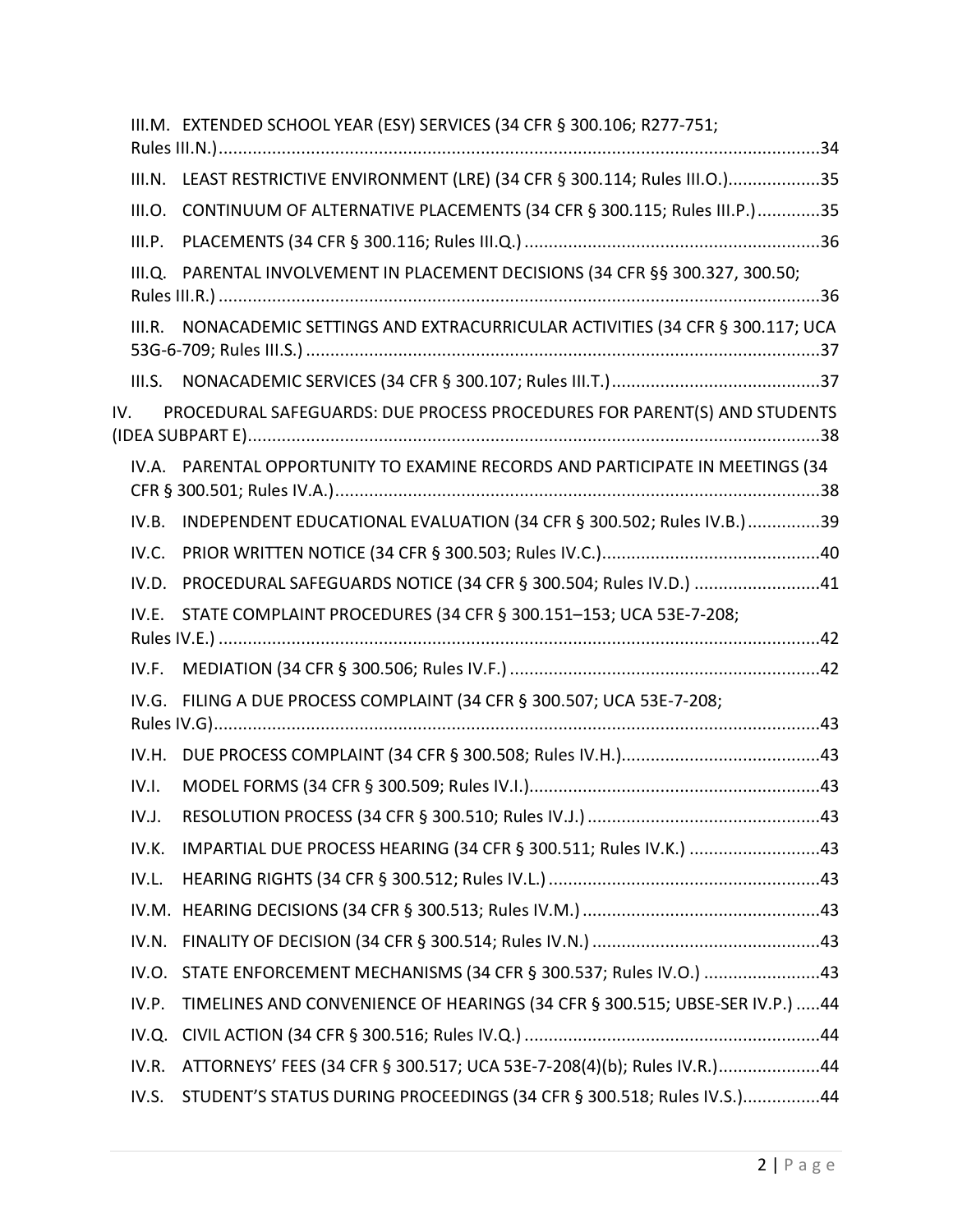III.M. EXTENDED SCHOOL YEAR (ESY) SERVICES (34 CFR § 300.106; R277-751; Rules III.N.) ........................................................................................................................ 34

III.N. LEAST RESTRICTIVE ENVIRONMENT (LRE) (34 CFR § 300.114; Rules III.O.) .................. 35

III.O. CONTINUUM OF ALTERNATIVE PLACEMENTS (34 CFR § 300.115; Rules III.P.) ............ 35

III.P. PLACEMENTS (34 CFR § 300.116; Rules III.Q.) ............................................................ 36

III.Q. PARENTAL INVOLVEMENT IN PLACEMENT DECISIONS (34 CFR §§ 300.327, 300.50; Rules III.R.) ......................................................................................................................... 36

III.R. NONACADEMIC SETTINGS AND EXTRACURRICULAR ACTIVITIES (34 CFR § 300.117; UCA 53G-6-709; Rules III.S.) ........................................................................................................ 37

III.S. NONACADEMIC SERVICES (34 CFR § 300.107; Rules III.T.) .......................................... 37

IV. PROCEDURAL SAFEGUARDS: DUE PROCESS PROCEDURES FOR PARENT(S) AND STUDENTS (IDEA SUBPART E) ..................................................................................................................... 38

IV.A. PARENTAL OPPORTUNITY TO EXAMINE RECORDS AND PARTICIPATE IN MEETINGS (34 CFR § 300.501; Rules IV.A.) .................................................................................................. 38

IV.B. INDEPENDENT EDUCATIONAL EVALUATION (34 CFR § 300.502; Rules IV.B.) ............... 39

IV.C. PRIOR WRITTEN NOTICE (34 CFR § 300.503; Rules IV.C.) ............................................ 40

IV.D. PROCEDURAL SAFEGUARDS NOTICE (34 CFR § 300.504; Rules IV.D.) ......................... 41

IV.E. STATE COMPLAINT PROCEDURES (34 CFR § 300.151–153; UCA 53E-7-208; Rules IV.E.) ......................................................................................................................... 42

IV.F. MEDIATION (34 CFR § 300.506; Rules IV.F.) ............................................................... 42

IV.G. FILING A DUE PROCESS COMPLAINT (34 CFR § 300.507; UCA 53E-7-208; Rules IV.G) .......................................................................................................................... 43

IV.H. DUE PROCESS COMPLAINT (34 CFR § 300.508; Rules IV.H.) ........................................ 43

IV.I. MODEL FORMS (34 CFR § 300.509; Rules IV.I.) ........................................................... 43

IV.J. RESOLUTION PROCESS (34 CFR § 300.510; Rules IV.J.) ............................................... 43

IV.K. IMPARTIAL DUE PROCESS HEARING (34 CFR § 300.511; Rules IV.K.) .......................... 43

IV.L. HEARING RIGHTS (34 CFR § 300.512; Rules IV.L.) ....................................................... 43

IV.M. HEARING DECISIONS (34 CFR § 300.513; Rules IV.M.) ................................................ 43

IV.N. FINALITY OF DECISION (34 CFR § 300.514; Rules IV.N.) .............................................. 43

IV.O. STATE ENFORCEMENT MECHANISMS (34 CFR § 300.537; Rules IV.O.) ........................ 43

IV.P. TIMELINES AND CONVENIENCE OF HEARINGS (34 CFR § 300.515; UBSE-SER IV.P.) ..... 44

IV.Q. CIVIL ACTION (34 CFR § 300.516; Rules IV.Q.) ............................................................ 44

IV.R. ATTORNEYS' FEES (34 CFR § 300.517; UCA 53E-7-208(4)(b); Rules IV.R.) .................... 44

IV.S. STUDENT'S STATUS DURING PROCEEDINGS (34 CFR § 300.518; Rules IV.S.) ................ 44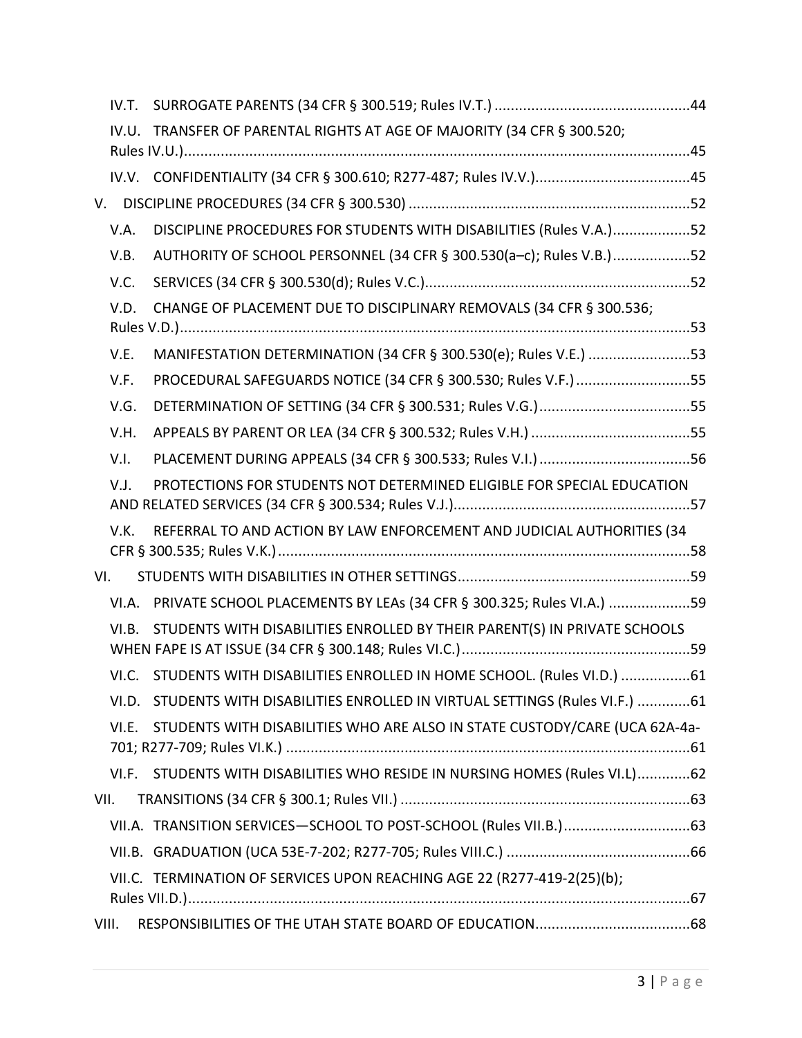- IV.T. SURROGATE PARENTS (34 CFR § 300.519; Rules IV.T.) ....................................................44
- IV.U. TRANSFER OF PARENTAL RIGHTS AT AGE OF MAJORITY (34 CFR § 300.520; Rules IV.U.).........................................................................................................................45
- IV.V. CONFIDENTIALITY (34 CFR § 300.610; R277-487; Rules IV.V.)......................................45

V. DISCIPLINE PROCEDURES (34 CFR § 300.530) ....................................................................52

- V.A. DISCIPLINE PROCEDURES FOR STUDENTS WITH DISABILITIES (Rules V.A.)...................52
- V.B. AUTHORITY OF SCHOOL PERSONNEL (34 CFR § 300.530(a–c); Rules V.B.)...................52
- V.C. SERVICES (34 CFR § 300.530(d); Rules V.C.)................................................................52
- V.D. CHANGE OF PLACEMENT DUE TO DISCIPLINARY REMOVALS (34 CFR § 300.536; Rules V.D.).........................................................................................................................53
- V.E. MANIFESTATION DETERMINATION (34 CFR § 300.530(e); Rules V.E.) .........................53
- V.F. PROCEDURAL SAFEGUARDS NOTICE (34 CFR § 300.530; Rules V.F.) ............................55
- V.G. DETERMINATION OF SETTING (34 CFR § 300.531; Rules V.G.).....................................55
- V.H. APPEALS BY PARENT OR LEA (34 CFR § 300.532; Rules V.H.) .......................................55
- V.I. PLACEMENT DURING APPEALS (34 CFR § 300.533; Rules V.I.) .....................................56
- V.J. PROTECTIONS FOR STUDENTS NOT DETERMINED ELIGIBLE FOR SPECIAL EDUCATION AND RELATED SERVICES (34 CFR § 300.534; Rules V.J.)..........................................................57
- V.K. REFERRAL TO AND ACTION BY LAW ENFORCEMENT AND JUDICIAL AUTHORITIES (34 CFR § 300.535; Rules V.K.) ....................................................................................................58

VI. STUDENTS WITH DISABILITIES IN OTHER SETTINGS.........................................................59

- VI.A. PRIVATE SCHOOL PLACEMENTS BY LEAs (34 CFR § 300.325; Rules VI.A.) ....................59
- VI.B. STUDENTS WITH DISABILITIES ENROLLED BY THEIR PARENT(S) IN PRIVATE SCHOOLS WHEN FAPE IS AT ISSUE (34 CFR § 300.148; Rules VI.C.)........................................................59
- VI.C. STUDENTS WITH DISABILITIES ENROLLED IN HOME SCHOOL. (Rules VI.D.) .................61
- VI.D. STUDENTS WITH DISABILITIES ENROLLED IN VIRTUAL SETTINGS (Rules VI.F.) .............61
- VI.E. STUDENTS WITH DISABILITIES WHO ARE ALSO IN STATE CUSTODY/CARE (UCA 62A-4a-701; R277-709; Rules VI.K.) ...................................................................................................61
- VI.F. STUDENTS WITH DISABILITIES WHO RESIDE IN NURSING HOMES (Rules VI.L).............62

VII. TRANSITIONS (34 CFR § 300.1; Rules VII.) .......................................................................63

- VII.A. TRANSITION SERVICES—SCHOOL TO POST-SCHOOL (Rules VII.B.)...............................63
- VII.B. GRADUATION (UCA 53E-7-202; R277-705; Rules VIII.C.) .............................................66
- VII.C. TERMINATION OF SERVICES UPON REACHING AGE 22 (R277-419-2(25)(b); Rules VII.D.)..........................................................................................................................67

VIII. RESPONSIBILITIES OF THE UTAH STATE BOARD OF EDUCATION......................................68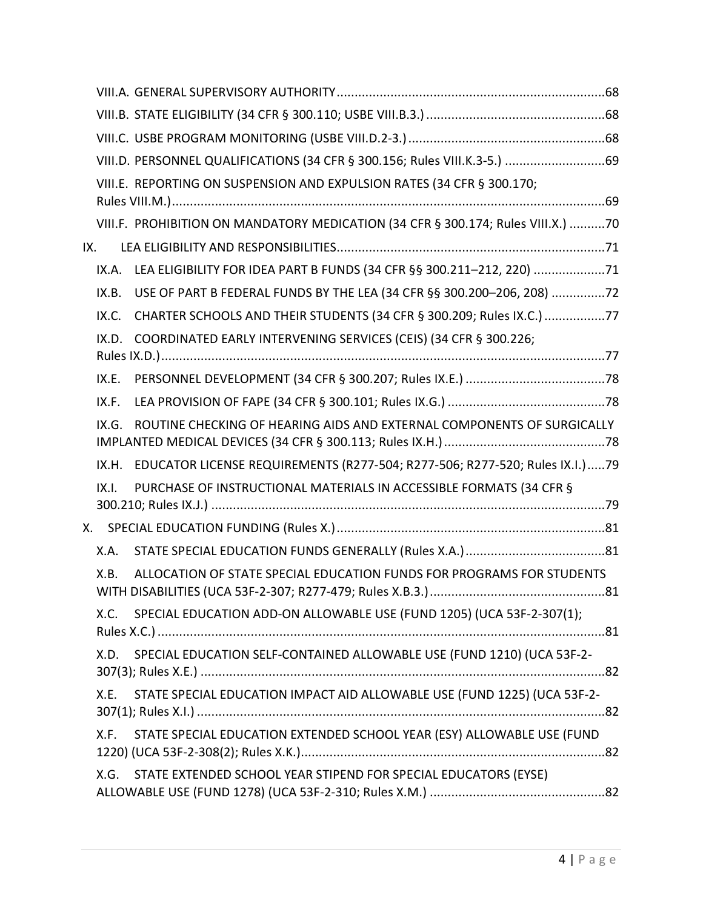- VIII.A. GENERAL SUPERVISORY AUTHORITY .......... 68
- VIII.B. STATE ELIGIBILITY (34 CFR § 300.110; USBE VIII.B.3.) .......... 68
- VIII.C. USBE PROGRAM MONITORING (USBE VIII.D.2-3.) .......... 68
- VIII.D. PERSONNEL QUALIFICATIONS (34 CFR § 300.156; Rules VIII.K.3-5.) .......... 69
- VIII.E. REPORTING ON SUSPENSION AND EXPULSION RATES (34 CFR § 300.170; Rules VIII.M.) .......... 69
- VIII.F. PROHIBITION ON MANDATORY MEDICATION (34 CFR § 300.174; Rules VIII.X.) .......... 70

IX. LEA ELIGIBILITY AND RESPONSIBILITIES .......... 71

- IX.A. LEA ELIGIBILITY FOR IDEA PART B FUNDS (34 CFR §§ 300.211–212, 220) .......... 71
- IX.B. USE OF PART B FEDERAL FUNDS BY THE LEA (34 CFR §§ 300.200–206, 208) .......... 72
- IX.C. CHARTER SCHOOLS AND THEIR STUDENTS (34 CFR § 300.209; Rules IX.C.) .......... 77
- IX.D. COORDINATED EARLY INTERVENING SERVICES (CEIS) (34 CFR § 300.226; Rules IX.D.) .......... 77
- IX.E. PERSONNEL DEVELOPMENT (34 CFR § 300.207; Rules IX.E.) .......... 78
- IX.F. LEA PROVISION OF FAPE (34 CFR § 300.101; Rules IX.G.) .......... 78
- IX.G. ROUTINE CHECKING OF HEARING AIDS AND EXTERNAL COMPONENTS OF SURGICALLY IMPLANTED MEDICAL DEVICES (34 CFR § 300.113; Rules IX.H.) .......... 78
- IX.H. EDUCATOR LICENSE REQUIREMENTS (R277-504; R277-506; R277-520; Rules IX.I.) .......... 79
- IX.I. PURCHASE OF INSTRUCTIONAL MATERIALS IN ACCESSIBLE FORMATS (34 CFR § 300.210; Rules IX.J.) .......... 79

X. SPECIAL EDUCATION FUNDING (Rules X.) .......... 81

- X.A. STATE SPECIAL EDUCATION FUNDS GENERALLY (Rules X.A.) .......... 81
- X.B. ALLOCATION OF STATE SPECIAL EDUCATION FUNDS FOR PROGRAMS FOR STUDENTS WITH DISABILITIES (UCA 53F-2-307; R277-479; Rules X.B.3.) .......... 81
- X.C. SPECIAL EDUCATION ADD-ON ALLOWABLE USE (FUND 1205) (UCA 53F-2-307(1); Rules X.C.) .......... 81
- X.D. SPECIAL EDUCATION SELF-CONTAINED ALLOWABLE USE (FUND 1210) (UCA 53F-2-307(3); Rules X.E.) .......... 82
- X.E. STATE SPECIAL EDUCATION IMPACT AID ALLOWABLE USE (FUND 1225) (UCA 53F-2-307(1); Rules X.I.) .......... 82
- X.F. STATE SPECIAL EDUCATION EXTENDED SCHOOL YEAR (ESY) ALLOWABLE USE (FUND 1220) (UCA 53F-2-308(2); Rules X.K.) .......... 82
- X.G. STATE EXTENDED SCHOOL YEAR STIPEND FOR SPECIAL EDUCATORS (EYSE) ALLOWABLE USE (FUND 1278) (UCA 53F-2-310; Rules X.M.) .......... 82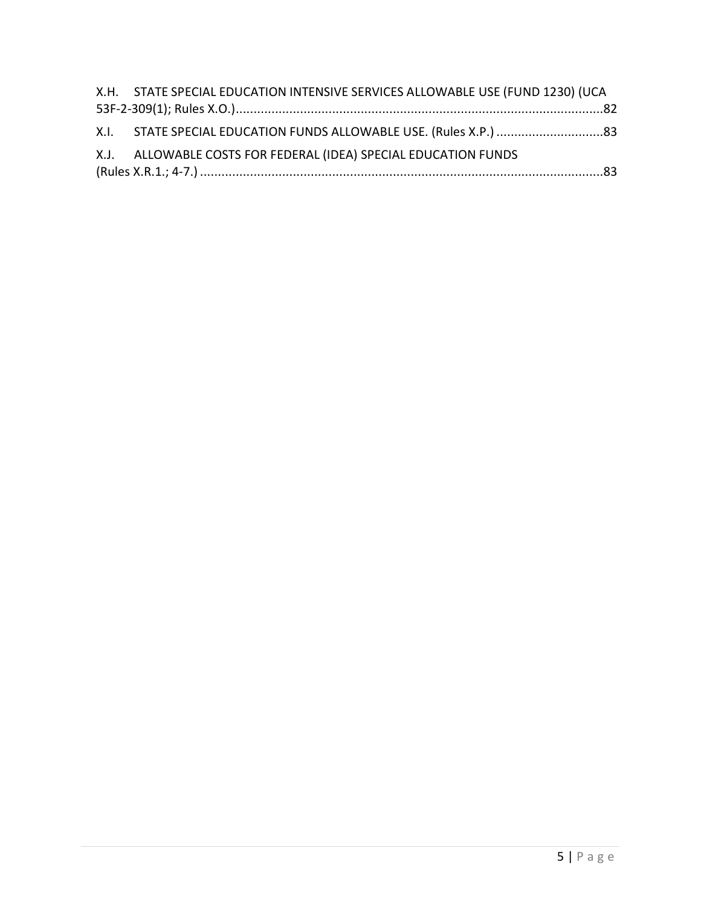X.H. STATE SPECIAL EDUCATION INTENSIVE SERVICES ALLOWABLE USE (FUND 1230) (UCA 53F-2-309(1); Rules X.O.) ....................................................................................................... 82

X.I. STATE SPECIAL EDUCATION FUNDS ALLOWABLE USE. (Rules X.P.) .............................. 83

X.J. ALLOWABLE COSTS FOR FEDERAL (IDEA) SPECIAL EDUCATION FUNDS (Rules X.R.1.; 4-7.) ................................................................................................................ 83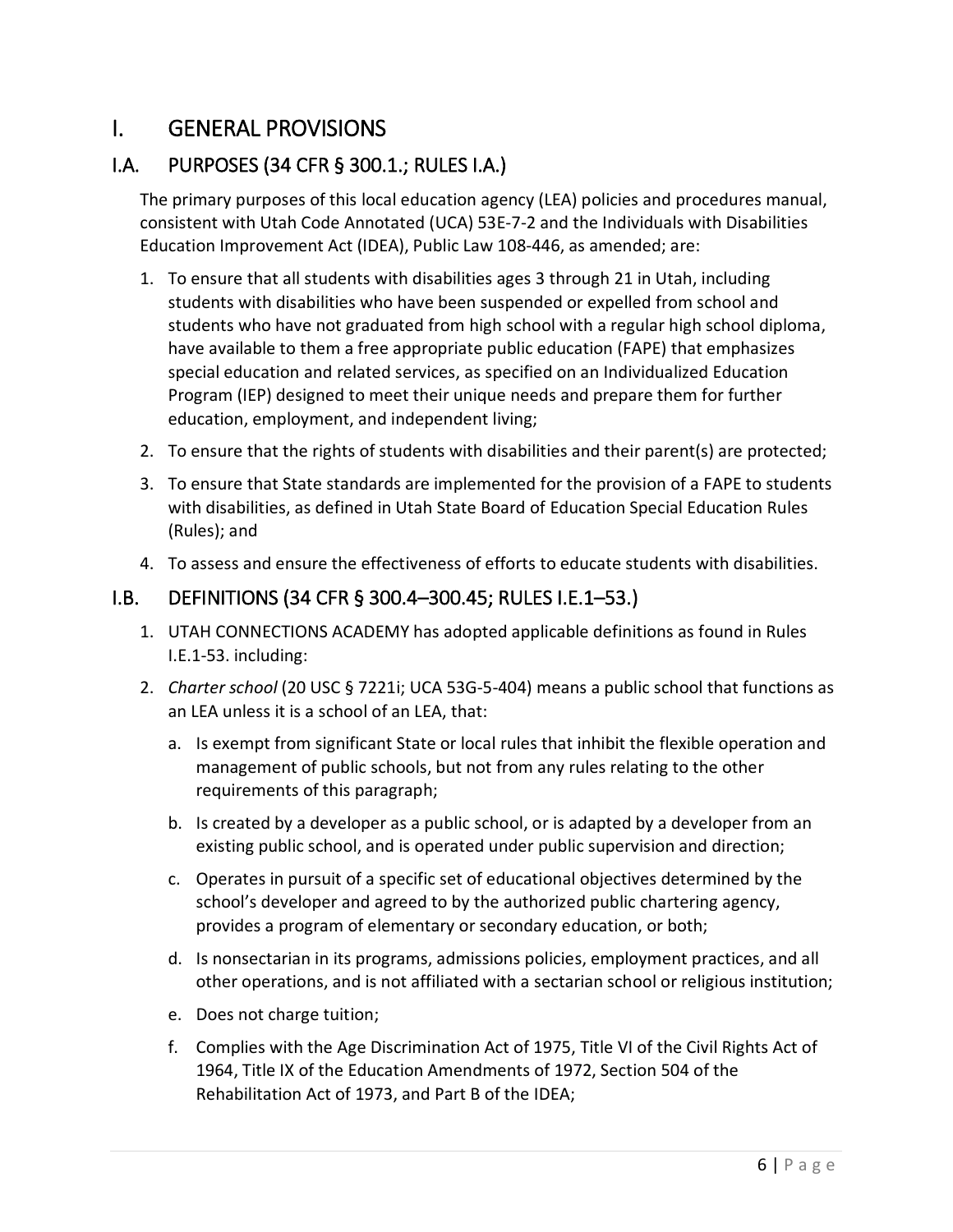# I. GENERAL PROVISIONS

## I.A. PURPOSES (34 CFR § 300.1.; RULES I.A.)

The primary purposes of this local education agency (LEA) policies and procedures manual, consistent with Utah Code Annotated (UCA) 53E-7-2 and the Individuals with Disabilities Education Improvement Act (IDEA), Public Law 108-446, as amended; are:

1. To ensure that all students with disabilities ages 3 through 21 in Utah, including students with disabilities who have been suspended or expelled from school and students who have not graduated from high school with a regular high school diploma, have available to them a free appropriate public education (FAPE) that emphasizes special education and related services, as specified on an Individualized Education Program (IEP) designed to meet their unique needs and prepare them for further education, employment, and independent living;
2. To ensure that the rights of students with disabilities and their parent(s) are protected;
3. To ensure that State standards are implemented for the provision of a FAPE to students with disabilities, as defined in Utah State Board of Education Special Education Rules (Rules); and
4. To assess and ensure the effectiveness of efforts to educate students with disabilities.

## I.B. DEFINITIONS (34 CFR § 300.4–300.45; RULES I.E.1–53.)

1. UTAH CONNECTIONS ACADEMY has adopted applicable definitions as found in Rules I.E.1-53. including:
2. *Charter school* (20 USC § 7221i; UCA 53G-5-404) means a public school that functions as an LEA unless it is a school of an LEA, that:
   a. Is exempt from significant State or local rules that inhibit the flexible operation and management of public schools, but not from any rules relating to the other requirements of this paragraph;
   b. Is created by a developer as a public school, or is adapted by a developer from an existing public school, and is operated under public supervision and direction;
   c. Operates in pursuit of a specific set of educational objectives determined by the school's developer and agreed to by the authorized public chartering agency, provides a program of elementary or secondary education, or both;
   d. Is nonsectarian in its programs, admissions policies, employment practices, and all other operations, and is not affiliated with a sectarian school or religious institution;
   e. Does not charge tuition;
   f. Complies with the Age Discrimination Act of 1975, Title VI of the Civil Rights Act of 1964, Title IX of the Education Amendments of 1972, Section 504 of the Rehabilitation Act of 1973, and Part B of the IDEA;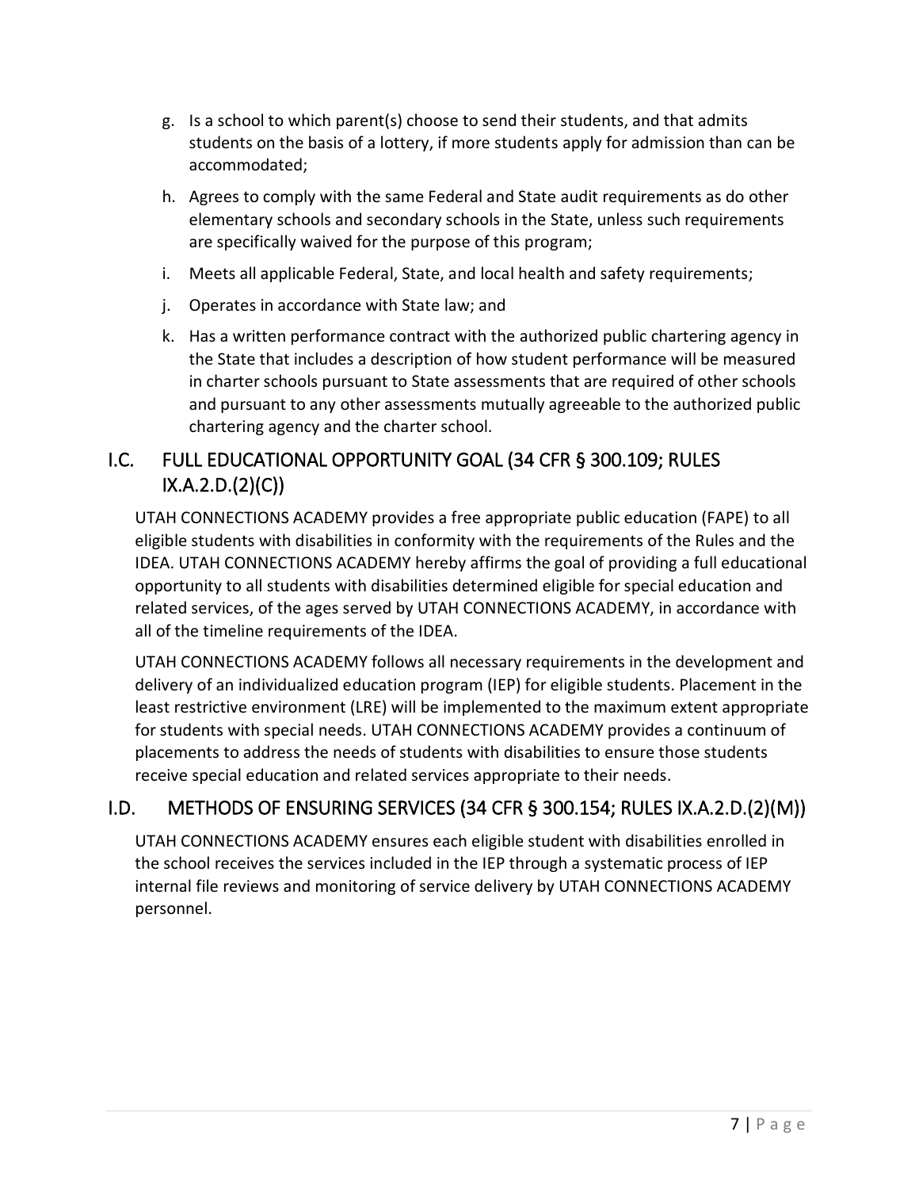g. Is a school to which parent(s) choose to send their students, and that admits students on the basis of a lottery, if more students apply for admission than can be accommodated;

h. Agrees to comply with the same Federal and State audit requirements as do other elementary schools and secondary schools in the State, unless such requirements are specifically waived for the purpose of this program;

i. Meets all applicable Federal, State, and local health and safety requirements;

j. Operates in accordance with State law; and

k. Has a written performance contract with the authorized public chartering agency in the State that includes a description of how student performance will be measured in charter schools pursuant to State assessments that are required of other schools and pursuant to any other assessments mutually agreeable to the authorized public chartering agency and the charter school.

## I.C. FULL EDUCATIONAL OPPORTUNITY GOAL (34 CFR § 300.109; RULES IX.A.2.D.(2)(C))

UTAH CONNECTIONS ACADEMY provides a free appropriate public education (FAPE) to all eligible students with disabilities in conformity with the requirements of the Rules and the IDEA. UTAH CONNECTIONS ACADEMY hereby affirms the goal of providing a full educational opportunity to all students with disabilities determined eligible for special education and related services, of the ages served by UTAH CONNECTIONS ACADEMY, in accordance with all of the timeline requirements of the IDEA.

UTAH CONNECTIONS ACADEMY follows all necessary requirements in the development and delivery of an individualized education program (IEP) for eligible students. Placement in the least restrictive environment (LRE) will be implemented to the maximum extent appropriate for students with special needs. UTAH CONNECTIONS ACADEMY provides a continuum of placements to address the needs of students with disabilities to ensure those students receive special education and related services appropriate to their needs.

## I.D. METHODS OF ENSURING SERVICES (34 CFR § 300.154; RULES IX.A.2.D.(2)(M))

UTAH CONNECTIONS ACADEMY ensures each eligible student with disabilities enrolled in the school receives the services included in the IEP through a systematic process of IEP internal file reviews and monitoring of service delivery by UTAH CONNECTIONS ACADEMY personnel.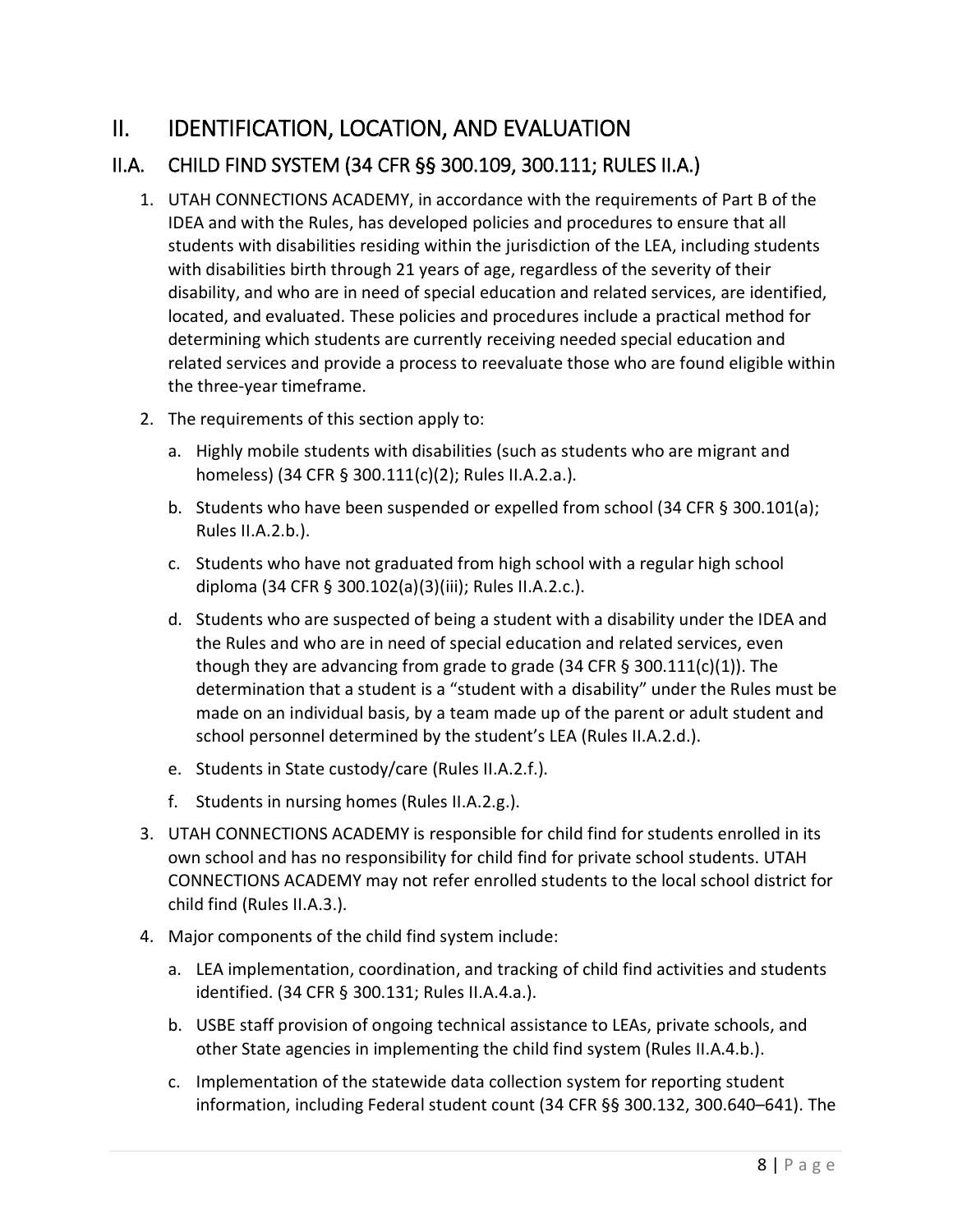# II. IDENTIFICATION, LOCATION, AND EVALUATION

## II.A. CHILD FIND SYSTEM (34 CFR §§ 300.109, 300.111; RULES II.A.)

1. UTAH CONNECTIONS ACADEMY, in accordance with the requirements of Part B of the IDEA and with the Rules, has developed policies and procedures to ensure that all students with disabilities residing within the jurisdiction of the LEA, including students with disabilities birth through 21 years of age, regardless of the severity of their disability, and who are in need of special education and related services, are identified, located, and evaluated. These policies and procedures include a practical method for determining which students are currently receiving needed special education and related services and provide a process to reevaluate those who are found eligible within the three-year timeframe.
2. The requirements of this section apply to:
   a. Highly mobile students with disabilities (such as students who are migrant and homeless) (34 CFR § 300.111(c)(2); Rules II.A.2.a.).
   b. Students who have been suspended or expelled from school (34 CFR § 300.101(a); Rules II.A.2.b.).
   c. Students who have not graduated from high school with a regular high school diploma (34 CFR § 300.102(a)(3)(iii); Rules II.A.2.c.).
   d. Students who are suspected of being a student with a disability under the IDEA and the Rules and who are in need of special education and related services, even though they are advancing from grade to grade (34 CFR § 300.111(c)(1)). The determination that a student is a "student with a disability" under the Rules must be made on an individual basis, by a team made up of the parent or adult student and school personnel determined by the student's LEA (Rules II.A.2.d.).
   e. Students in State custody/care (Rules II.A.2.f.).
   f. Students in nursing homes (Rules II.A.2.g.).
3. UTAH CONNECTIONS ACADEMY is responsible for child find for students enrolled in its own school and has no responsibility for child find for private school students. UTAH CONNECTIONS ACADEMY may not refer enrolled students to the local school district for child find (Rules II.A.3.).
4. Major components of the child find system include:
   a. LEA implementation, coordination, and tracking of child find activities and students identified. (34 CFR § 300.131; Rules II.A.4.a.).
   b. USBE staff provision of ongoing technical assistance to LEAs, private schools, and other State agencies in implementing the child find system (Rules II.A.4.b.).
   c. Implementation of the statewide data collection system for reporting student information, including Federal student count (34 CFR §§ 300.132, 300.640–641). The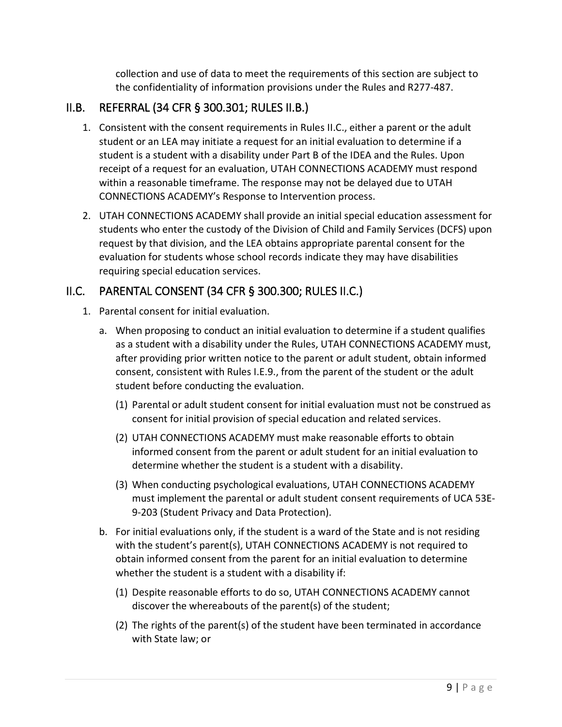collection and use of data to meet the requirements of this section are subject to the confidentiality of information provisions under the Rules and R277-487.

## II.B. REFERRAL (34 CFR § 300.301; RULES II.B.)

1. Consistent with the consent requirements in Rules II.C., either a parent or the adult student or an LEA may initiate a request for an initial evaluation to determine if a student is a student with a disability under Part B of the IDEA and the Rules. Upon receipt of a request for an evaluation, UTAH CONNECTIONS ACADEMY must respond within a reasonable timeframe. The response may not be delayed due to UTAH CONNECTIONS ACADEMY's Response to Intervention process.
2. UTAH CONNECTIONS ACADEMY shall provide an initial special education assessment for students who enter the custody of the Division of Child and Family Services (DCFS) upon request by that division, and the LEA obtains appropriate parental consent for the evaluation for students whose school records indicate they may have disabilities requiring special education services.

## II.C. PARENTAL CONSENT (34 CFR § 300.300; RULES II.C.)

1. Parental consent for initial evaluation.
   a. When proposing to conduct an initial evaluation to determine if a student qualifies as a student with a disability under the Rules, UTAH CONNECTIONS ACADEMY must, after providing prior written notice to the parent or adult student, obtain informed consent, consistent with Rules I.E.9., from the parent of the student or the adult student before conducting the evaluation.
      (1) Parental or adult student consent for initial evaluation must not be construed as consent for initial provision of special education and related services.
      (2) UTAH CONNECTIONS ACADEMY must make reasonable efforts to obtain informed consent from the parent or adult student for an initial evaluation to determine whether the student is a student with a disability.
      (3) When conducting psychological evaluations, UTAH CONNECTIONS ACADEMY must implement the parental or adult student consent requirements of UCA 53E-9-203 (Student Privacy and Data Protection).
   b. For initial evaluations only, if the student is a ward of the State and is not residing with the student's parent(s), UTAH CONNECTIONS ACADEMY is not required to obtain informed consent from the parent for an initial evaluation to determine whether the student is a student with a disability if:
      (1) Despite reasonable efforts to do so, UTAH CONNECTIONS ACADEMY cannot discover the whereabouts of the parent(s) of the student;
      (2) The rights of the parent(s) of the student have been terminated in accordance with State law; or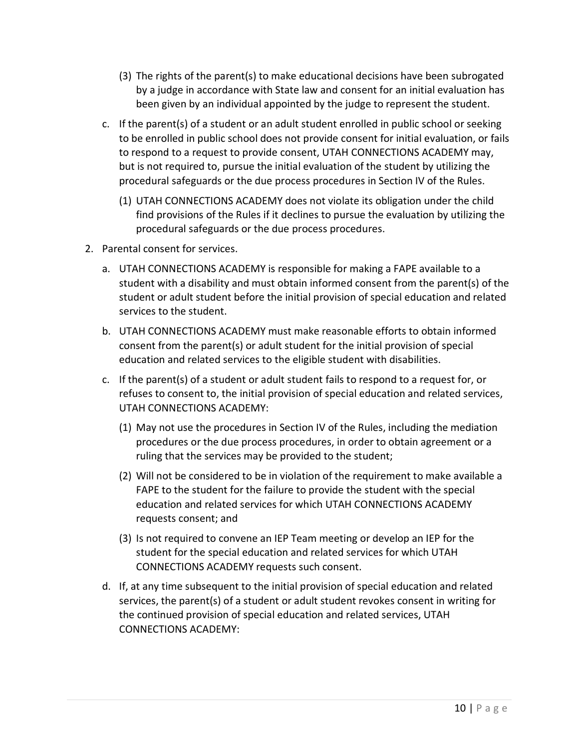(3) The rights of the parent(s) to make educational decisions have been subrogated by a judge in accordance with State law and consent for an initial evaluation has been given by an individual appointed by the judge to represent the student.

c. If the parent(s) of a student or an adult student enrolled in public school or seeking to be enrolled in public school does not provide consent for initial evaluation, or fails to respond to a request to provide consent, UTAH CONNECTIONS ACADEMY may, but is not required to, pursue the initial evaluation of the student by utilizing the procedural safeguards or the due process procedures in Section IV of the Rules.

   (1) UTAH CONNECTIONS ACADEMY does not violate its obligation under the child find provisions of the Rules if it declines to pursue the evaluation by utilizing the procedural safeguards or the due process procedures.

2. Parental consent for services.

   a. UTAH CONNECTIONS ACADEMY is responsible for making a FAPE available to a student with a disability and must obtain informed consent from the parent(s) of the student or adult student before the initial provision of special education and related services to the student.

   b. UTAH CONNECTIONS ACADEMY must make reasonable efforts to obtain informed consent from the parent(s) or adult student for the initial provision of special education and related services to the eligible student with disabilities.

   c. If the parent(s) of a student or adult student fails to respond to a request for, or refuses to consent to, the initial provision of special education and related services, UTAH CONNECTIONS ACADEMY:

      (1) May not use the procedures in Section IV of the Rules, including the mediation procedures or the due process procedures, in order to obtain agreement or a ruling that the services may be provided to the student;

      (2) Will not be considered to be in violation of the requirement to make available a FAPE to the student for the failure to provide the student with the special education and related services for which UTAH CONNECTIONS ACADEMY requests consent; and

      (3) Is not required to convene an IEP Team meeting or develop an IEP for the student for the special education and related services for which UTAH CONNECTIONS ACADEMY requests such consent.

   d. If, at any time subsequent to the initial provision of special education and related services, the parent(s) of a student or adult student revokes consent in writing for the continued provision of special education and related services, UTAH CONNECTIONS ACADEMY: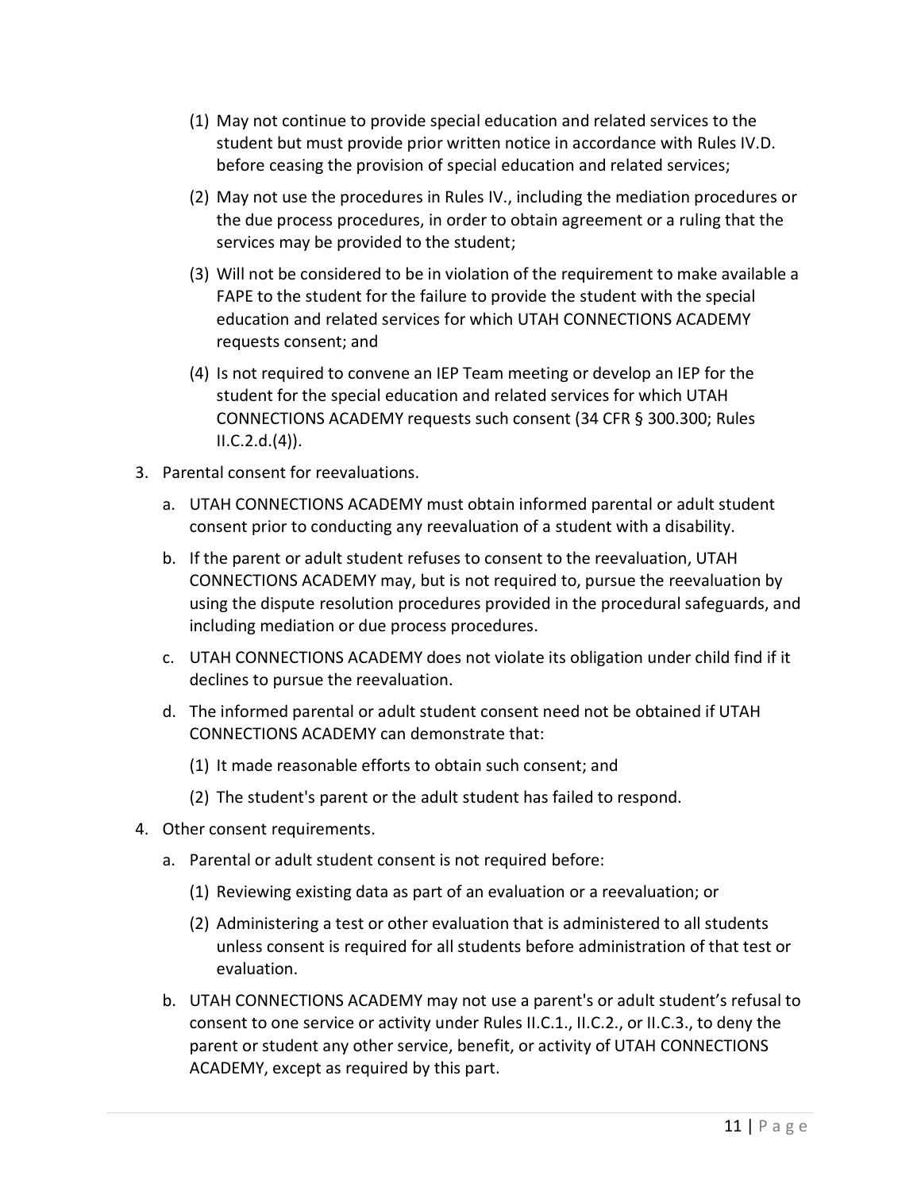(1) May not continue to provide special education and related services to the student but must provide prior written notice in accordance with Rules IV.D. before ceasing the provision of special education and related services;

(2) May not use the procedures in Rules IV., including the mediation procedures or the due process procedures, in order to obtain agreement or a ruling that the services may be provided to the student;

(3) Will not be considered to be in violation of the requirement to make available a FAPE to the student for the failure to provide the student with the special education and related services for which UTAH CONNECTIONS ACADEMY requests consent; and

(4) Is not required to convene an IEP Team meeting or develop an IEP for the student for the special education and related services for which UTAH CONNECTIONS ACADEMY requests such consent (34 CFR § 300.300; Rules II.C.2.d.(4)).

3. Parental consent for reevaluations.

   a. UTAH CONNECTIONS ACADEMY must obtain informed parental or adult student consent prior to conducting any reevaluation of a student with a disability.

   b. If the parent or adult student refuses to consent to the reevaluation, UTAH CONNECTIONS ACADEMY may, but is not required to, pursue the reevaluation by using the dispute resolution procedures provided in the procedural safeguards, and including mediation or due process procedures.

   c. UTAH CONNECTIONS ACADEMY does not violate its obligation under child find if it declines to pursue the reevaluation.

   d. The informed parental or adult student consent need not be obtained if UTAH CONNECTIONS ACADEMY can demonstrate that:

      (1) It made reasonable efforts to obtain such consent; and

      (2) The student's parent or the adult student has failed to respond.

4. Other consent requirements.

   a. Parental or adult student consent is not required before:

      (1) Reviewing existing data as part of an evaluation or a reevaluation; or

      (2) Administering a test or other evaluation that is administered to all students unless consent is required for all students before administration of that test or evaluation.

   b. UTAH CONNECTIONS ACADEMY may not use a parent's or adult student's refusal to consent to one service or activity under Rules II.C.1., II.C.2., or II.C.3., to deny the parent or student any other service, benefit, or activity of UTAH CONNECTIONS ACADEMY, except as required by this part.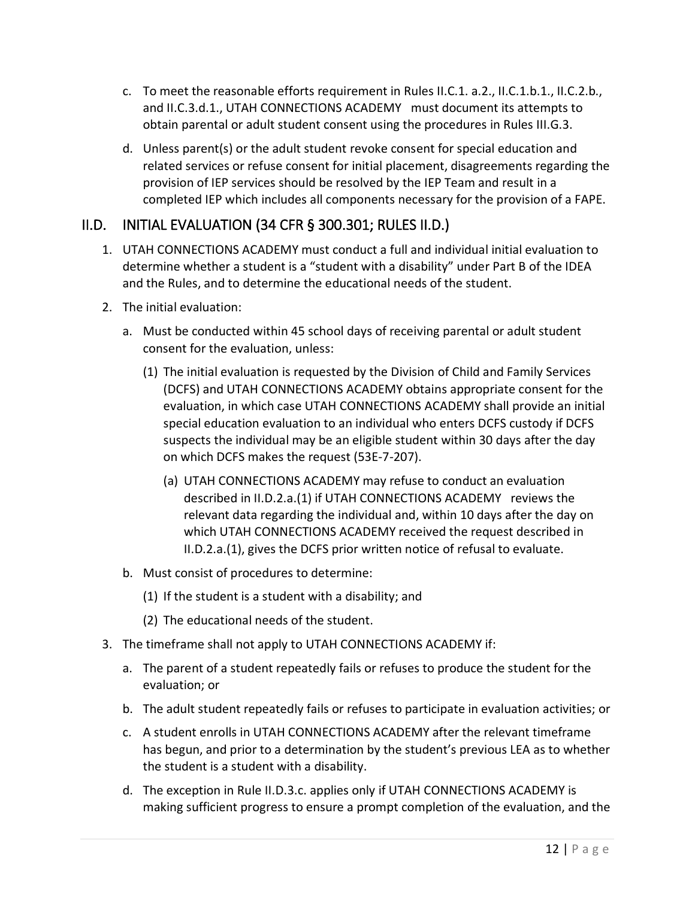c. To meet the reasonable efforts requirement in Rules II.C.1. a.2., II.C.1.b.1., II.C.2.b., and II.C.3.d.1., UTAH CONNECTIONS ACADEMY must document its attempts to obtain parental or adult student consent using the procedures in Rules III.G.3.

d. Unless parent(s) or the adult student revoke consent for special education and related services or refuse consent for initial placement, disagreements regarding the provision of IEP services should be resolved by the IEP Team and result in a completed IEP which includes all components necessary for the provision of a FAPE.

## II.D. INITIAL EVALUATION (34 CFR § 300.301; RULES II.D.)

1. UTAH CONNECTIONS ACADEMY must conduct a full and individual initial evaluation to determine whether a student is a "student with a disability" under Part B of the IDEA and the Rules, and to determine the educational needs of the student.

2. The initial evaluation:

   a. Must be conducted within 45 school days of receiving parental or adult student consent for the evaluation, unless:

      (1) The initial evaluation is requested by the Division of Child and Family Services (DCFS) and UTAH CONNECTIONS ACADEMY obtains appropriate consent for the evaluation, in which case UTAH CONNECTIONS ACADEMY shall provide an initial special education evaluation to an individual who enters DCFS custody if DCFS suspects the individual may be an eligible student within 30 days after the day on which DCFS makes the request (53E-7-207).

         (a) UTAH CONNECTIONS ACADEMY may refuse to conduct an evaluation described in II.D.2.a.(1) if UTAH CONNECTIONS ACADEMY reviews the relevant data regarding the individual and, within 10 days after the day on which UTAH CONNECTIONS ACADEMY received the request described in II.D.2.a.(1), gives the DCFS prior written notice of refusal to evaluate.

   b. Must consist of procedures to determine:

      (1) If the student is a student with a disability; and

      (2) The educational needs of the student.

3. The timeframe shall not apply to UTAH CONNECTIONS ACADEMY if:

   a. The parent of a student repeatedly fails or refuses to produce the student for the evaluation; or

   b. The adult student repeatedly fails or refuses to participate in evaluation activities; or

   c. A student enrolls in UTAH CONNECTIONS ACADEMY after the relevant timeframe has begun, and prior to a determination by the student's previous LEA as to whether the student is a student with a disability.

   d. The exception in Rule II.D.3.c. applies only if UTAH CONNECTIONS ACADEMY is making sufficient progress to ensure a prompt completion of the evaluation, and the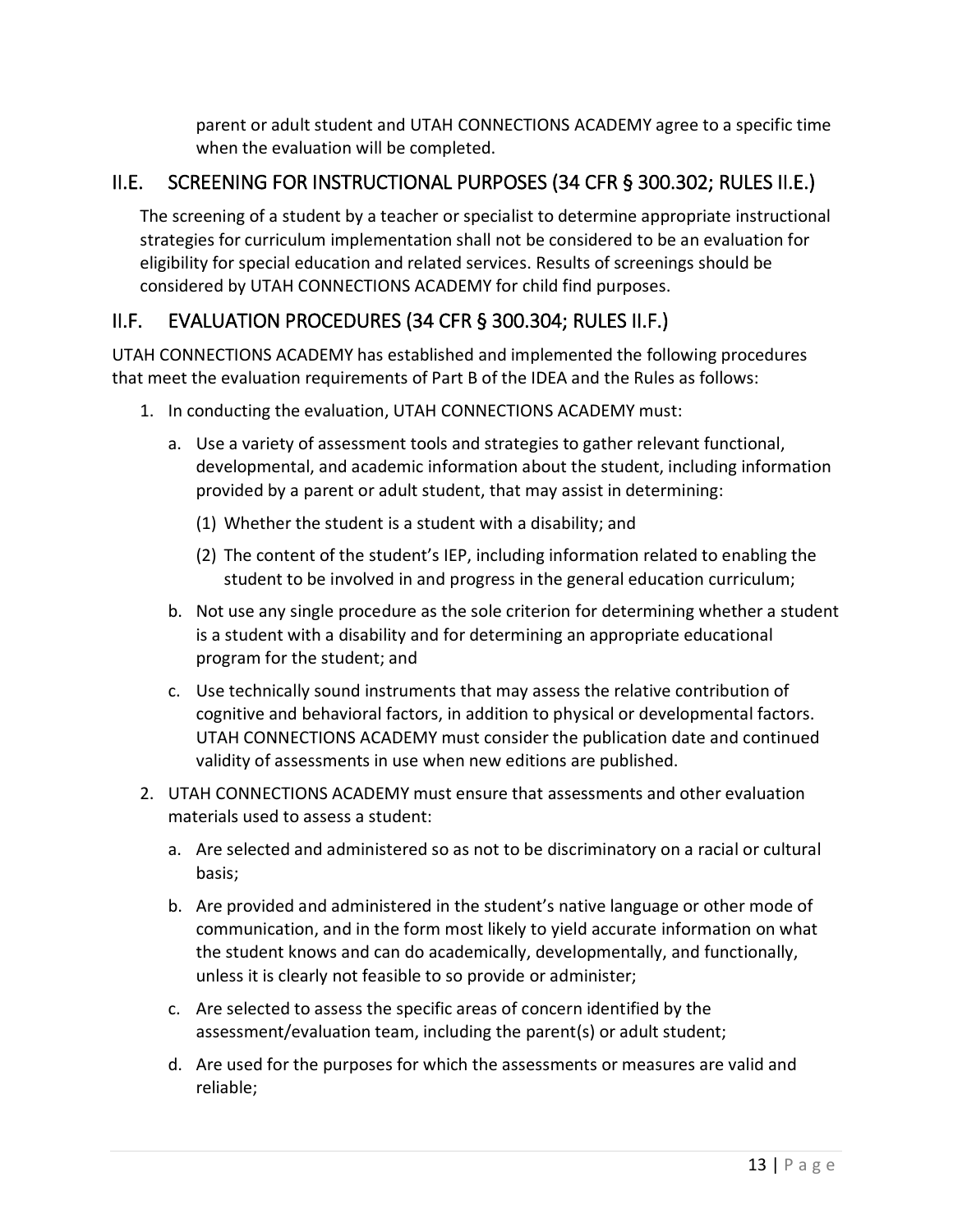parent or adult student and UTAH CONNECTIONS ACADEMY agree to a specific time when the evaluation will be completed.

## II.E. SCREENING FOR INSTRUCTIONAL PURPOSES (34 CFR § 300.302; RULES II.E.)

The screening of a student by a teacher or specialist to determine appropriate instructional strategies for curriculum implementation shall not be considered to be an evaluation for eligibility for special education and related services. Results of screenings should be considered by UTAH CONNECTIONS ACADEMY for child find purposes.

## II.F. EVALUATION PROCEDURES (34 CFR § 300.304; RULES II.F.)

UTAH CONNECTIONS ACADEMY has established and implemented the following procedures that meet the evaluation requirements of Part B of the IDEA and the Rules as follows:

1. In conducting the evaluation, UTAH CONNECTIONS ACADEMY must:
   a. Use a variety of assessment tools and strategies to gather relevant functional, developmental, and academic information about the student, including information provided by a parent or adult student, that may assist in determining:
      (1) Whether the student is a student with a disability; and
      (2) The content of the student's IEP, including information related to enabling the student to be involved in and progress in the general education curriculum;
   b. Not use any single procedure as the sole criterion for determining whether a student is a student with a disability and for determining an appropriate educational program for the student; and
   c. Use technically sound instruments that may assess the relative contribution of cognitive and behavioral factors, in addition to physical or developmental factors. UTAH CONNECTIONS ACADEMY must consider the publication date and continued validity of assessments in use when new editions are published.
2. UTAH CONNECTIONS ACADEMY must ensure that assessments and other evaluation materials used to assess a student:
   a. Are selected and administered so as not to be discriminatory on a racial or cultural basis;
   b. Are provided and administered in the student's native language or other mode of communication, and in the form most likely to yield accurate information on what the student knows and can do academically, developmentally, and functionally, unless it is clearly not feasible to so provide or administer;
   c. Are selected to assess the specific areas of concern identified by the assessment/evaluation team, including the parent(s) or adult student;
   d. Are used for the purposes for which the assessments or measures are valid and reliable;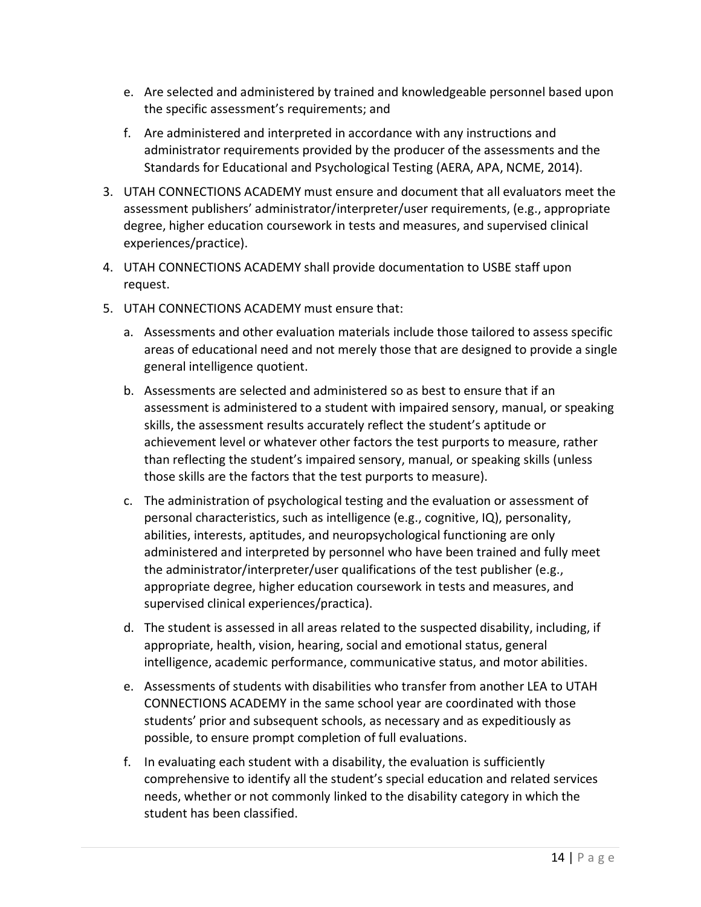e. Are selected and administered by trained and knowledgeable personnel based upon the specific assessment's requirements; and

f. Are administered and interpreted in accordance with any instructions and administrator requirements provided by the producer of the assessments and the Standards for Educational and Psychological Testing (AERA, APA, NCME, 2014).

3. UTAH CONNECTIONS ACADEMY must ensure and document that all evaluators meet the assessment publishers' administrator/interpreter/user requirements, (e.g., appropriate degree, higher education coursework in tests and measures, and supervised clinical experiences/practice).

4. UTAH CONNECTIONS ACADEMY shall provide documentation to USBE staff upon request.

5. UTAH CONNECTIONS ACADEMY must ensure that:

   a. Assessments and other evaluation materials include those tailored to assess specific areas of educational need and not merely those that are designed to provide a single general intelligence quotient.

   b. Assessments are selected and administered so as best to ensure that if an assessment is administered to a student with impaired sensory, manual, or speaking skills, the assessment results accurately reflect the student's aptitude or achievement level or whatever other factors the test purports to measure, rather than reflecting the student's impaired sensory, manual, or speaking skills (unless those skills are the factors that the test purports to measure).

   c. The administration of psychological testing and the evaluation or assessment of personal characteristics, such as intelligence (e.g., cognitive, IQ), personality, abilities, interests, aptitudes, and neuropsychological functioning are only administered and interpreted by personnel who have been trained and fully meet the administrator/interpreter/user qualifications of the test publisher (e.g., appropriate degree, higher education coursework in tests and measures, and supervised clinical experiences/practica).

   d. The student is assessed in all areas related to the suspected disability, including, if appropriate, health, vision, hearing, social and emotional status, general intelligence, academic performance, communicative status, and motor abilities.

   e. Assessments of students with disabilities who transfer from another LEA to UTAH CONNECTIONS ACADEMY in the same school year are coordinated with those students' prior and subsequent schools, as necessary and as expeditiously as possible, to ensure prompt completion of full evaluations.

   f. In evaluating each student with a disability, the evaluation is sufficiently comprehensive to identify all the student's special education and related services needs, whether or not commonly linked to the disability category in which the student has been classified.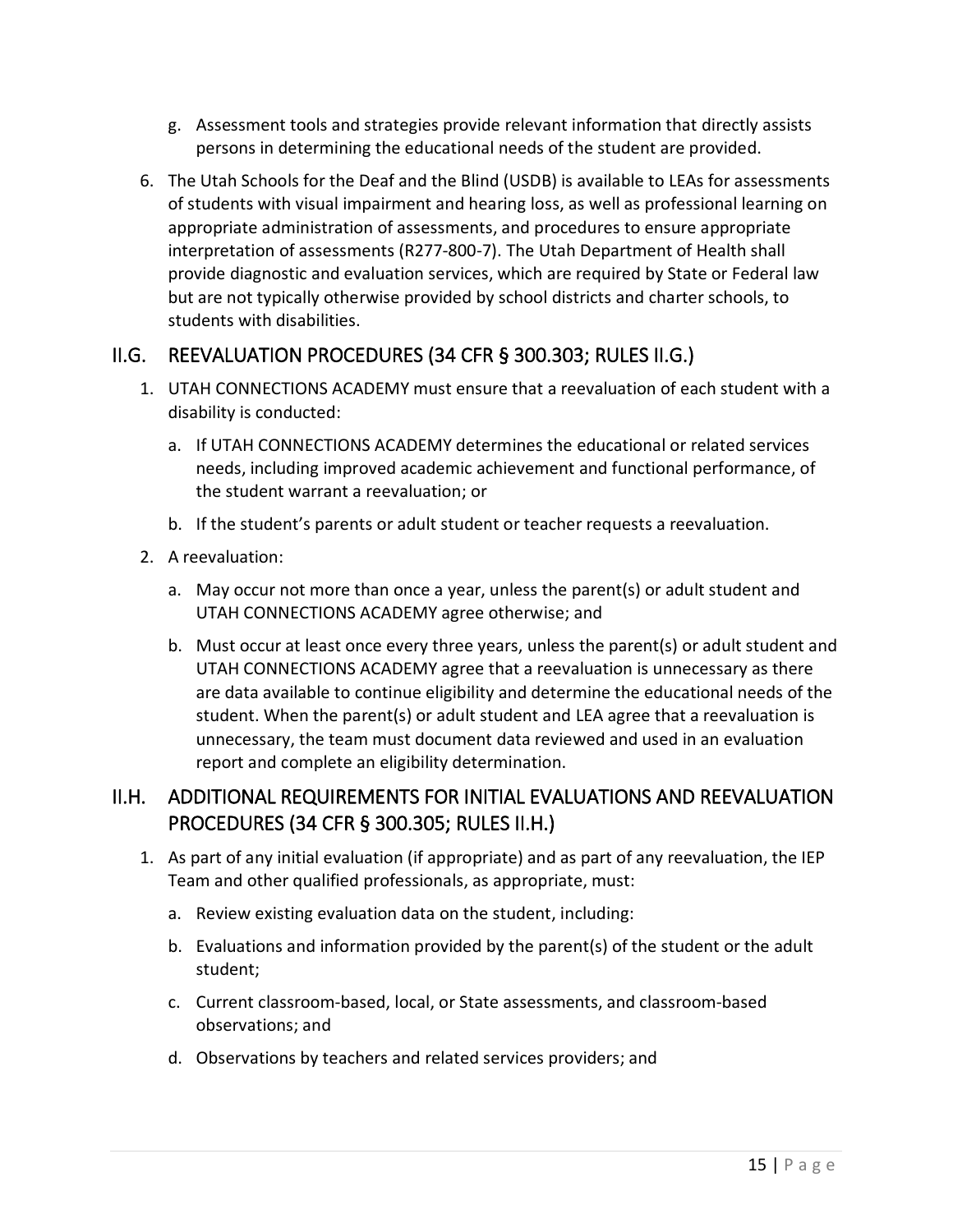g. Assessment tools and strategies provide relevant information that directly assists persons in determining the educational needs of the student are provided.

6. The Utah Schools for the Deaf and the Blind (USDB) is available to LEAs for assessments of students with visual impairment and hearing loss, as well as professional learning on appropriate administration of assessments, and procedures to ensure appropriate interpretation of assessments (R277-800-7). The Utah Department of Health shall provide diagnostic and evaluation services, which are required by State or Federal law but are not typically otherwise provided by school districts and charter schools, to students with disabilities.

## II.G. REEVALUATION PROCEDURES (34 CFR § 300.303; RULES II.G.)

1. UTAH CONNECTIONS ACADEMY must ensure that a reevaluation of each student with a disability is conducted:
   a. If UTAH CONNECTIONS ACADEMY determines the educational or related services needs, including improved academic achievement and functional performance, of the student warrant a reevaluation; or
   b. If the student's parents or adult student or teacher requests a reevaluation.
2. A reevaluation:
   a. May occur not more than once a year, unless the parent(s) or adult student and UTAH CONNECTIONS ACADEMY agree otherwise; and
   b. Must occur at least once every three years, unless the parent(s) or adult student and UTAH CONNECTIONS ACADEMY agree that a reevaluation is unnecessary as there are data available to continue eligibility and determine the educational needs of the student. When the parent(s) or adult student and LEA agree that a reevaluation is unnecessary, the team must document data reviewed and used in an evaluation report and complete an eligibility determination.

## II.H. ADDITIONAL REQUIREMENTS FOR INITIAL EVALUATIONS AND REEVALUATION PROCEDURES (34 CFR § 300.305; RULES II.H.)

1. As part of any initial evaluation (if appropriate) and as part of any reevaluation, the IEP Team and other qualified professionals, as appropriate, must:
   a. Review existing evaluation data on the student, including:
   b. Evaluations and information provided by the parent(s) of the student or the adult student;
   c. Current classroom-based, local, or State assessments, and classroom-based observations; and
   d. Observations by teachers and related services providers; and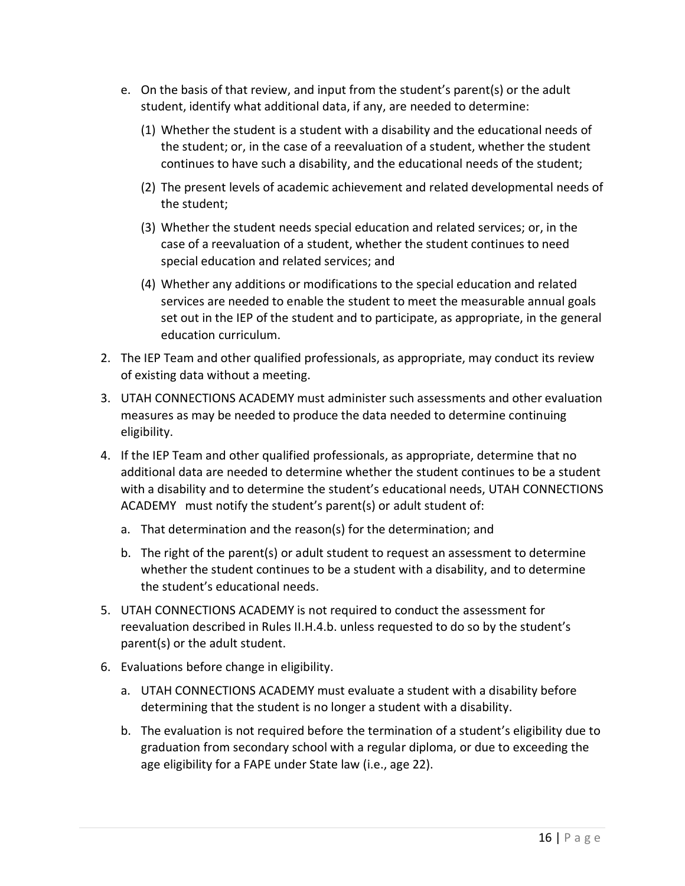e. On the basis of that review, and input from the student's parent(s) or the adult student, identify what additional data, if any, are needed to determine:

      (1) Whether the student is a student with a disability and the educational needs of the student; or, in the case of a reevaluation of a student, whether the student continues to have such a disability, and the educational needs of the student;

      (2) The present levels of academic achievement and related developmental needs of the student;

      (3) Whether the student needs special education and related services; or, in the case of a reevaluation of a student, whether the student continues to need special education and related services; and

      (4) Whether any additions or modifications to the special education and related services are needed to enable the student to meet the measurable annual goals set out in the IEP of the student and to participate, as appropriate, in the general education curriculum.

2. The IEP Team and other qualified professionals, as appropriate, may conduct its review of existing data without a meeting.

3. UTAH CONNECTIONS ACADEMY must administer such assessments and other evaluation measures as may be needed to produce the data needed to determine continuing eligibility.

4. If the IEP Team and other qualified professionals, as appropriate, determine that no additional data are needed to determine whether the student continues to be a student with a disability and to determine the student's educational needs, UTAH CONNECTIONS ACADEMY must notify the student's parent(s) or adult student of:

   a. That determination and the reason(s) for the determination; and

   b. The right of the parent(s) or adult student to request an assessment to determine whether the student continues to be a student with a disability, and to determine the student's educational needs.

5. UTAH CONNECTIONS ACADEMY is not required to conduct the assessment for reevaluation described in Rules II.H.4.b. unless requested to do so by the student's parent(s) or the adult student.

6. Evaluations before change in eligibility.

   a. UTAH CONNECTIONS ACADEMY must evaluate a student with a disability before determining that the student is no longer a student with a disability.

   b. The evaluation is not required before the termination of a student's eligibility due to graduation from secondary school with a regular diploma, or due to exceeding the age eligibility for a FAPE under State law (i.e., age 22).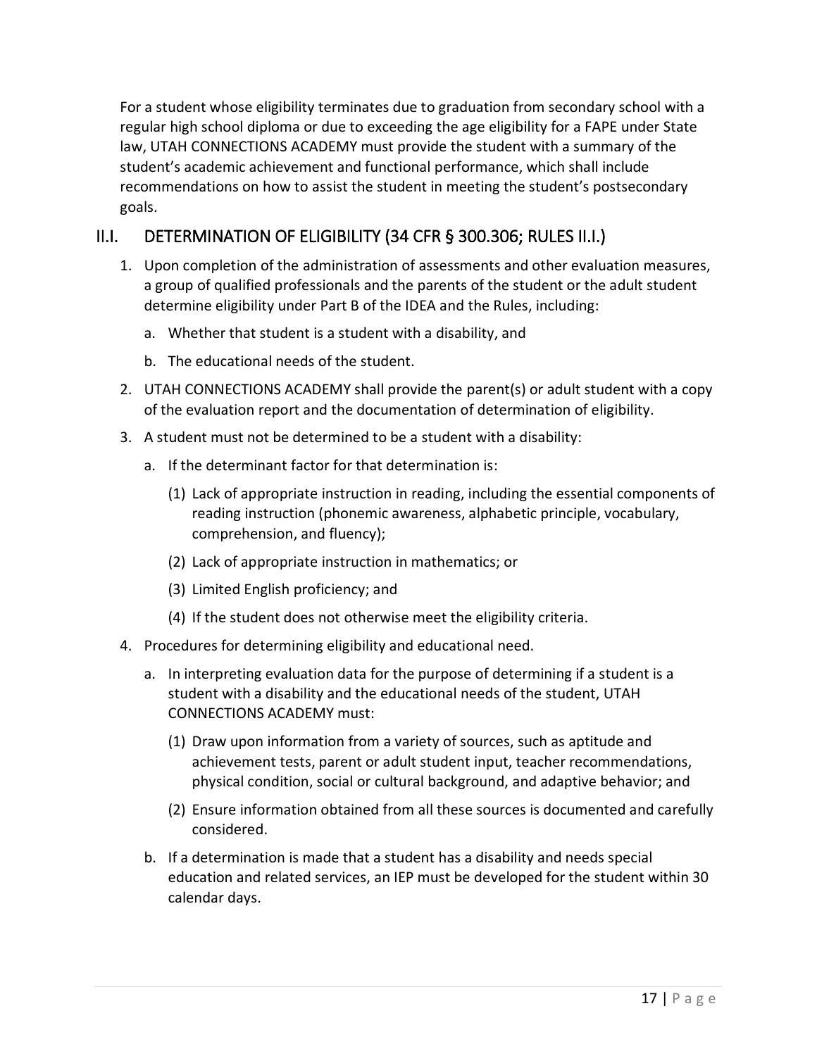For a student whose eligibility terminates due to graduation from secondary school with a regular high school diploma or due to exceeding the age eligibility for a FAPE under State law, UTAH CONNECTIONS ACADEMY must provide the student with a summary of the student's academic achievement and functional performance, which shall include recommendations on how to assist the student in meeting the student's postsecondary goals.

## II.I. DETERMINATION OF ELIGIBILITY (34 CFR § 300.306; RULES II.I.)

1. Upon completion of the administration of assessments and other evaluation measures, a group of qualified professionals and the parents of the student or the adult student determine eligibility under Part B of the IDEA and the Rules, including:
   a. Whether that student is a student with a disability, and
   b. The educational needs of the student.
2. UTAH CONNECTIONS ACADEMY shall provide the parent(s) or adult student with a copy of the evaluation report and the documentation of determination of eligibility.
3. A student must not be determined to be a student with a disability:
   a. If the determinant factor for that determination is:
      (1) Lack of appropriate instruction in reading, including the essential components of reading instruction (phonemic awareness, alphabetic principle, vocabulary, comprehension, and fluency);
      (2) Lack of appropriate instruction in mathematics; or
      (3) Limited English proficiency; and
      (4) If the student does not otherwise meet the eligibility criteria.
4. Procedures for determining eligibility and educational need.
   a. In interpreting evaluation data for the purpose of determining if a student is a student with a disability and the educational needs of the student, UTAH CONNECTIONS ACADEMY must:
      (1) Draw upon information from a variety of sources, such as aptitude and achievement tests, parent or adult student input, teacher recommendations, physical condition, social or cultural background, and adaptive behavior; and
      (2) Ensure information obtained from all these sources is documented and carefully considered.
   b. If a determination is made that a student has a disability and needs special education and related services, an IEP must be developed for the student within 30 calendar days.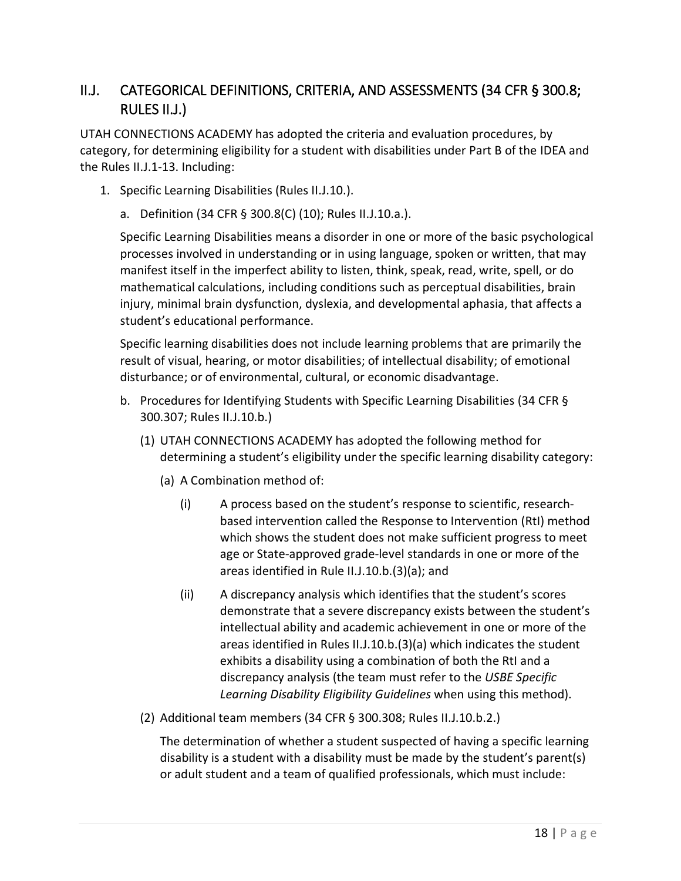## II.J. CATEGORICAL DEFINITIONS, CRITERIA, AND ASSESSMENTS (34 CFR § 300.8; RULES II.J.)

UTAH CONNECTIONS ACADEMY has adopted the criteria and evaluation procedures, by category, for determining eligibility for a student with disabilities under Part B of the IDEA and the Rules II.J.1-13. Including:

1. Specific Learning Disabilities (Rules II.J.10.).

   a. Definition (34 CFR § 300.8(C) (10); Rules II.J.10.a.).

      Specific Learning Disabilities means a disorder in one or more of the basic psychological processes involved in understanding or in using language, spoken or written, that may manifest itself in the imperfect ability to listen, think, speak, read, write, spell, or do mathematical calculations, including conditions such as perceptual disabilities, brain injury, minimal brain dysfunction, dyslexia, and developmental aphasia, that affects a student's educational performance.

      Specific learning disabilities does not include learning problems that are primarily the result of visual, hearing, or motor disabilities; of intellectual disability; of emotional disturbance; or of environmental, cultural, or economic disadvantage.

   b. Procedures for Identifying Students with Specific Learning Disabilities (34 CFR § 300.307; Rules II.J.10.b.)

      (1) UTAH CONNECTIONS ACADEMY has adopted the following method for determining a student's eligibility under the specific learning disability category:

         (a) A Combination method of:

            (i) A process based on the student's response to scientific, research-based intervention called the Response to Intervention (RtI) method which shows the student does not make sufficient progress to meet age or State-approved grade-level standards in one or more of the areas identified in Rule II.J.10.b.(3)(a); and

            (ii) A discrepancy analysis which identifies that the student's scores demonstrate that a severe discrepancy exists between the student's intellectual ability and academic achievement in one or more of the areas identified in Rules II.J.10.b.(3)(a) which indicates the student exhibits a disability using a combination of both the RtI and a discrepancy analysis (the team must refer to the *USBE Specific Learning Disability Eligibility Guidelines* when using this method).

      (2) Additional team members (34 CFR § 300.308; Rules II.J.10.b.2.)

         The determination of whether a student suspected of having a specific learning disability is a student with a disability must be made by the student's parent(s) or adult student and a team of qualified professionals, which must include: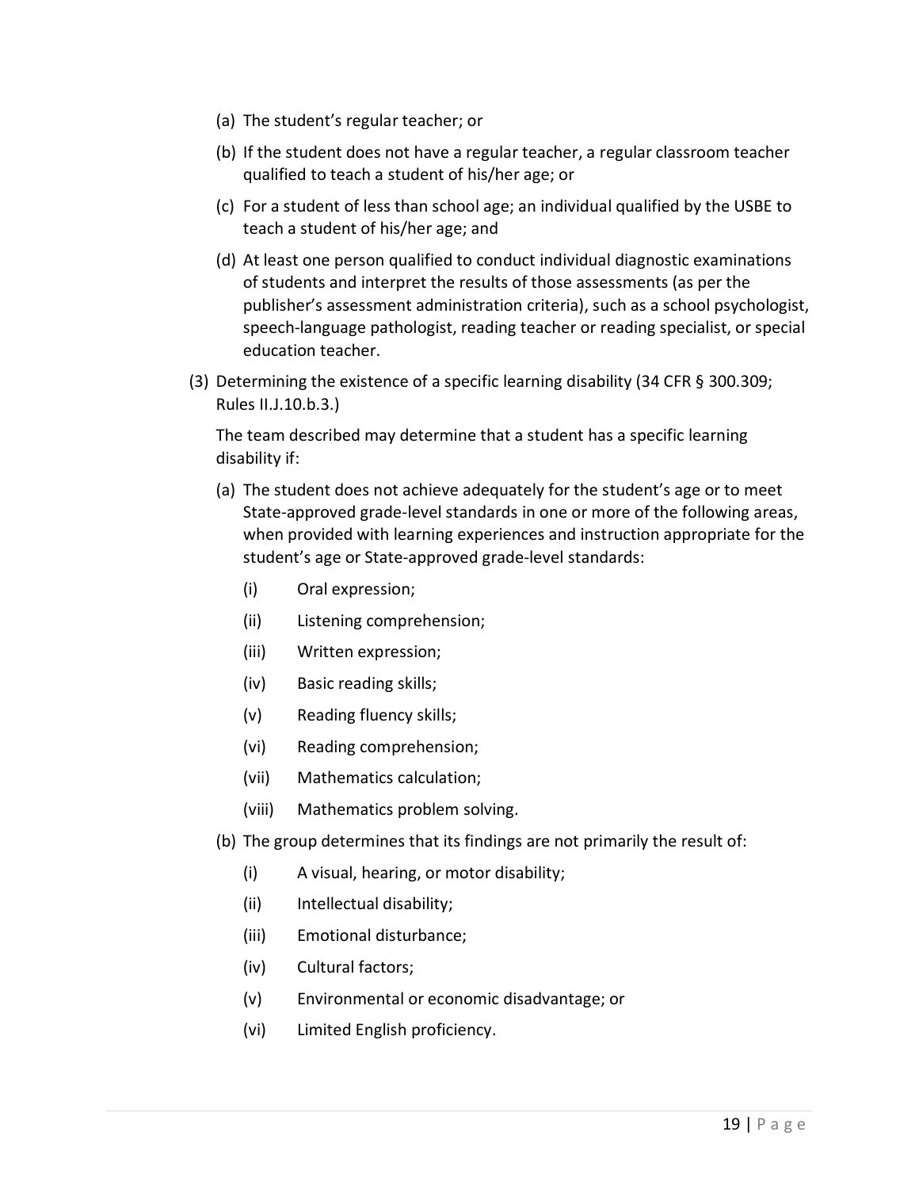(a) The student's regular teacher; or

(b) If the student does not have a regular teacher, a regular classroom teacher qualified to teach a student of his/her age; or

(c) For a student of less than school age; an individual qualified by the USBE to teach a student of his/her age; and

(d) At least one person qualified to conduct individual diagnostic examinations of students and interpret the results of those assessments (as per the publisher's assessment administration criteria), such as a school psychologist, speech-language pathologist, reading teacher or reading specialist, or special education teacher.

(3) Determining the existence of a specific learning disability (34 CFR § 300.309; Rules II.J.10.b.3.)

The team described may determine that a student has a specific learning disability if:

(a) The student does not achieve adequately for the student's age or to meet State-approved grade-level standards in one or more of the following areas, when provided with learning experiences and instruction appropriate for the student's age or State-approved grade-level standards:

(i) Oral expression;

(ii) Listening comprehension;

(iii) Written expression;

(iv) Basic reading skills;

(v) Reading fluency skills;

(vi) Reading comprehension;

(vii) Mathematics calculation;

(viii) Mathematics problem solving.

(b) The group determines that its findings are not primarily the result of:

(i) A visual, hearing, or motor disability;

(ii) Intellectual disability;

(iii) Emotional disturbance;

(iv) Cultural factors;

(v) Environmental or economic disadvantage; or

(vi) Limited English proficiency.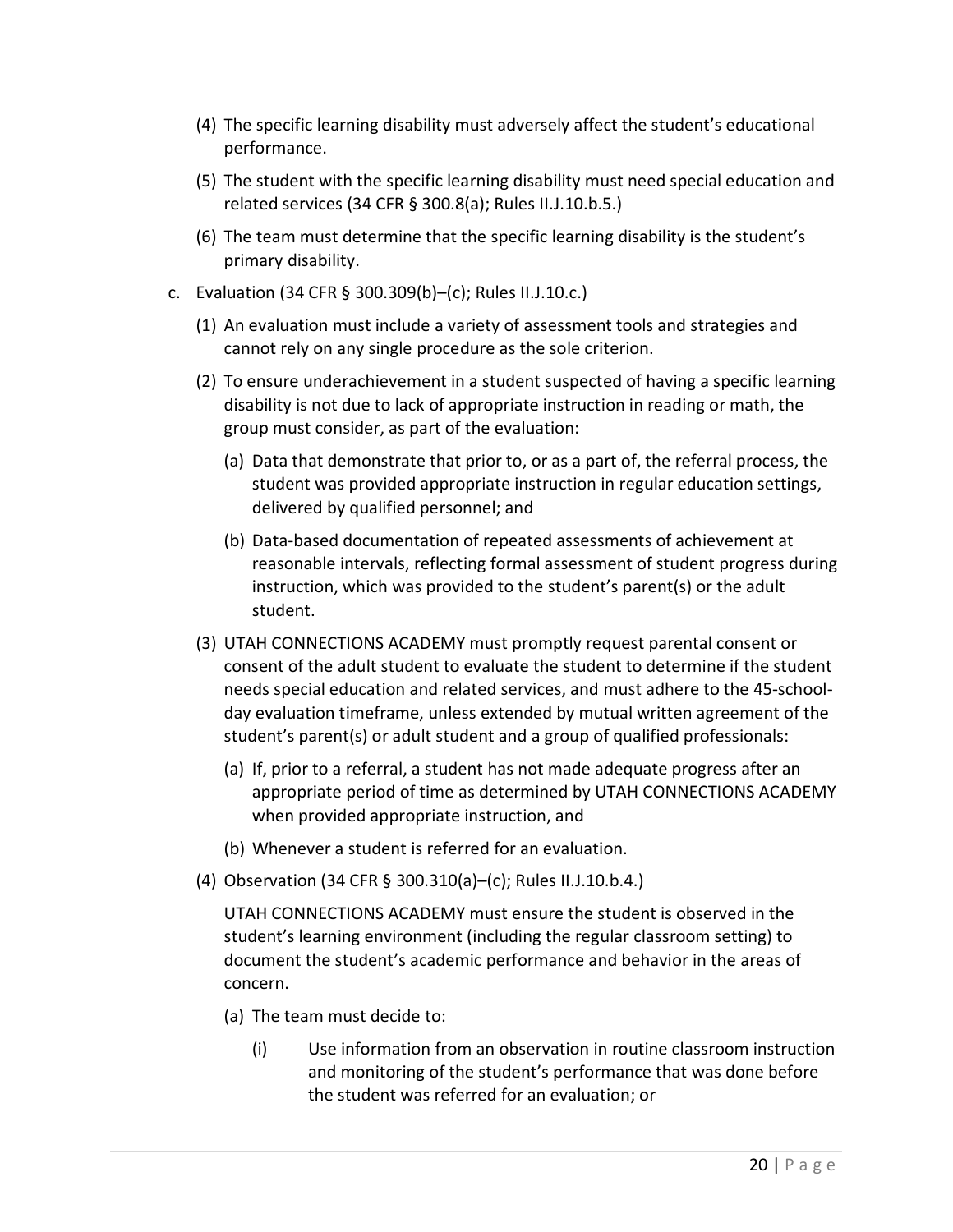(4) The specific learning disability must adversely affect the student's educational performance.

(5) The student with the specific learning disability must need special education and related services (34 CFR § 300.8(a); Rules II.J.10.b.5.)

(6) The team must determine that the specific learning disability is the student's primary disability.

c. Evaluation (34 CFR § 300.309(b)–(c); Rules II.J.10.c.)

(1) An evaluation must include a variety of assessment tools and strategies and cannot rely on any single procedure as the sole criterion.

(2) To ensure underachievement in a student suspected of having a specific learning disability is not due to lack of appropriate instruction in reading or math, the group must consider, as part of the evaluation:

(a) Data that demonstrate that prior to, or as a part of, the referral process, the student was provided appropriate instruction in regular education settings, delivered by qualified personnel; and

(b) Data-based documentation of repeated assessments of achievement at reasonable intervals, reflecting formal assessment of student progress during instruction, which was provided to the student's parent(s) or the adult student.

(3) UTAH CONNECTIONS ACADEMY must promptly request parental consent or consent of the adult student to evaluate the student to determine if the student needs special education and related services, and must adhere to the 45-school-day evaluation timeframe, unless extended by mutual written agreement of the student's parent(s) or adult student and a group of qualified professionals:

(a) If, prior to a referral, a student has not made adequate progress after an appropriate period of time as determined by UTAH CONNECTIONS ACADEMY when provided appropriate instruction, and

(b) Whenever a student is referred for an evaluation.

(4) Observation (34 CFR § 300.310(a)–(c); Rules II.J.10.b.4.)

UTAH CONNECTIONS ACADEMY must ensure the student is observed in the student's learning environment (including the regular classroom setting) to document the student's academic performance and behavior in the areas of concern.

(a) The team must decide to:

(i) Use information from an observation in routine classroom instruction and monitoring of the student's performance that was done before the student was referred for an evaluation; or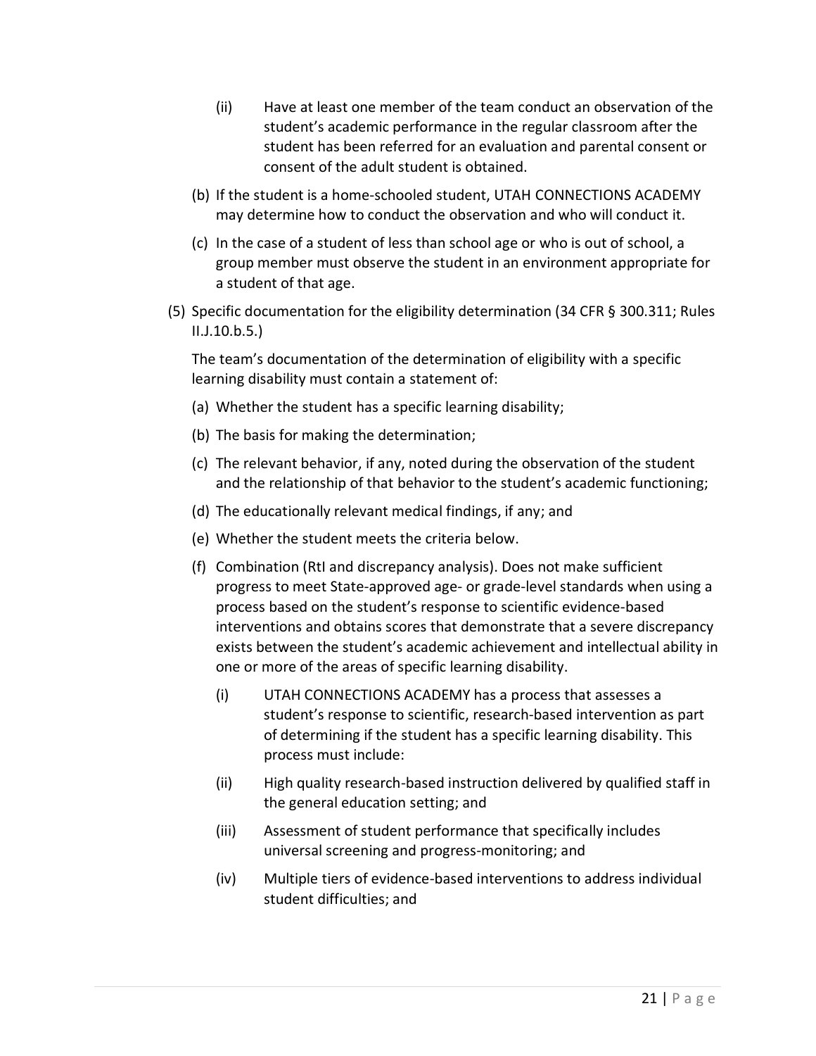(ii) Have at least one member of the team conduct an observation of the student's academic performance in the regular classroom after the student has been referred for an evaluation and parental consent or consent of the adult student is obtained.

(b) If the student is a home-schooled student, UTAH CONNECTIONS ACADEMY may determine how to conduct the observation and who will conduct it.

(c) In the case of a student of less than school age or who is out of school, a group member must observe the student in an environment appropriate for a student of that age.

(5) Specific documentation for the eligibility determination (34 CFR § 300.311; Rules II.J.10.b.5.)

The team's documentation of the determination of eligibility with a specific learning disability must contain a statement of:

(a) Whether the student has a specific learning disability;

(b) The basis for making the determination;

(c) The relevant behavior, if any, noted during the observation of the student and the relationship of that behavior to the student's academic functioning;

(d) The educationally relevant medical findings, if any; and

(e) Whether the student meets the criteria below.

(f) Combination (RtI and discrepancy analysis). Does not make sufficient progress to meet State-approved age- or grade-level standards when using a process based on the student's response to scientific evidence-based interventions and obtains scores that demonstrate that a severe discrepancy exists between the student's academic achievement and intellectual ability in one or more of the areas of specific learning disability.

(i) UTAH CONNECTIONS ACADEMY has a process that assesses a student's response to scientific, research-based intervention as part of determining if the student has a specific learning disability. This process must include:

(ii) High quality research-based instruction delivered by qualified staff in the general education setting; and

(iii) Assessment of student performance that specifically includes universal screening and progress-monitoring; and

(iv) Multiple tiers of evidence-based interventions to address individual student difficulties; and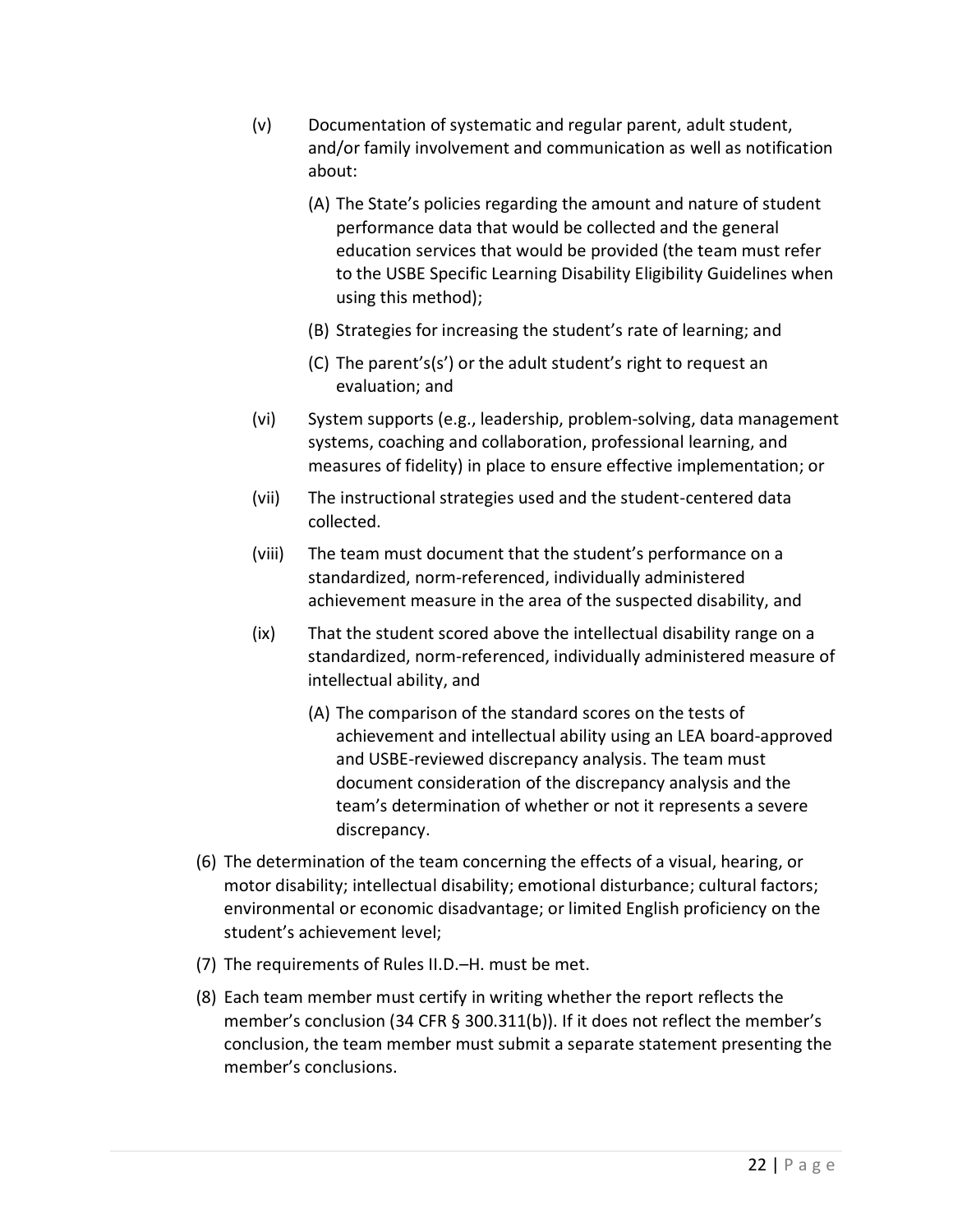(v) Documentation of systematic and regular parent, adult student, and/or family involvement and communication as well as notification about:

   (A) The State's policies regarding the amount and nature of student performance data that would be collected and the general education services that would be provided (the team must refer to the USBE Specific Learning Disability Eligibility Guidelines when using this method);

   (B) Strategies for increasing the student's rate of learning; and

   (C) The parent's(s') or the adult student's right to request an evaluation; and

(vi) System supports (e.g., leadership, problem-solving, data management systems, coaching and collaboration, professional learning, and measures of fidelity) in place to ensure effective implementation; or

(vii) The instructional strategies used and the student-centered data collected.

(viii) The team must document that the student's performance on a standardized, norm-referenced, individually administered achievement measure in the area of the suspected disability, and

(ix) That the student scored above the intellectual disability range on a standardized, norm-referenced, individually administered measure of intellectual ability, and

   (A) The comparison of the standard scores on the tests of achievement and intellectual ability using an LEA board-approved and USBE-reviewed discrepancy analysis. The team must document consideration of the discrepancy analysis and the team's determination of whether or not it represents a severe discrepancy.

(6) The determination of the team concerning the effects of a visual, hearing, or motor disability; intellectual disability; emotional disturbance; cultural factors; environmental or economic disadvantage; or limited English proficiency on the student's achievement level;

(7) The requirements of Rules II.D.–H. must be met.

(8) Each team member must certify in writing whether the report reflects the member's conclusion (34 CFR § 300.311(b)). If it does not reflect the member's conclusion, the team member must submit a separate statement presenting the member's conclusions.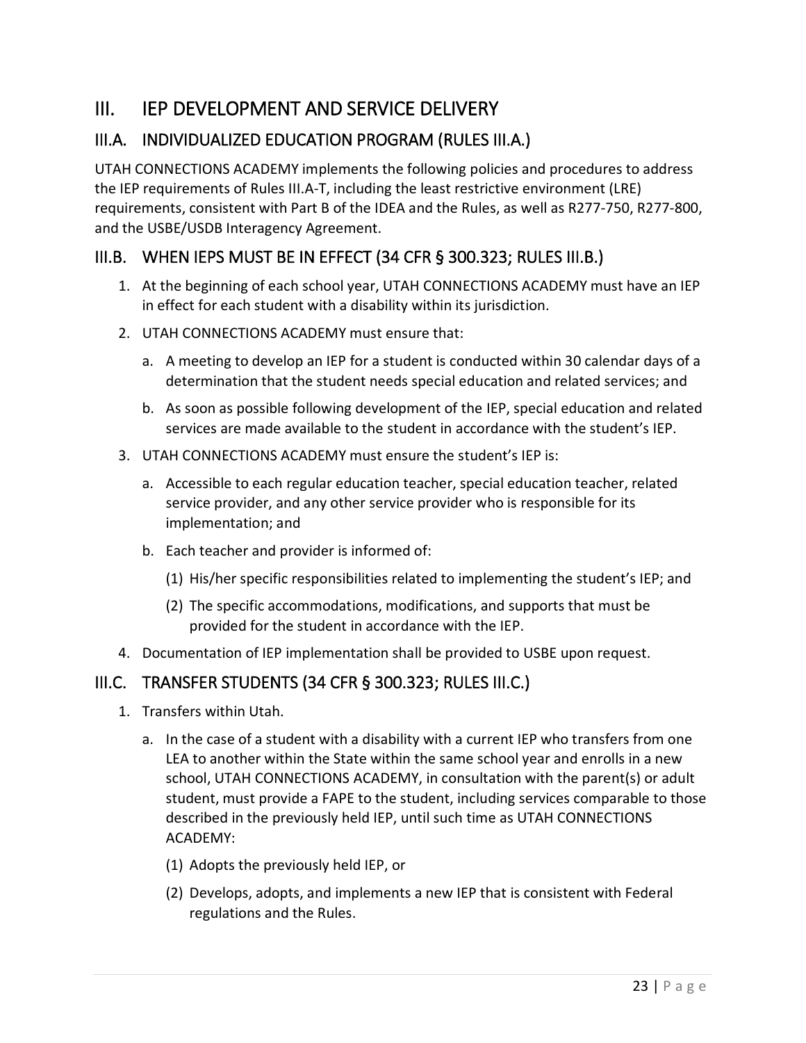# III. IEP DEVELOPMENT AND SERVICE DELIVERY

## III.A. INDIVIDUALIZED EDUCATION PROGRAM (RULES III.A.)

UTAH CONNECTIONS ACADEMY implements the following policies and procedures to address the IEP requirements of Rules III.A-T, including the least restrictive environment (LRE) requirements, consistent with Part B of the IDEA and the Rules, as well as R277-750, R277-800, and the USBE/USDB Interagency Agreement.

## III.B. WHEN IEPS MUST BE IN EFFECT (34 CFR § 300.323; RULES III.B.)

1. At the beginning of each school year, UTAH CONNECTIONS ACADEMY must have an IEP in effect for each student with a disability within its jurisdiction.
2. UTAH CONNECTIONS ACADEMY must ensure that:
   a. A meeting to develop an IEP for a student is conducted within 30 calendar days of a determination that the student needs special education and related services; and
   b. As soon as possible following development of the IEP, special education and related services are made available to the student in accordance with the student's IEP.
3. UTAH CONNECTIONS ACADEMY must ensure the student's IEP is:
   a. Accessible to each regular education teacher, special education teacher, related service provider, and any other service provider who is responsible for its implementation; and
   b. Each teacher and provider is informed of:
      (1) His/her specific responsibilities related to implementing the student's IEP; and
      (2) The specific accommodations, modifications, and supports that must be provided for the student in accordance with the IEP.
4. Documentation of IEP implementation shall be provided to USBE upon request.

## III.C. TRANSFER STUDENTS (34 CFR § 300.323; RULES III.C.)

1. Transfers within Utah.
   a. In the case of a student with a disability with a current IEP who transfers from one LEA to another within the State within the same school year and enrolls in a new school, UTAH CONNECTIONS ACADEMY, in consultation with the parent(s) or adult student, must provide a FAPE to the student, including services comparable to those described in the previously held IEP, until such time as UTAH CONNECTIONS ACADEMY:
      (1) Adopts the previously held IEP, or
      (2) Develops, adopts, and implements a new IEP that is consistent with Federal regulations and the Rules.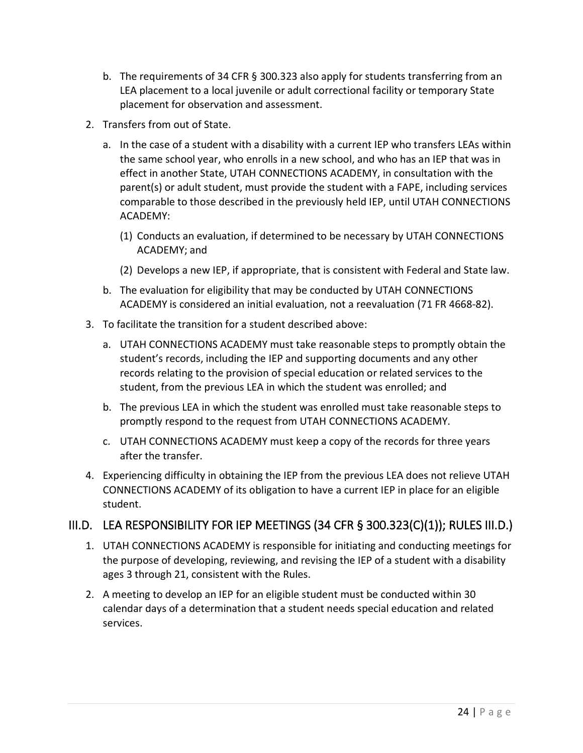b. The requirements of 34 CFR § 300.323 also apply for students transferring from an LEA placement to a local juvenile or adult correctional facility or temporary State placement for observation and assessment.

2. Transfers from out of State.

   a. In the case of a student with a disability with a current IEP who transfers LEAs within the same school year, who enrolls in a new school, and who has an IEP that was in effect in another State, UTAH CONNECTIONS ACADEMY, in consultation with the parent(s) or adult student, must provide the student with a FAPE, including services comparable to those described in the previously held IEP, until UTAH CONNECTIONS ACADEMY:

      (1) Conducts an evaluation, if determined to be necessary by UTAH CONNECTIONS ACADEMY; and

      (2) Develops a new IEP, if appropriate, that is consistent with Federal and State law.

   b. The evaluation for eligibility that may be conducted by UTAH CONNECTIONS ACADEMY is considered an initial evaluation, not a reevaluation (71 FR 4668-82).

3. To facilitate the transition for a student described above:

   a. UTAH CONNECTIONS ACADEMY must take reasonable steps to promptly obtain the student's records, including the IEP and supporting documents and any other records relating to the provision of special education or related services to the student, from the previous LEA in which the student was enrolled; and

   b. The previous LEA in which the student was enrolled must take reasonable steps to promptly respond to the request from UTAH CONNECTIONS ACADEMY.

   c. UTAH CONNECTIONS ACADEMY must keep a copy of the records for three years after the transfer.

4. Experiencing difficulty in obtaining the IEP from the previous LEA does not relieve UTAH CONNECTIONS ACADEMY of its obligation to have a current IEP in place for an eligible student.

## III.D. LEA RESPONSIBILITY FOR IEP MEETINGS (34 CFR § 300.323(C)(1)); RULES III.D.)

1. UTAH CONNECTIONS ACADEMY is responsible for initiating and conducting meetings for the purpose of developing, reviewing, and revising the IEP of a student with a disability ages 3 through 21, consistent with the Rules.

2. A meeting to develop an IEP for an eligible student must be conducted within 30 calendar days of a determination that a student needs special education and related services.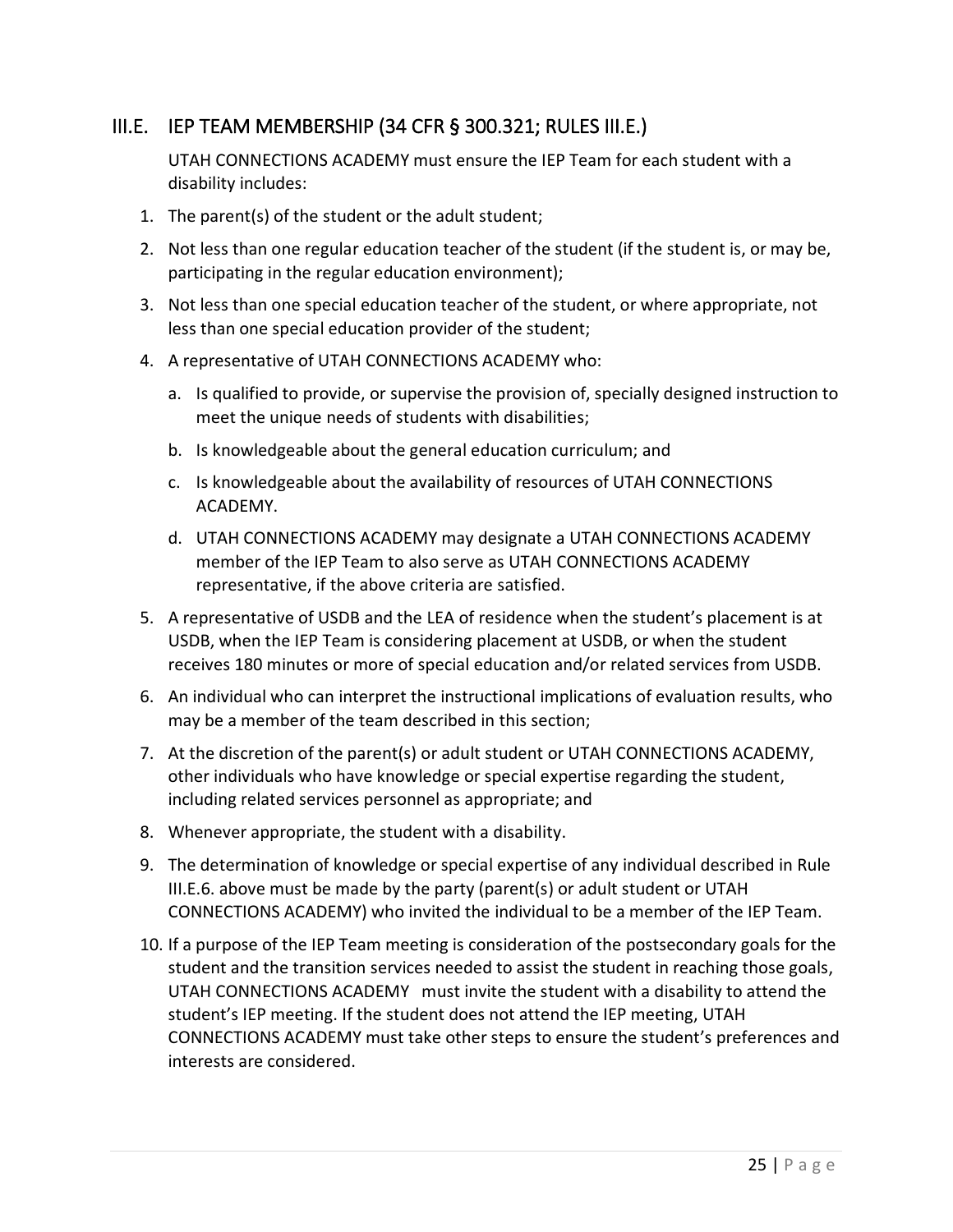## III.E. IEP TEAM MEMBERSHIP (34 CFR § 300.321; RULES III.E.)

UTAH CONNECTIONS ACADEMY must ensure the IEP Team for each student with a disability includes:

1. The parent(s) of the student or the adult student;
2. Not less than one regular education teacher of the student (if the student is, or may be, participating in the regular education environment);
3. Not less than one special education teacher of the student, or where appropriate, not less than one special education provider of the student;
4. A representative of UTAH CONNECTIONS ACADEMY who:
   a. Is qualified to provide, or supervise the provision of, specially designed instruction to meet the unique needs of students with disabilities;
   b. Is knowledgeable about the general education curriculum; and
   c. Is knowledgeable about the availability of resources of UTAH CONNECTIONS ACADEMY.
   d. UTAH CONNECTIONS ACADEMY may designate a UTAH CONNECTIONS ACADEMY member of the IEP Team to also serve as UTAH CONNECTIONS ACADEMY representative, if the above criteria are satisfied.
5. A representative of USDB and the LEA of residence when the student's placement is at USDB, when the IEP Team is considering placement at USDB, or when the student receives 180 minutes or more of special education and/or related services from USDB.
6. An individual who can interpret the instructional implications of evaluation results, who may be a member of the team described in this section;
7. At the discretion of the parent(s) or adult student or UTAH CONNECTIONS ACADEMY, other individuals who have knowledge or special expertise regarding the student, including related services personnel as appropriate; and
8. Whenever appropriate, the student with a disability.
9. The determination of knowledge or special expertise of any individual described in Rule III.E.6. above must be made by the party (parent(s) or adult student or UTAH CONNECTIONS ACADEMY) who invited the individual to be a member of the IEP Team.
10. If a purpose of the IEP Team meeting is consideration of the postsecondary goals for the student and the transition services needed to assist the student in reaching those goals, UTAH CONNECTIONS ACADEMY must invite the student with a disability to attend the student's IEP meeting. If the student does not attend the IEP meeting, UTAH CONNECTIONS ACADEMY must take other steps to ensure the student's preferences and interests are considered.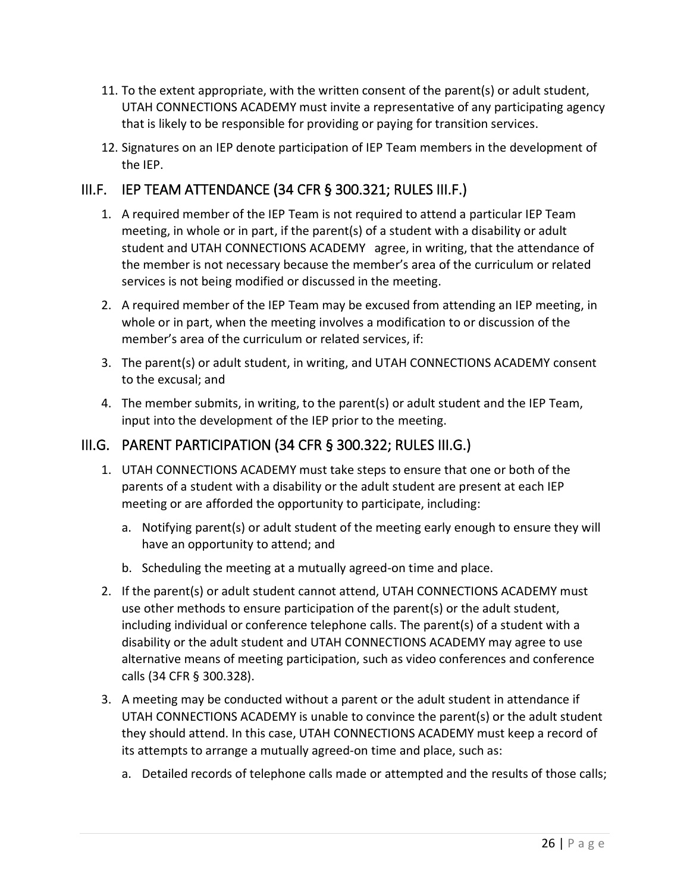11. To the extent appropriate, with the written consent of the parent(s) or adult student, UTAH CONNECTIONS ACADEMY must invite a representative of any participating agency that is likely to be responsible for providing or paying for transition services.
12. Signatures on an IEP denote participation of IEP Team members in the development of the IEP.

## III.F. IEP TEAM ATTENDANCE (34 CFR § 300.321; RULES III.F.)

1. A required member of the IEP Team is not required to attend a particular IEP Team meeting, in whole or in part, if the parent(s) of a student with a disability or adult student and UTAH CONNECTIONS ACADEMY agree, in writing, that the attendance of the member is not necessary because the member's area of the curriculum or related services is not being modified or discussed in the meeting.
2. A required member of the IEP Team may be excused from attending an IEP meeting, in whole or in part, when the meeting involves a modification to or discussion of the member's area of the curriculum or related services, if:
3. The parent(s) or adult student, in writing, and UTAH CONNECTIONS ACADEMY consent to the excusal; and
4. The member submits, in writing, to the parent(s) or adult student and the IEP Team, input into the development of the IEP prior to the meeting.

## III.G. PARENT PARTICIPATION (34 CFR § 300.322; RULES III.G.)

1. UTAH CONNECTIONS ACADEMY must take steps to ensure that one or both of the parents of a student with a disability or the adult student are present at each IEP meeting or are afforded the opportunity to participate, including:
   a. Notifying parent(s) or adult student of the meeting early enough to ensure they will have an opportunity to attend; and
   b. Scheduling the meeting at a mutually agreed-on time and place.
2. If the parent(s) or adult student cannot attend, UTAH CONNECTIONS ACADEMY must use other methods to ensure participation of the parent(s) or the adult student, including individual or conference telephone calls. The parent(s) of a student with a disability or the adult student and UTAH CONNECTIONS ACADEMY may agree to use alternative means of meeting participation, such as video conferences and conference calls (34 CFR § 300.328).
3. A meeting may be conducted without a parent or the adult student in attendance if UTAH CONNECTIONS ACADEMY is unable to convince the parent(s) or the adult student they should attend. In this case, UTAH CONNECTIONS ACADEMY must keep a record of its attempts to arrange a mutually agreed-on time and place, such as:
   a. Detailed records of telephone calls made or attempted and the results of those calls;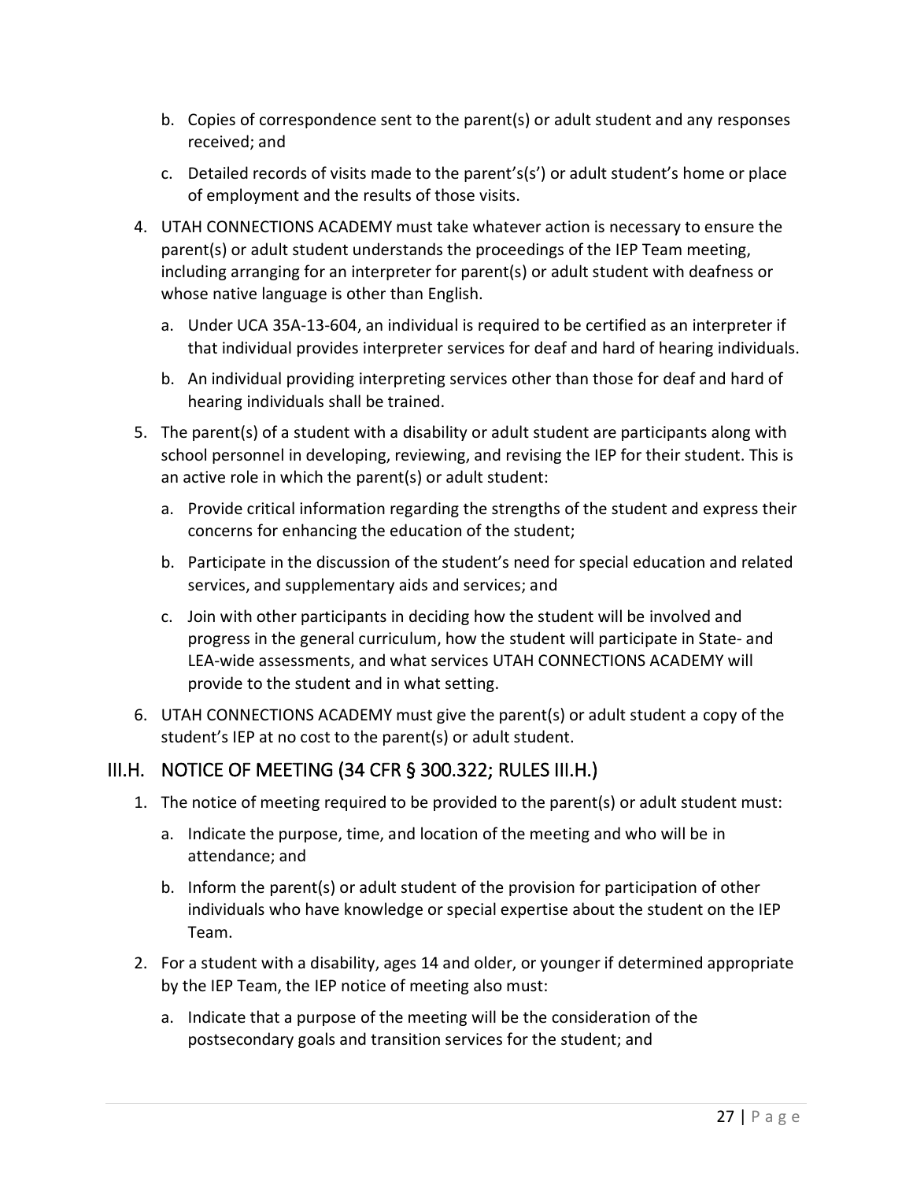b. Copies of correspondence sent to the parent(s) or adult student and any responses received; and

   c. Detailed records of visits made to the parent's(s') or adult student's home or place of employment and the results of those visits.

4. UTAH CONNECTIONS ACADEMY must take whatever action is necessary to ensure the parent(s) or adult student understands the proceedings of the IEP Team meeting, including arranging for an interpreter for parent(s) or adult student with deafness or whose native language is other than English.

   a. Under UCA 35A-13-604, an individual is required to be certified as an interpreter if that individual provides interpreter services for deaf and hard of hearing individuals.

   b. An individual providing interpreting services other than those for deaf and hard of hearing individuals shall be trained.

5. The parent(s) of a student with a disability or adult student are participants along with school personnel in developing, reviewing, and revising the IEP for their student. This is an active role in which the parent(s) or adult student:

   a. Provide critical information regarding the strengths of the student and express their concerns for enhancing the education of the student;

   b. Participate in the discussion of the student's need for special education and related services, and supplementary aids and services; and

   c. Join with other participants in deciding how the student will be involved and progress in the general curriculum, how the student will participate in State- and LEA-wide assessments, and what services UTAH CONNECTIONS ACADEMY will provide to the student and in what setting.

6. UTAH CONNECTIONS ACADEMY must give the parent(s) or adult student a copy of the student's IEP at no cost to the parent(s) or adult student.

## III.H. NOTICE OF MEETING (34 CFR § 300.322; RULES III.H.)

1. The notice of meeting required to be provided to the parent(s) or adult student must:

   a. Indicate the purpose, time, and location of the meeting and who will be in attendance; and

   b. Inform the parent(s) or adult student of the provision for participation of other individuals who have knowledge or special expertise about the student on the IEP Team.

2. For a student with a disability, ages 14 and older, or younger if determined appropriate by the IEP Team, the IEP notice of meeting also must:

   a. Indicate that a purpose of the meeting will be the consideration of the postsecondary goals and transition services for the student; and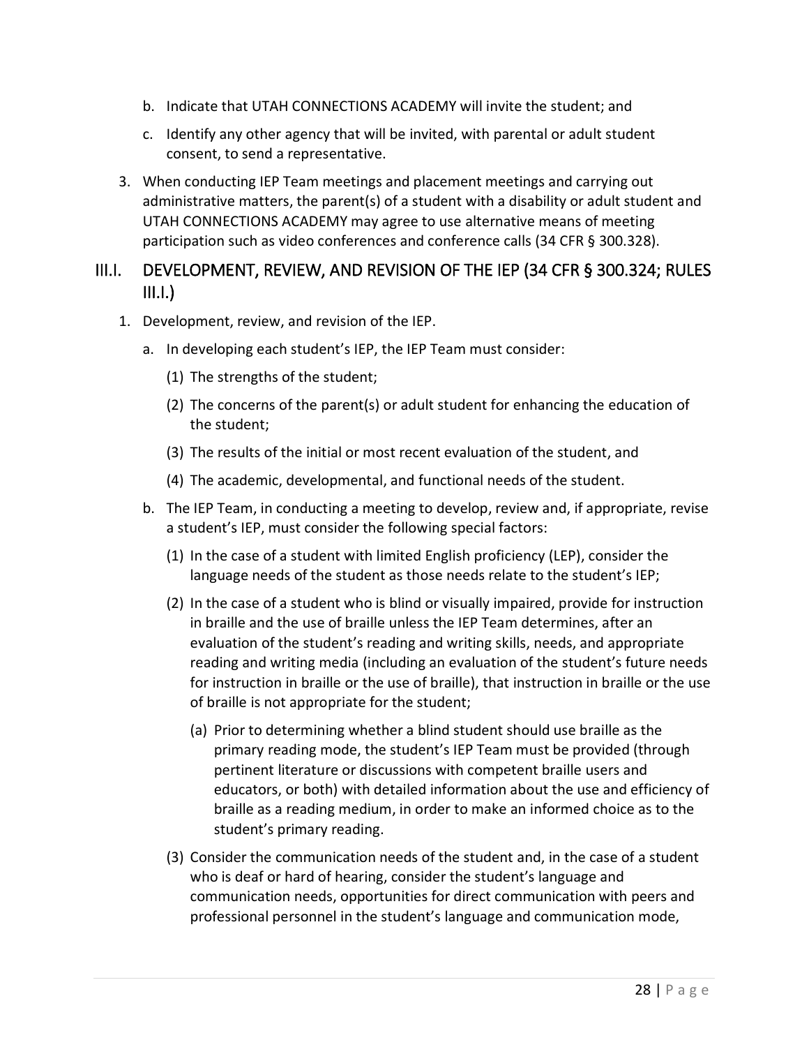b. Indicate that UTAH CONNECTIONS ACADEMY will invite the student; and

c. Identify any other agency that will be invited, with parental or adult student consent, to send a representative.

3. When conducting IEP Team meetings and placement meetings and carrying out administrative matters, the parent(s) of a student with a disability or adult student and UTAH CONNECTIONS ACADEMY may agree to use alternative means of meeting participation such as video conferences and conference calls (34 CFR § 300.328).

## III.I. DEVELOPMENT, REVIEW, AND REVISION OF THE IEP (34 CFR § 300.324; RULES III.I.)

1. Development, review, and revision of the IEP.

   a. In developing each student's IEP, the IEP Team must consider:

      (1) The strengths of the student;

      (2) The concerns of the parent(s) or adult student for enhancing the education of the student;

      (3) The results of the initial or most recent evaluation of the student, and

      (4) The academic, developmental, and functional needs of the student.

   b. The IEP Team, in conducting a meeting to develop, review and, if appropriate, revise a student's IEP, must consider the following special factors:

      (1) In the case of a student with limited English proficiency (LEP), consider the language needs of the student as those needs relate to the student's IEP;

      (2) In the case of a student who is blind or visually impaired, provide for instruction in braille and the use of braille unless the IEP Team determines, after an evaluation of the student's reading and writing skills, needs, and appropriate reading and writing media (including an evaluation of the student's future needs for instruction in braille or the use of braille), that instruction in braille or the use of braille is not appropriate for the student;

         (a) Prior to determining whether a blind student should use braille as the primary reading mode, the student's IEP Team must be provided (through pertinent literature or discussions with competent braille users and educators, or both) with detailed information about the use and efficiency of braille as a reading medium, in order to make an informed choice as to the student's primary reading.

      (3) Consider the communication needs of the student and, in the case of a student who is deaf or hard of hearing, consider the student's language and communication needs, opportunities for direct communication with peers and professional personnel in the student's language and communication mode,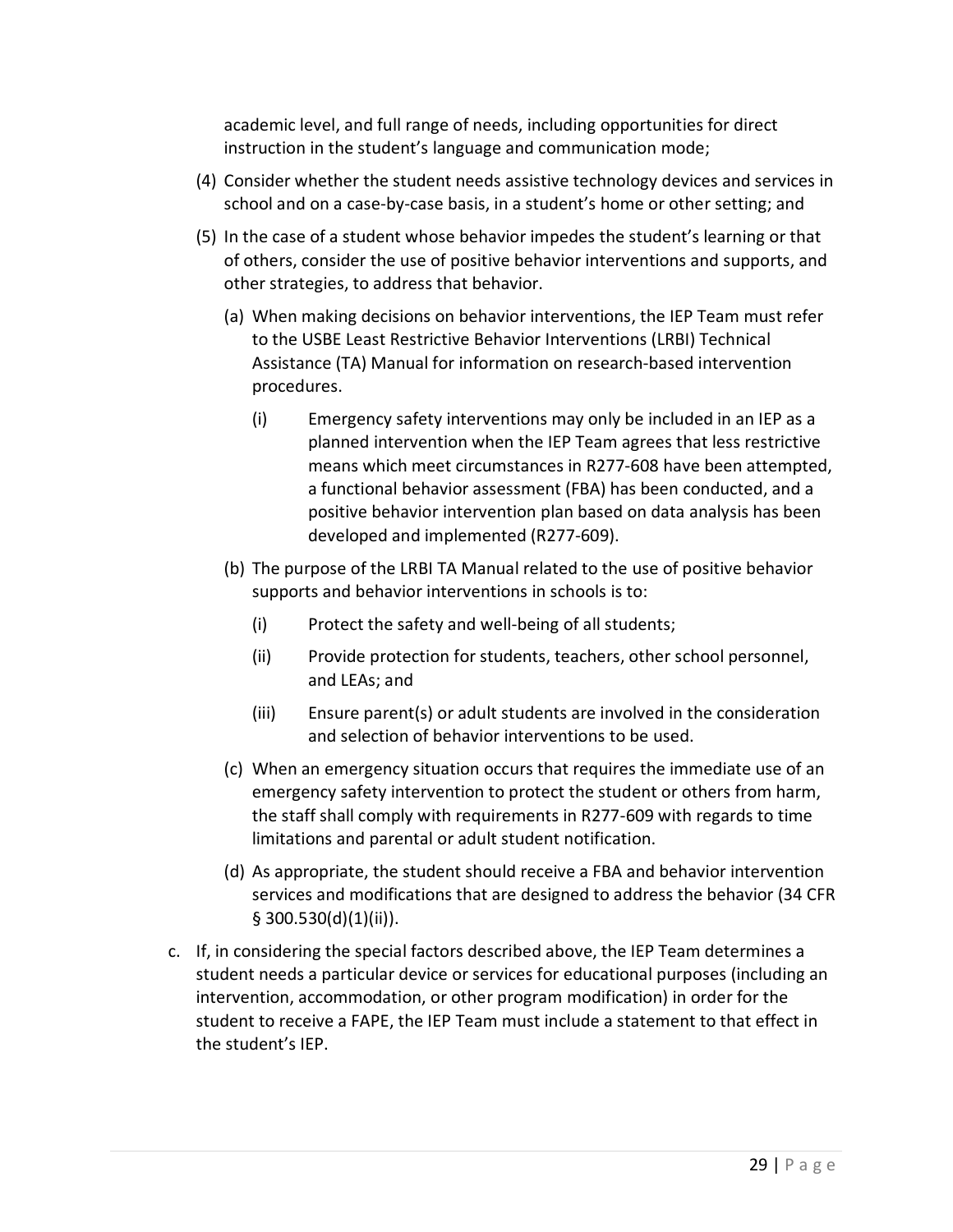academic level, and full range of needs, including opportunities for direct instruction in the student's language and communication mode;

(4) Consider whether the student needs assistive technology devices and services in school and on a case-by-case basis, in a student's home or other setting; and

(5) In the case of a student whose behavior impedes the student's learning or that of others, consider the use of positive behavior interventions and supports, and other strategies, to address that behavior.

   (a) When making decisions on behavior interventions, the IEP Team must refer to the USBE Least Restrictive Behavior Interventions (LRBI) Technical Assistance (TA) Manual for information on research-based intervention procedures.

      (i) Emergency safety interventions may only be included in an IEP as a planned intervention when the IEP Team agrees that less restrictive means which meet circumstances in R277-608 have been attempted, a functional behavior assessment (FBA) has been conducted, and a positive behavior intervention plan based on data analysis has been developed and implemented (R277-609).

   (b) The purpose of the LRBI TA Manual related to the use of positive behavior supports and behavior interventions in schools is to:

      (i) Protect the safety and well-being of all students;

      (ii) Provide protection for students, teachers, other school personnel, and LEAs; and

      (iii) Ensure parent(s) or adult students are involved in the consideration and selection of behavior interventions to be used.

   (c) When an emergency situation occurs that requires the immediate use of an emergency safety intervention to protect the student or others from harm, the staff shall comply with requirements in R277-609 with regards to time limitations and parental or adult student notification.

   (d) As appropriate, the student should receive a FBA and behavior intervention services and modifications that are designed to address the behavior (34 CFR § 300.530(d)(1)(ii)).

c. If, in considering the special factors described above, the IEP Team determines a student needs a particular device or services for educational purposes (including an intervention, accommodation, or other program modification) in order for the student to receive a FAPE, the IEP Team must include a statement to that effect in the student's IEP.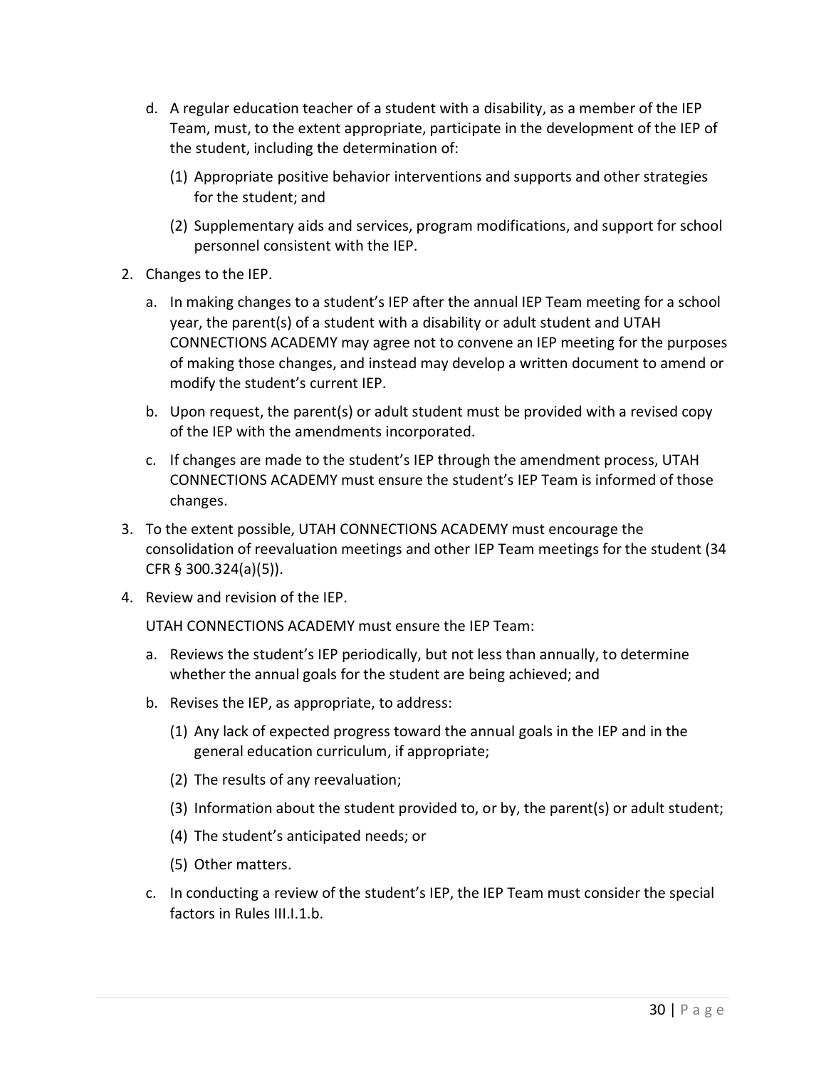d. A regular education teacher of a student with a disability, as a member of the IEP Team, must, to the extent appropriate, participate in the development of the IEP of the student, including the determination of:

   (1) Appropriate positive behavior interventions and supports and other strategies for the student; and

   (2) Supplementary aids and services, program modifications, and support for school personnel consistent with the IEP.

2. Changes to the IEP.

   a. In making changes to a student's IEP after the annual IEP Team meeting for a school year, the parent(s) of a student with a disability or adult student and UTAH CONNECTIONS ACADEMY may agree not to convene an IEP meeting for the purposes of making those changes, and instead may develop a written document to amend or modify the student's current IEP.

   b. Upon request, the parent(s) or adult student must be provided with a revised copy of the IEP with the amendments incorporated.

   c. If changes are made to the student's IEP through the amendment process, UTAH CONNECTIONS ACADEMY must ensure the student's IEP Team is informed of those changes.

3. To the extent possible, UTAH CONNECTIONS ACADEMY must encourage the consolidation of reevaluation meetings and other IEP Team meetings for the student (34 CFR § 300.324(a)(5)).

4. Review and revision of the IEP.

   UTAH CONNECTIONS ACADEMY must ensure the IEP Team:

   a. Reviews the student's IEP periodically, but not less than annually, to determine whether the annual goals for the student are being achieved; and

   b. Revises the IEP, as appropriate, to address:

      (1) Any lack of expected progress toward the annual goals in the IEP and in the general education curriculum, if appropriate;

      (2) The results of any reevaluation;

      (3) Information about the student provided to, or by, the parent(s) or adult student;

      (4) The student's anticipated needs; or

      (5) Other matters.

   c. In conducting a review of the student's IEP, the IEP Team must consider the special factors in Rules III.I.1.b.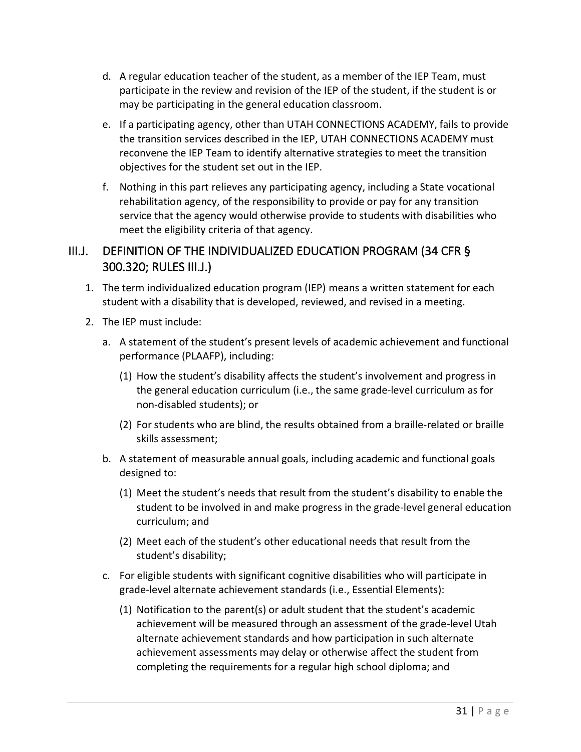d. A regular education teacher of the student, as a member of the IEP Team, must participate in the review and revision of the IEP of the student, if the student is or may be participating in the general education classroom.

e. If a participating agency, other than UTAH CONNECTIONS ACADEMY, fails to provide the transition services described in the IEP, UTAH CONNECTIONS ACADEMY must reconvene the IEP Team to identify alternative strategies to meet the transition objectives for the student set out in the IEP.

f. Nothing in this part relieves any participating agency, including a State vocational rehabilitation agency, of the responsibility to provide or pay for any transition service that the agency would otherwise provide to students with disabilities who meet the eligibility criteria of that agency.

## III.J. DEFINITION OF THE INDIVIDUALIZED EDUCATION PROGRAM (34 CFR § 300.320; RULES III.J.)

1. The term individualized education program (IEP) means a written statement for each student with a disability that is developed, reviewed, and revised in a meeting.
2. The IEP must include:
   a. A statement of the student's present levels of academic achievement and functional performance (PLAAFP), including:
      (1) How the student's disability affects the student's involvement and progress in the general education curriculum (i.e., the same grade-level curriculum as for non-disabled students); or
      (2) For students who are blind, the results obtained from a braille-related or braille skills assessment;
   b. A statement of measurable annual goals, including academic and functional goals designed to:
      (1) Meet the student's needs that result from the student's disability to enable the student to be involved in and make progress in the grade-level general education curriculum; and
      (2) Meet each of the student's other educational needs that result from the student's disability;
   c. For eligible students with significant cognitive disabilities who will participate in grade-level alternate achievement standards (i.e., Essential Elements):
      (1) Notification to the parent(s) or adult student that the student's academic achievement will be measured through an assessment of the grade-level Utah alternate achievement standards and how participation in such alternate achievement assessments may delay or otherwise affect the student from completing the requirements for a regular high school diploma; and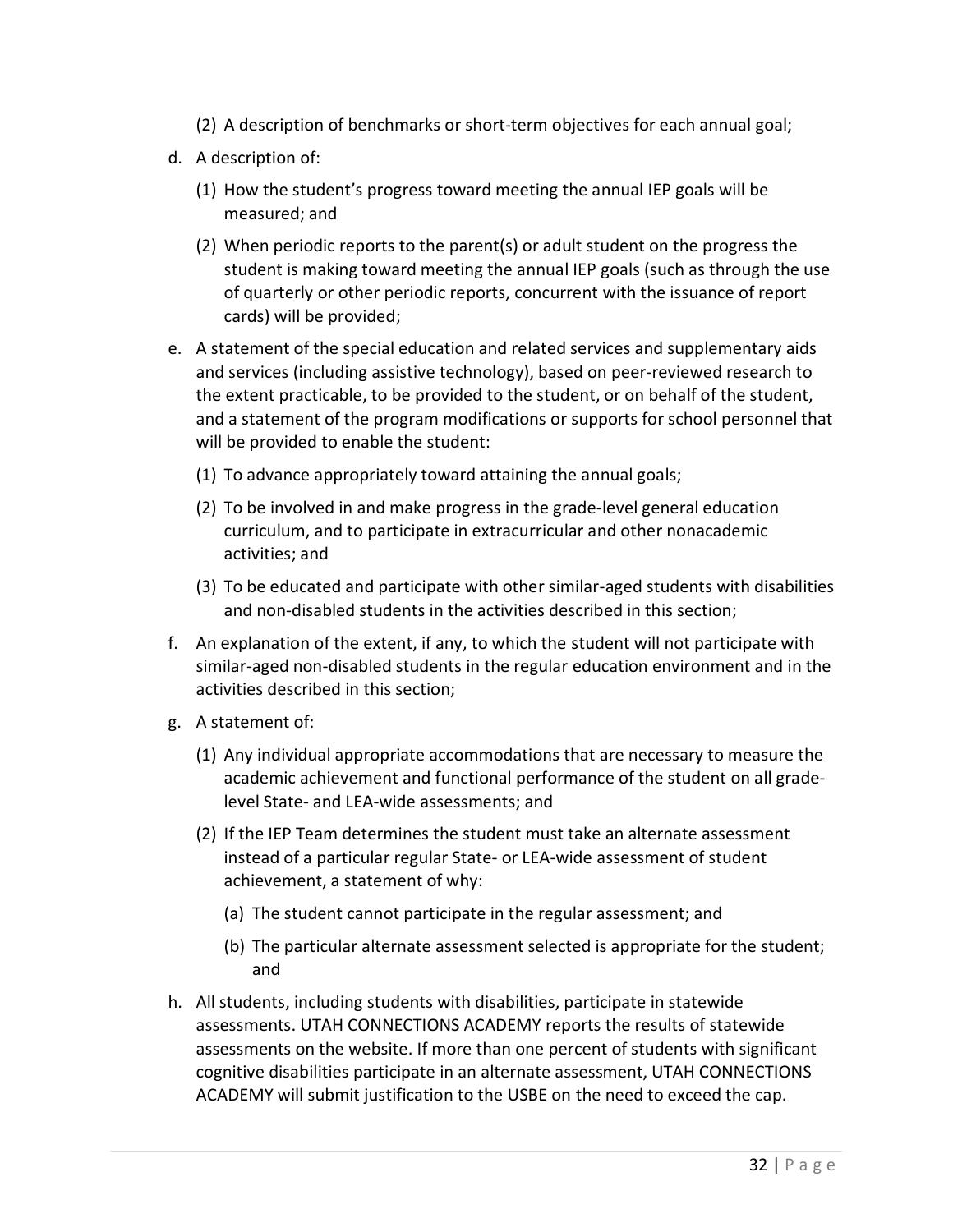(2) A description of benchmarks or short-term objectives for each annual goal;

d. A description of:

    (1) How the student's progress toward meeting the annual IEP goals will be measured; and

    (2) When periodic reports to the parent(s) or adult student on the progress the student is making toward meeting the annual IEP goals (such as through the use of quarterly or other periodic reports, concurrent with the issuance of report cards) will be provided;

e. A statement of the special education and related services and supplementary aids and services (including assistive technology), based on peer-reviewed research to the extent practicable, to be provided to the student, or on behalf of the student, and a statement of the program modifications or supports for school personnel that will be provided to enable the student:

    (1) To advance appropriately toward attaining the annual goals;

    (2) To be involved in and make progress in the grade-level general education curriculum, and to participate in extracurricular and other nonacademic activities; and

    (3) To be educated and participate with other similar-aged students with disabilities and non-disabled students in the activities described in this section;

f. An explanation of the extent, if any, to which the student will not participate with similar-aged non-disabled students in the regular education environment and in the activities described in this section;

g. A statement of:

    (1) Any individual appropriate accommodations that are necessary to measure the academic achievement and functional performance of the student on all grade-level State- and LEA-wide assessments; and

    (2) If the IEP Team determines the student must take an alternate assessment instead of a particular regular State- or LEA-wide assessment of student achievement, a statement of why:

        (a) The student cannot participate in the regular assessment; and

        (b) The particular alternate assessment selected is appropriate for the student; and

h. All students, including students with disabilities, participate in statewide assessments. UTAH CONNECTIONS ACADEMY reports the results of statewide assessments on the website. If more than one percent of students with significant cognitive disabilities participate in an alternate assessment, UTAH CONNECTIONS ACADEMY will submit justification to the USBE on the need to exceed the cap.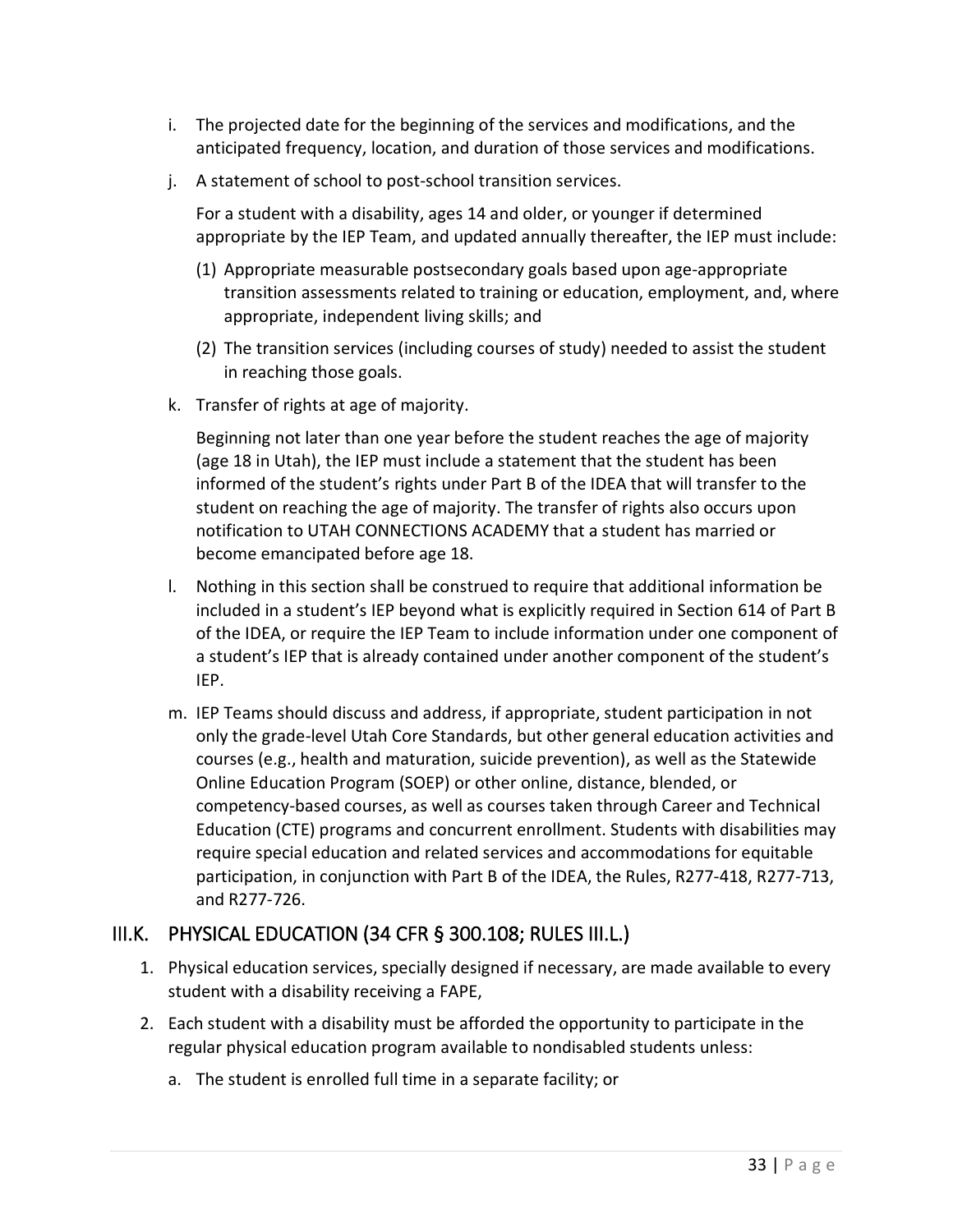i. The projected date for the beginning of the services and modifications, and the anticipated frequency, location, and duration of those services and modifications.

j. A statement of school to post-school transition services.

   For a student with a disability, ages 14 and older, or younger if determined appropriate by the IEP Team, and updated annually thereafter, the IEP must include:

   (1) Appropriate measurable postsecondary goals based upon age-appropriate transition assessments related to training or education, employment, and, where appropriate, independent living skills; and

   (2) The transition services (including courses of study) needed to assist the student in reaching those goals.

k. Transfer of rights at age of majority.

   Beginning not later than one year before the student reaches the age of majority (age 18 in Utah), the IEP must include a statement that the student has been informed of the student's rights under Part B of the IDEA that will transfer to the student on reaching the age of majority. The transfer of rights also occurs upon notification to UTAH CONNECTIONS ACADEMY that a student has married or become emancipated before age 18.

l. Nothing in this section shall be construed to require that additional information be included in a student's IEP beyond what is explicitly required in Section 614 of Part B of the IDEA, or require the IEP Team to include information under one component of a student's IEP that is already contained under another component of the student's IEP.

m. IEP Teams should discuss and address, if appropriate, student participation in not only the grade-level Utah Core Standards, but other general education activities and courses (e.g., health and maturation, suicide prevention), as well as the Statewide Online Education Program (SOEP) or other online, distance, blended, or competency-based courses, as well as courses taken through Career and Technical Education (CTE) programs and concurrent enrollment. Students with disabilities may require special education and related services and accommodations for equitable participation, in conjunction with Part B of the IDEA, the Rules, R277-418, R277-713, and R277-726.

## III.K. PHYSICAL EDUCATION (34 CFR § 300.108; RULES III.L.)

1. Physical education services, specially designed if necessary, are made available to every student with a disability receiving a FAPE,

2. Each student with a disability must be afforded the opportunity to participate in the regular physical education program available to nondisabled students unless:

   a. The student is enrolled full time in a separate facility; or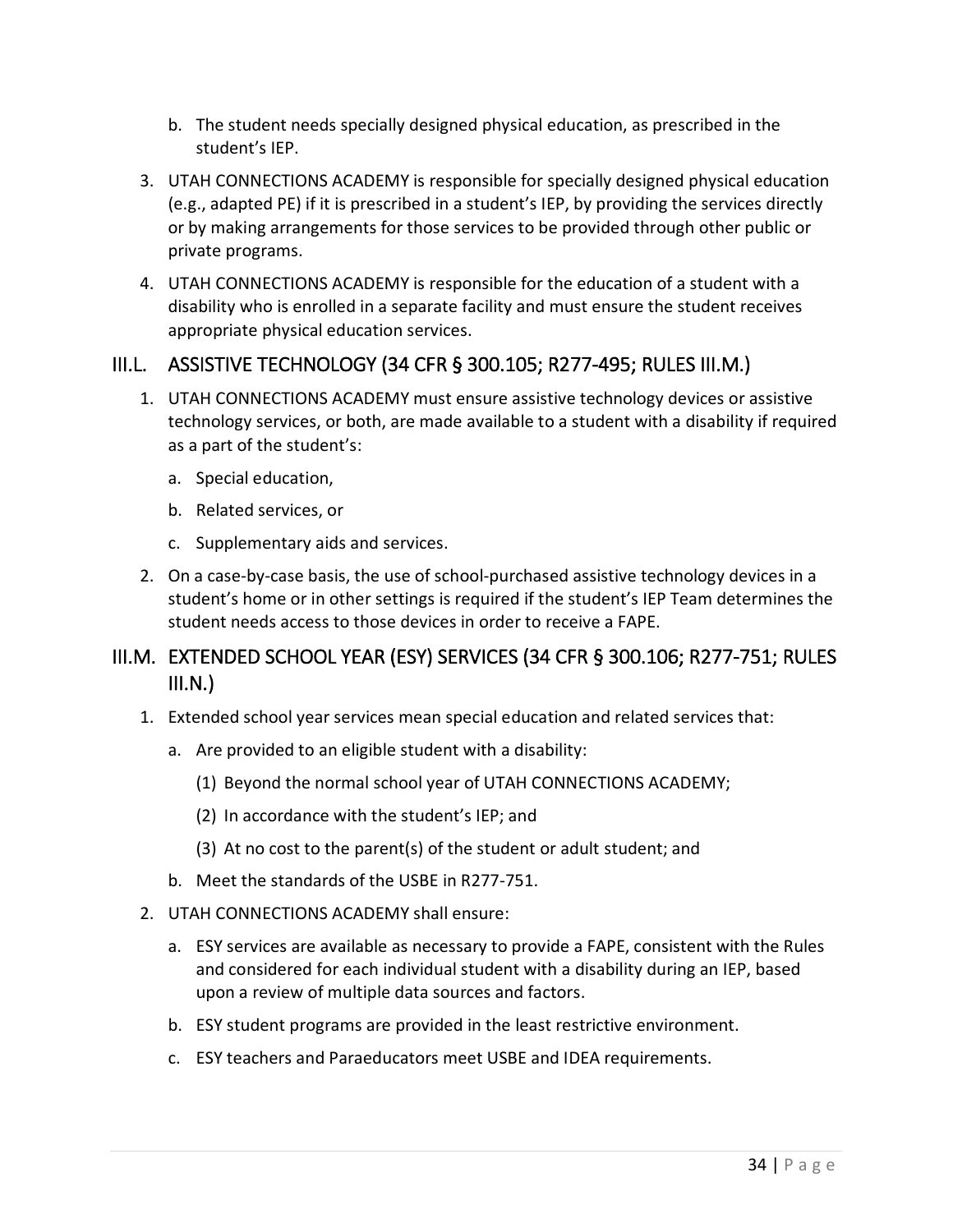b. The student needs specially designed physical education, as prescribed in the student's IEP.

3. UTAH CONNECTIONS ACADEMY is responsible for specially designed physical education (e.g., adapted PE) if it is prescribed in a student's IEP, by providing the services directly or by making arrangements for those services to be provided through other public or private programs.

4. UTAH CONNECTIONS ACADEMY is responsible for the education of a student with a disability who is enrolled in a separate facility and must ensure the student receives appropriate physical education services.

## III.L. ASSISTIVE TECHNOLOGY (34 CFR § 300.105; R277-495; RULES III.M.)

1. UTAH CONNECTIONS ACADEMY must ensure assistive technology devices or assistive technology services, or both, are made available to a student with a disability if required as a part of the student's:
   a. Special education,
   b. Related services, or
   c. Supplementary aids and services.

2. On a case-by-case basis, the use of school-purchased assistive technology devices in a student's home or in other settings is required if the student's IEP Team determines the student needs access to those devices in order to receive a FAPE.

## III.M. EXTENDED SCHOOL YEAR (ESY) SERVICES (34 CFR § 300.106; R277-751; RULES III.N.)

1. Extended school year services mean special education and related services that:
   a. Are provided to an eligible student with a disability:
      (1) Beyond the normal school year of UTAH CONNECTIONS ACADEMY;
      (2) In accordance with the student's IEP; and
      (3) At no cost to the parent(s) of the student or adult student; and
   b. Meet the standards of the USBE in R277-751.

2. UTAH CONNECTIONS ACADEMY shall ensure:
   a. ESY services are available as necessary to provide a FAPE, consistent with the Rules and considered for each individual student with a disability during an IEP, based upon a review of multiple data sources and factors.
   b. ESY student programs are provided in the least restrictive environment.
   c. ESY teachers and Paraeducators meet USBE and IDEA requirements.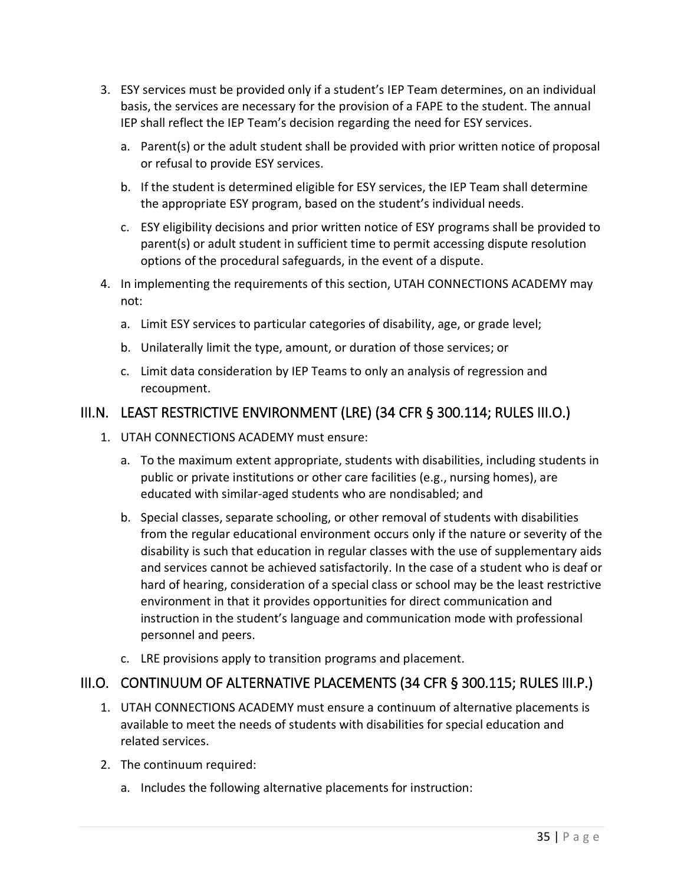3. ESY services must be provided only if a student's IEP Team determines, on an individual basis, the services are necessary for the provision of a FAPE to the student. The annual IEP shall reflect the IEP Team's decision regarding the need for ESY services.
   a. Parent(s) or the adult student shall be provided with prior written notice of proposal or refusal to provide ESY services.
   b. If the student is determined eligible for ESY services, the IEP Team shall determine the appropriate ESY program, based on the student's individual needs.
   c. ESY eligibility decisions and prior written notice of ESY programs shall be provided to parent(s) or adult student in sufficient time to permit accessing dispute resolution options of the procedural safeguards, in the event of a dispute.
4. In implementing the requirements of this section, UTAH CONNECTIONS ACADEMY may not:
   a. Limit ESY services to particular categories of disability, age, or grade level;
   b. Unilaterally limit the type, amount, or duration of those services; or
   c. Limit data consideration by IEP Teams to only an analysis of regression and recoupment.

## III.N. LEAST RESTRICTIVE ENVIRONMENT (LRE) (34 CFR § 300.114; RULES III.O.)

1. UTAH CONNECTIONS ACADEMY must ensure:
   a. To the maximum extent appropriate, students with disabilities, including students in public or private institutions or other care facilities (e.g., nursing homes), are educated with similar-aged students who are nondisabled; and
   b. Special classes, separate schooling, or other removal of students with disabilities from the regular educational environment occurs only if the nature or severity of the disability is such that education in regular classes with the use of supplementary aids and services cannot be achieved satisfactorily. In the case of a student who is deaf or hard of hearing, consideration of a special class or school may be the least restrictive environment in that it provides opportunities for direct communication and instruction in the student's language and communication mode with professional personnel and peers.
   c. LRE provisions apply to transition programs and placement.

## III.O. CONTINUUM OF ALTERNATIVE PLACEMENTS (34 CFR § 300.115; RULES III.P.)

1. UTAH CONNECTIONS ACADEMY must ensure a continuum of alternative placements is available to meet the needs of students with disabilities for special education and related services.
2. The continuum required:
   a. Includes the following alternative placements for instruction: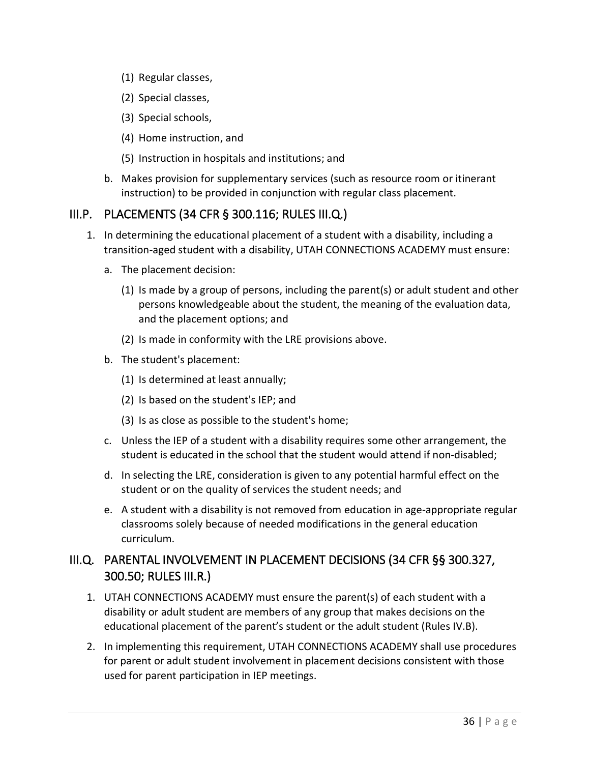(1) Regular classes,

(2) Special classes,

(3) Special schools,

(4) Home instruction, and

(5) Instruction in hospitals and institutions; and

b. Makes provision for supplementary services (such as resource room or itinerant instruction) to be provided in conjunction with regular class placement.

## III.P. PLACEMENTS (34 CFR § 300.116; RULES III.Q.)

1. In determining the educational placement of a student with a disability, including a transition-aged student with a disability, UTAH CONNECTIONS ACADEMY must ensure:

   a. The placement decision:

      (1) Is made by a group of persons, including the parent(s) or adult student and other persons knowledgeable about the student, the meaning of the evaluation data, and the placement options; and

      (2) Is made in conformity with the LRE provisions above.

   b. The student's placement:

      (1) Is determined at least annually;

      (2) Is based on the student's IEP; and

      (3) Is as close as possible to the student's home;

   c. Unless the IEP of a student with a disability requires some other arrangement, the student is educated in the school that the student would attend if non-disabled;

   d. In selecting the LRE, consideration is given to any potential harmful effect on the student or on the quality of services the student needs; and

   e. A student with a disability is not removed from education in age-appropriate regular classrooms solely because of needed modifications in the general education curriculum.

## III.Q. PARENTAL INVOLVEMENT IN PLACEMENT DECISIONS (34 CFR §§ 300.327, 300.50; RULES III.R.)

1. UTAH CONNECTIONS ACADEMY must ensure the parent(s) of each student with a disability or adult student are members of any group that makes decisions on the educational placement of the parent's student or the adult student (Rules IV.B).

2. In implementing this requirement, UTAH CONNECTIONS ACADEMY shall use procedures for parent or adult student involvement in placement decisions consistent with those used for parent participation in IEP meetings.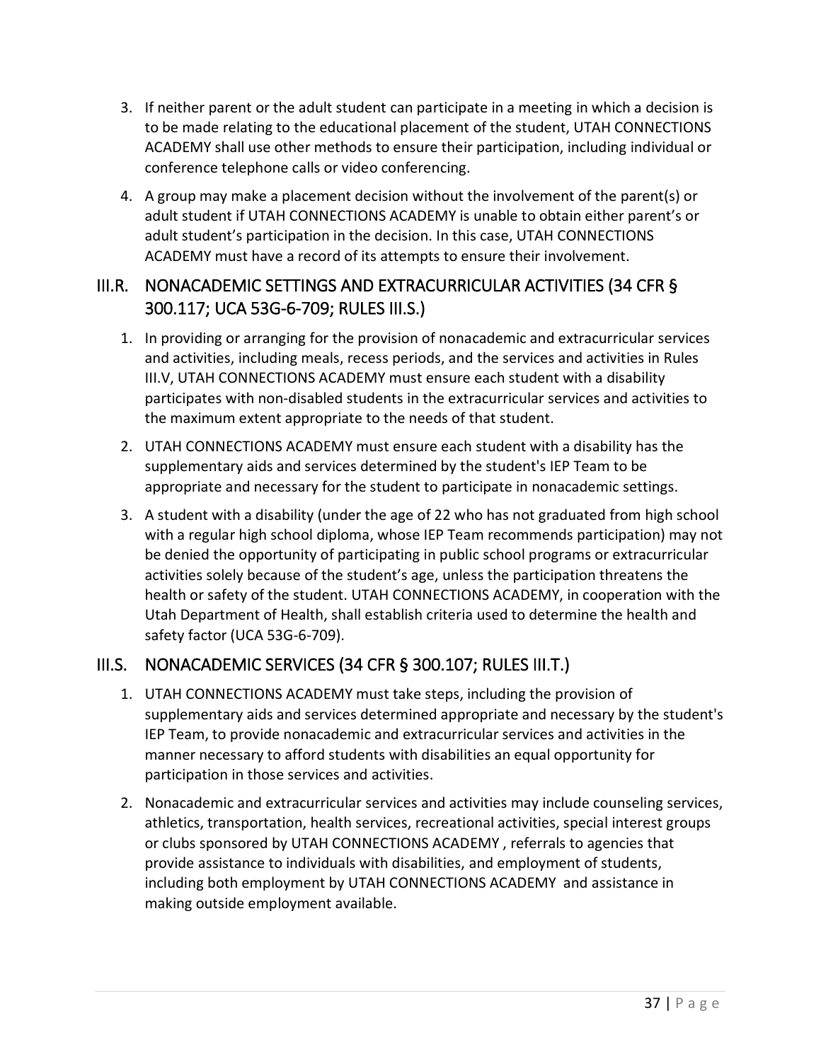3. If neither parent or the adult student can participate in a meeting in which a decision is to be made relating to the educational placement of the student, UTAH CONNECTIONS ACADEMY shall use other methods to ensure their participation, including individual or conference telephone calls or video conferencing.
4. A group may make a placement decision without the involvement of the parent(s) or adult student if UTAH CONNECTIONS ACADEMY is unable to obtain either parent's or adult student's participation in the decision. In this case, UTAH CONNECTIONS ACADEMY must have a record of its attempts to ensure their involvement.

## III.R. NONACADEMIC SETTINGS AND EXTRACURRICULAR ACTIVITIES (34 CFR § 300.117; UCA 53G-6-709; RULES III.S.)

1. In providing or arranging for the provision of nonacademic and extracurricular services and activities, including meals, recess periods, and the services and activities in Rules III.V, UTAH CONNECTIONS ACADEMY must ensure each student with a disability participates with non-disabled students in the extracurricular services and activities to the maximum extent appropriate to the needs of that student.
2. UTAH CONNECTIONS ACADEMY must ensure each student with a disability has the supplementary aids and services determined by the student's IEP Team to be appropriate and necessary for the student to participate in nonacademic settings.
3. A student with a disability (under the age of 22 who has not graduated from high school with a regular high school diploma, whose IEP Team recommends participation) may not be denied the opportunity of participating in public school programs or extracurricular activities solely because of the student's age, unless the participation threatens the health or safety of the student. UTAH CONNECTIONS ACADEMY, in cooperation with the Utah Department of Health, shall establish criteria used to determine the health and safety factor (UCA 53G-6-709).

## III.S. NONACADEMIC SERVICES (34 CFR § 300.107; RULES III.T.)

1. UTAH CONNECTIONS ACADEMY must take steps, including the provision of supplementary aids and services determined appropriate and necessary by the student's IEP Team, to provide nonacademic and extracurricular services and activities in the manner necessary to afford students with disabilities an equal opportunity for participation in those services and activities.
2. Nonacademic and extracurricular services and activities may include counseling services, athletics, transportation, health services, recreational activities, special interest groups or clubs sponsored by UTAH CONNECTIONS ACADEMY , referrals to agencies that provide assistance to individuals with disabilities, and employment of students, including both employment by UTAH CONNECTIONS ACADEMY and assistance in making outside employment available.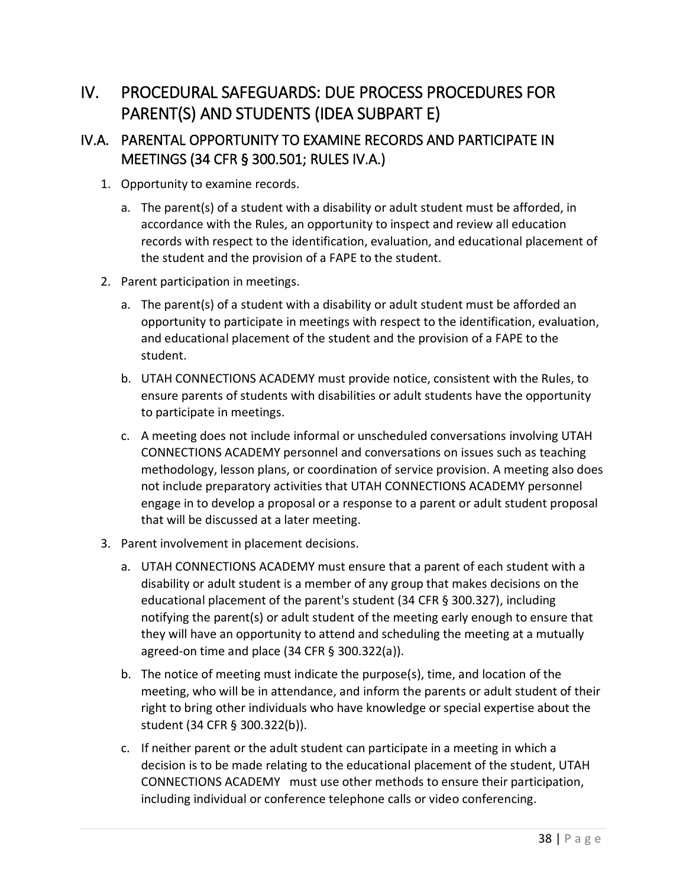# IV. PROCEDURAL SAFEGUARDS: DUE PROCESS PROCEDURES FOR PARENT(S) AND STUDENTS (IDEA SUBPART E)

## IV.A. PARENTAL OPPORTUNITY TO EXAMINE RECORDS AND PARTICIPATE IN MEETINGS (34 CFR § 300.501; RULES IV.A.)

1. Opportunity to examine records.
   a. The parent(s) of a student with a disability or adult student must be afforded, in accordance with the Rules, an opportunity to inspect and review all education records with respect to the identification, evaluation, and educational placement of the student and the provision of a FAPE to the student.
2. Parent participation in meetings.
   a. The parent(s) of a student with a disability or adult student must be afforded an opportunity to participate in meetings with respect to the identification, evaluation, and educational placement of the student and the provision of a FAPE to the student.
   b. UTAH CONNECTIONS ACADEMY must provide notice, consistent with the Rules, to ensure parents of students with disabilities or adult students have the opportunity to participate in meetings.
   c. A meeting does not include informal or unscheduled conversations involving UTAH CONNECTIONS ACADEMY personnel and conversations on issues such as teaching methodology, lesson plans, or coordination of service provision. A meeting also does not include preparatory activities that UTAH CONNECTIONS ACADEMY personnel engage in to develop a proposal or a response to a parent or adult student proposal that will be discussed at a later meeting.
3. Parent involvement in placement decisions.
   a. UTAH CONNECTIONS ACADEMY must ensure that a parent of each student with a disability or adult student is a member of any group that makes decisions on the educational placement of the parent's student (34 CFR § 300.327), including notifying the parent(s) or adult student of the meeting early enough to ensure that they will have an opportunity to attend and scheduling the meeting at a mutually agreed-on time and place (34 CFR § 300.322(a)).
   b. The notice of meeting must indicate the purpose(s), time, and location of the meeting, who will be in attendance, and inform the parents or adult student of their right to bring other individuals who have knowledge or special expertise about the student (34 CFR § 300.322(b)).
   c. If neither parent or the adult student can participate in a meeting in which a decision is to be made relating to the educational placement of the student, UTAH CONNECTIONS ACADEMY must use other methods to ensure their participation, including individual or conference telephone calls or video conferencing.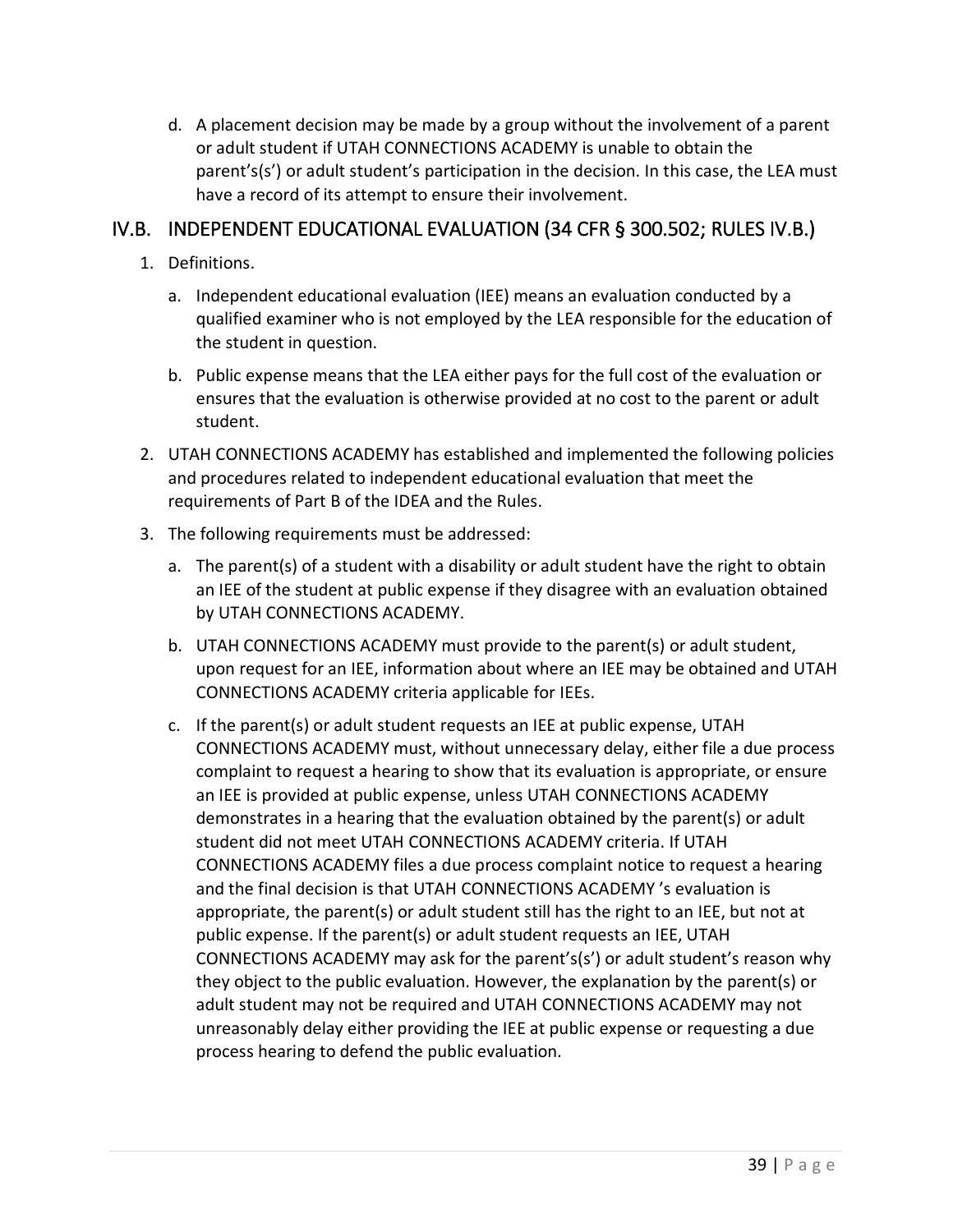d. A placement decision may be made by a group without the involvement of a parent or adult student if UTAH CONNECTIONS ACADEMY is unable to obtain the parent's(s') or adult student's participation in the decision. In this case, the LEA must have a record of its attempt to ensure their involvement.

## IV.B. INDEPENDENT EDUCATIONAL EVALUATION (34 CFR § 300.502; RULES IV.B.)

1. Definitions.
   a. Independent educational evaluation (IEE) means an evaluation conducted by a qualified examiner who is not employed by the LEA responsible for the education of the student in question.
   b. Public expense means that the LEA either pays for the full cost of the evaluation or ensures that the evaluation is otherwise provided at no cost to the parent or adult student.
2. UTAH CONNECTIONS ACADEMY has established and implemented the following policies and procedures related to independent educational evaluation that meet the requirements of Part B of the IDEA and the Rules.
3. The following requirements must be addressed:
   a. The parent(s) of a student with a disability or adult student have the right to obtain an IEE of the student at public expense if they disagree with an evaluation obtained by UTAH CONNECTIONS ACADEMY.
   b. UTAH CONNECTIONS ACADEMY must provide to the parent(s) or adult student, upon request for an IEE, information about where an IEE may be obtained and UTAH CONNECTIONS ACADEMY criteria applicable for IEEs.
   c. If the parent(s) or adult student requests an IEE at public expense, UTAH CONNECTIONS ACADEMY must, without unnecessary delay, either file a due process complaint to request a hearing to show that its evaluation is appropriate, or ensure an IEE is provided at public expense, unless UTAH CONNECTIONS ACADEMY demonstrates in a hearing that the evaluation obtained by the parent(s) or adult student did not meet UTAH CONNECTIONS ACADEMY criteria. If UTAH CONNECTIONS ACADEMY files a due process complaint notice to request a hearing and the final decision is that UTAH CONNECTIONS ACADEMY 's evaluation is appropriate, the parent(s) or adult student still has the right to an IEE, but not at public expense. If the parent(s) or adult student requests an IEE, UTAH CONNECTIONS ACADEMY may ask for the parent's(s') or adult student's reason why they object to the public evaluation. However, the explanation by the parent(s) or adult student may not be required and UTAH CONNECTIONS ACADEMY may not unreasonably delay either providing the IEE at public expense or requesting a due process hearing to defend the public evaluation.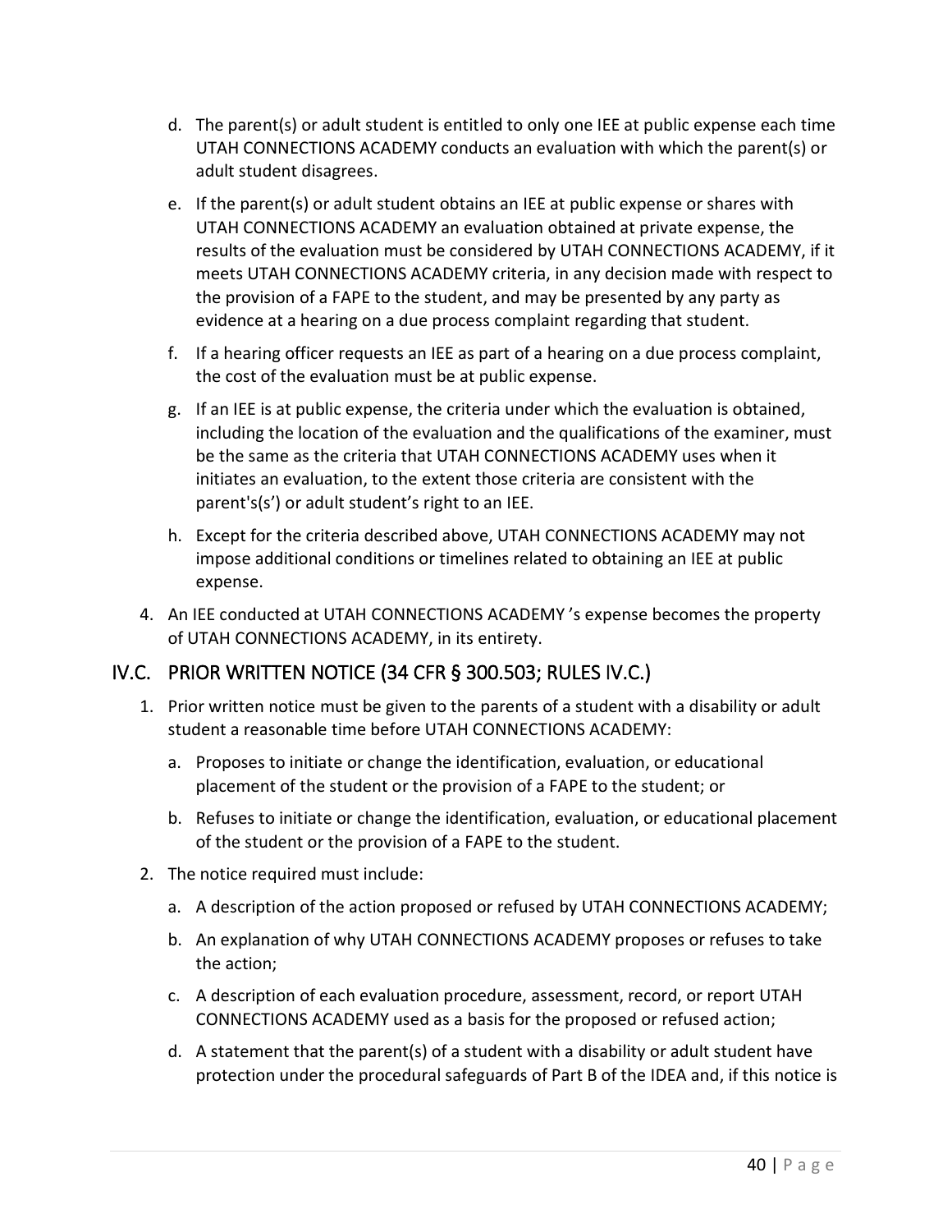d. The parent(s) or adult student is entitled to only one IEE at public expense each time UTAH CONNECTIONS ACADEMY conducts an evaluation with which the parent(s) or adult student disagrees.

e. If the parent(s) or adult student obtains an IEE at public expense or shares with UTAH CONNECTIONS ACADEMY an evaluation obtained at private expense, the results of the evaluation must be considered by UTAH CONNECTIONS ACADEMY, if it meets UTAH CONNECTIONS ACADEMY criteria, in any decision made with respect to the provision of a FAPE to the student, and may be presented by any party as evidence at a hearing on a due process complaint regarding that student.

f. If a hearing officer requests an IEE as part of a hearing on a due process complaint, the cost of the evaluation must be at public expense.

g. If an IEE is at public expense, the criteria under which the evaluation is obtained, including the location of the evaluation and the qualifications of the examiner, must be the same as the criteria that UTAH CONNECTIONS ACADEMY uses when it initiates an evaluation, to the extent those criteria are consistent with the parent's(s') or adult student's right to an IEE.

h. Except for the criteria described above, UTAH CONNECTIONS ACADEMY may not impose additional conditions or timelines related to obtaining an IEE at public expense.

4. An IEE conducted at UTAH CONNECTIONS ACADEMY 's expense becomes the property of UTAH CONNECTIONS ACADEMY, in its entirety.

## IV.C. PRIOR WRITTEN NOTICE (34 CFR § 300.503; RULES IV.C.)

1. Prior written notice must be given to the parents of a student with a disability or adult student a reasonable time before UTAH CONNECTIONS ACADEMY:

   a. Proposes to initiate or change the identification, evaluation, or educational placement of the student or the provision of a FAPE to the student; or

   b. Refuses to initiate or change the identification, evaluation, or educational placement of the student or the provision of a FAPE to the student.

2. The notice required must include:

   a. A description of the action proposed or refused by UTAH CONNECTIONS ACADEMY;

   b. An explanation of why UTAH CONNECTIONS ACADEMY proposes or refuses to take the action;

   c. A description of each evaluation procedure, assessment, record, or report UTAH CONNECTIONS ACADEMY used as a basis for the proposed or refused action;

   d. A statement that the parent(s) of a student with a disability or adult student have protection under the procedural safeguards of Part B of the IDEA and, if this notice is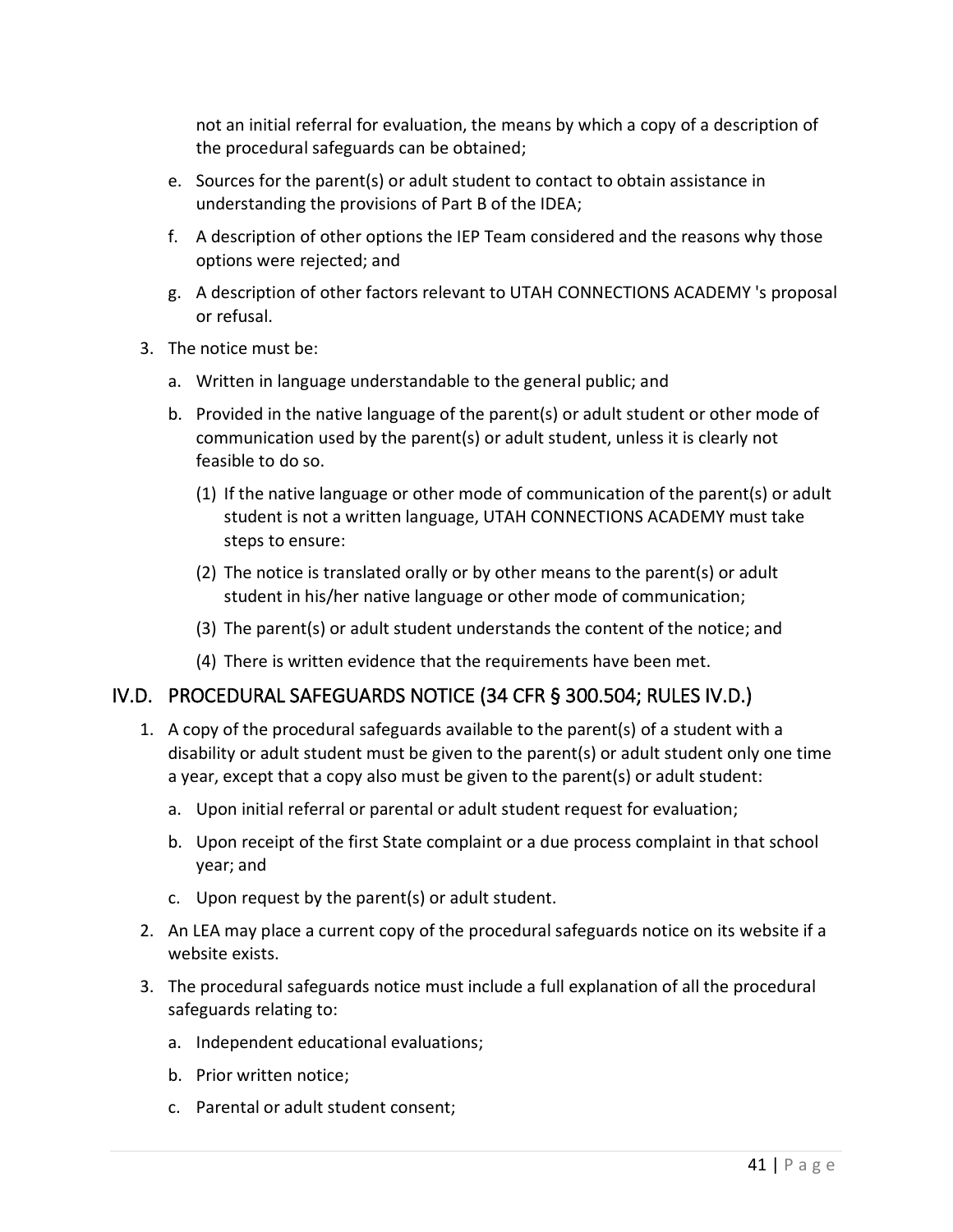not an initial referral for evaluation, the means by which a copy of a description of the procedural safeguards can be obtained;

e. Sources for the parent(s) or adult student to contact to obtain assistance in understanding the provisions of Part B of the IDEA;

f. A description of other options the IEP Team considered and the reasons why those options were rejected; and

g. A description of other factors relevant to UTAH CONNECTIONS ACADEMY 's proposal or refusal.

3. The notice must be:

   a. Written in language understandable to the general public; and

   b. Provided in the native language of the parent(s) or adult student or other mode of communication used by the parent(s) or adult student, unless it is clearly not feasible to do so.

      (1) If the native language or other mode of communication of the parent(s) or adult student is not a written language, UTAH CONNECTIONS ACADEMY must take steps to ensure:

      (2) The notice is translated orally or by other means to the parent(s) or adult student in his/her native language or other mode of communication;

      (3) The parent(s) or adult student understands the content of the notice; and

      (4) There is written evidence that the requirements have been met.

## IV.D. PROCEDURAL SAFEGUARDS NOTICE (34 CFR § 300.504; RULES IV.D.)

1. A copy of the procedural safeguards available to the parent(s) of a student with a disability or adult student must be given to the parent(s) or adult student only one time a year, except that a copy also must be given to the parent(s) or adult student:

   a. Upon initial referral or parental or adult student request for evaluation;

   b. Upon receipt of the first State complaint or a due process complaint in that school year; and

   c. Upon request by the parent(s) or adult student.

2. An LEA may place a current copy of the procedural safeguards notice on its website if a website exists.

3. The procedural safeguards notice must include a full explanation of all the procedural safeguards relating to:

   a. Independent educational evaluations;

   b. Prior written notice;

   c. Parental or adult student consent;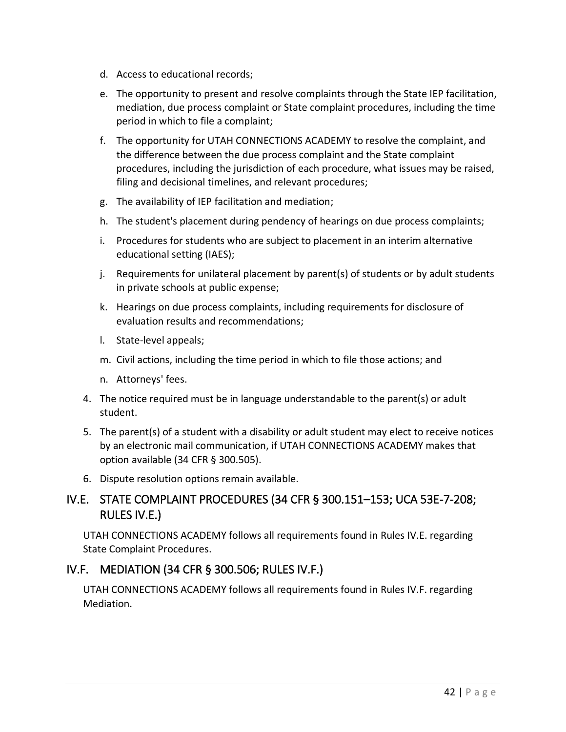d. Access to educational records;

e. The opportunity to present and resolve complaints through the State IEP facilitation, mediation, due process complaint or State complaint procedures, including the time period in which to file a complaint;

f. The opportunity for UTAH CONNECTIONS ACADEMY to resolve the complaint, and the difference between the due process complaint and the State complaint procedures, including the jurisdiction of each procedure, what issues may be raised, filing and decisional timelines, and relevant procedures;

g. The availability of IEP facilitation and mediation;

h. The student's placement during pendency of hearings on due process complaints;

i. Procedures for students who are subject to placement in an interim alternative educational setting (IAES);

j. Requirements for unilateral placement by parent(s) of students or by adult students in private schools at public expense;

k. Hearings on due process complaints, including requirements for disclosure of evaluation results and recommendations;

l. State-level appeals;

m. Civil actions, including the time period in which to file those actions; and

n. Attorneys' fees.

4. The notice required must be in language understandable to the parent(s) or adult student.
5. The parent(s) of a student with a disability or adult student may elect to receive notices by an electronic mail communication, if UTAH CONNECTIONS ACADEMY makes that option available (34 CFR § 300.505).
6. Dispute resolution options remain available.

## IV.E. STATE COMPLAINT PROCEDURES (34 CFR § 300.151–153; UCA 53E-7-208; RULES IV.E.)

UTAH CONNECTIONS ACADEMY follows all requirements found in Rules IV.E. regarding State Complaint Procedures.

## IV.F. MEDIATION (34 CFR § 300.506; RULES IV.F.)

UTAH CONNECTIONS ACADEMY follows all requirements found in Rules IV.F. regarding Mediation.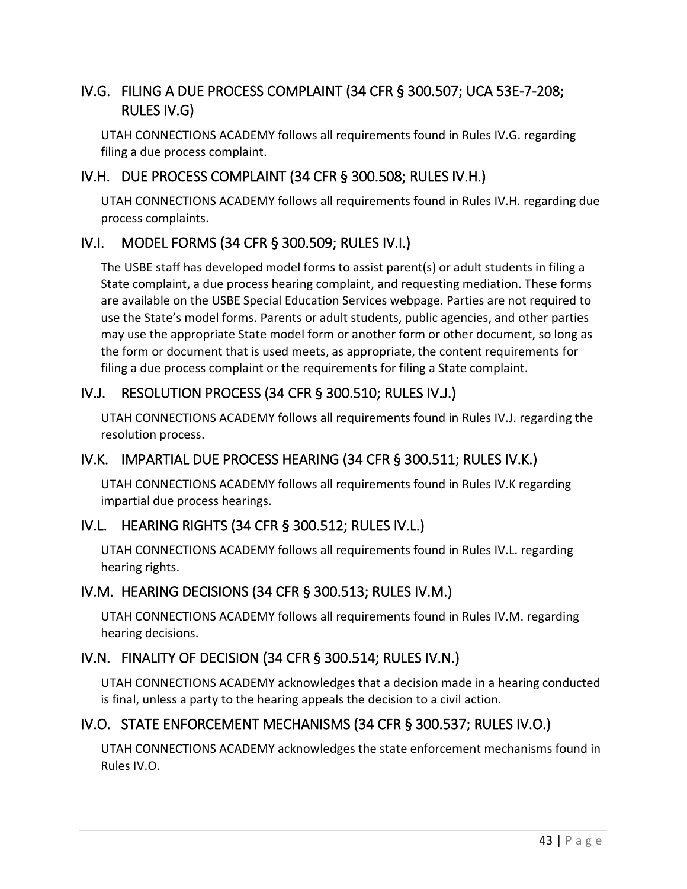## IV.G. FILING A DUE PROCESS COMPLAINT (34 CFR § 300.507; UCA 53E-7-208; RULES IV.G)

UTAH CONNECTIONS ACADEMY follows all requirements found in Rules IV.G. regarding filing a due process complaint.

## IV.H. DUE PROCESS COMPLAINT (34 CFR § 300.508; RULES IV.H.)

UTAH CONNECTIONS ACADEMY follows all requirements found in Rules IV.H. regarding due process complaints.

## IV.I. MODEL FORMS (34 CFR § 300.509; RULES IV.I.)

The USBE staff has developed model forms to assist parent(s) or adult students in filing a State complaint, a due process hearing complaint, and requesting mediation. These forms are available on the USBE Special Education Services webpage. Parties are not required to use the State's model forms. Parents or adult students, public agencies, and other parties may use the appropriate State model form or another form or other document, so long as the form or document that is used meets, as appropriate, the content requirements for filing a due process complaint or the requirements for filing a State complaint.

## IV.J. RESOLUTION PROCESS (34 CFR § 300.510; RULES IV.J.)

UTAH CONNECTIONS ACADEMY follows all requirements found in Rules IV.J. regarding the resolution process.

## IV.K. IMPARTIAL DUE PROCESS HEARING (34 CFR § 300.511; RULES IV.K.)

UTAH CONNECTIONS ACADEMY follows all requirements found in Rules IV.K regarding impartial due process hearings.

## IV.L. HEARING RIGHTS (34 CFR § 300.512; RULES IV.L.)

UTAH CONNECTIONS ACADEMY follows all requirements found in Rules IV.L. regarding hearing rights.

## IV.M. HEARING DECISIONS (34 CFR § 300.513; RULES IV.M.)

UTAH CONNECTIONS ACADEMY follows all requirements found in Rules IV.M. regarding hearing decisions.

## IV.N. FINALITY OF DECISION (34 CFR § 300.514; RULES IV.N.)

UTAH CONNECTIONS ACADEMY acknowledges that a decision made in a hearing conducted is final, unless a party to the hearing appeals the decision to a civil action.

## IV.O. STATE ENFORCEMENT MECHANISMS (34 CFR § 300.537; RULES IV.O.)

UTAH CONNECTIONS ACADEMY acknowledges the state enforcement mechanisms found in Rules IV.O.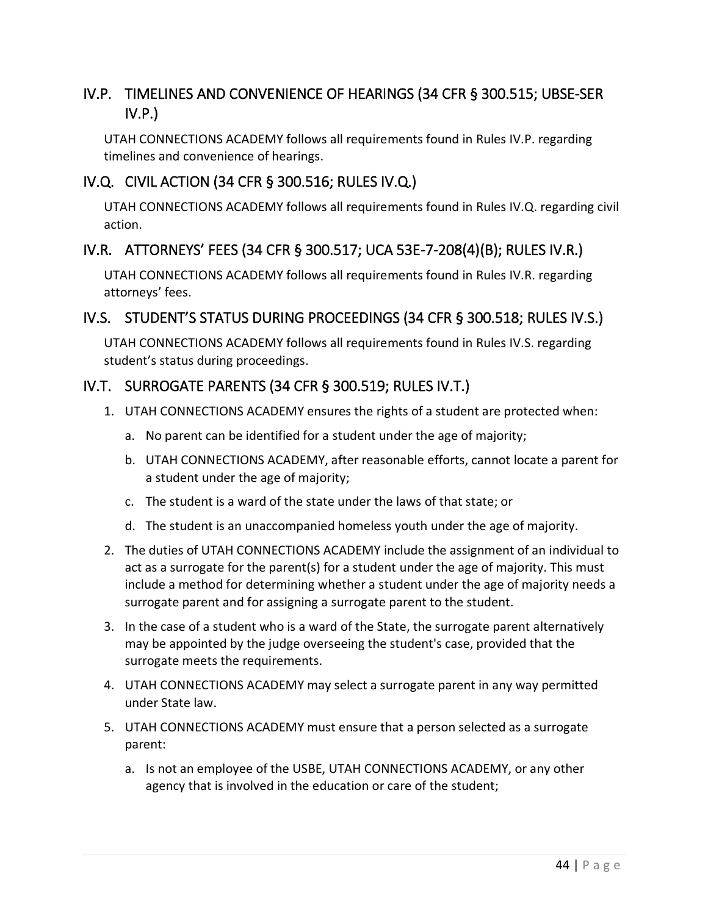## IV.P. TIMELINES AND CONVENIENCE OF HEARINGS (34 CFR § 300.515; UBSE-SER IV.P.)

UTAH CONNECTIONS ACADEMY follows all requirements found in Rules IV.P. regarding timelines and convenience of hearings.

## IV.Q. CIVIL ACTION (34 CFR § 300.516; RULES IV.Q.)

UTAH CONNECTIONS ACADEMY follows all requirements found in Rules IV.Q. regarding civil action.

## IV.R. ATTORNEYS' FEES (34 CFR § 300.517; UCA 53E-7-208(4)(B); RULES IV.R.)

UTAH CONNECTIONS ACADEMY follows all requirements found in Rules IV.R. regarding attorneys' fees.

## IV.S. STUDENT'S STATUS DURING PROCEEDINGS (34 CFR § 300.518; RULES IV.S.)

UTAH CONNECTIONS ACADEMY follows all requirements found in Rules IV.S. regarding student's status during proceedings.

## IV.T. SURROGATE PARENTS (34 CFR § 300.519; RULES IV.T.)

1. UTAH CONNECTIONS ACADEMY ensures the rights of a student are protected when:
   a. No parent can be identified for a student under the age of majority;
   b. UTAH CONNECTIONS ACADEMY, after reasonable efforts, cannot locate a parent for a student under the age of majority;
   c. The student is a ward of the state under the laws of that state; or
   d. The student is an unaccompanied homeless youth under the age of majority.
2. The duties of UTAH CONNECTIONS ACADEMY include the assignment of an individual to act as a surrogate for the parent(s) for a student under the age of majority. This must include a method for determining whether a student under the age of majority needs a surrogate parent and for assigning a surrogate parent to the student.
3. In the case of a student who is a ward of the State, the surrogate parent alternatively may be appointed by the judge overseeing the student's case, provided that the surrogate meets the requirements.
4. UTAH CONNECTIONS ACADEMY may select a surrogate parent in any way permitted under State law.
5. UTAH CONNECTIONS ACADEMY must ensure that a person selected as a surrogate parent:
   a. Is not an employee of the USBE, UTAH CONNECTIONS ACADEMY, or any other agency that is involved in the education or care of the student;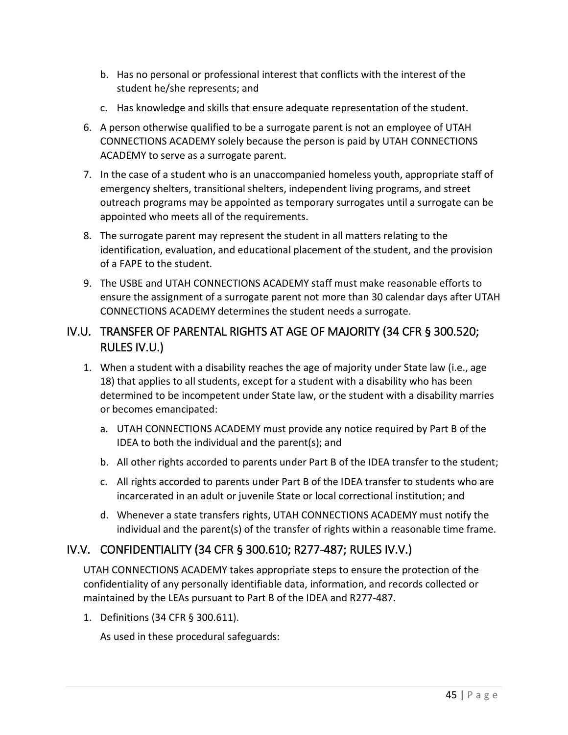b. Has no personal or professional interest that conflicts with the interest of the student he/she represents; and

c. Has knowledge and skills that ensure adequate representation of the student.

6. A person otherwise qualified to be a surrogate parent is not an employee of UTAH CONNECTIONS ACADEMY solely because the person is paid by UTAH CONNECTIONS ACADEMY to serve as a surrogate parent.

7. In the case of a student who is an unaccompanied homeless youth, appropriate staff of emergency shelters, transitional shelters, independent living programs, and street outreach programs may be appointed as temporary surrogates until a surrogate can be appointed who meets all of the requirements.

8. The surrogate parent may represent the student in all matters relating to the identification, evaluation, and educational placement of the student, and the provision of a FAPE to the student.

9. The USBE and UTAH CONNECTIONS ACADEMY staff must make reasonable efforts to ensure the assignment of a surrogate parent not more than 30 calendar days after UTAH CONNECTIONS ACADEMY determines the student needs a surrogate.

## IV.U. TRANSFER OF PARENTAL RIGHTS AT AGE OF MAJORITY (34 CFR § 300.520; RULES IV.U.)

1. When a student with a disability reaches the age of majority under State law (i.e., age 18) that applies to all students, except for a student with a disability who has been determined to be incompetent under State law, or the student with a disability marries or becomes emancipated:

   a. UTAH CONNECTIONS ACADEMY must provide any notice required by Part B of the IDEA to both the individual and the parent(s); and

   b. All other rights accorded to parents under Part B of the IDEA transfer to the student;

   c. All rights accorded to parents under Part B of the IDEA transfer to students who are incarcerated in an adult or juvenile State or local correctional institution; and

   d. Whenever a state transfers rights, UTAH CONNECTIONS ACADEMY must notify the individual and the parent(s) of the transfer of rights within a reasonable time frame.

## IV.V. CONFIDENTIALITY (34 CFR § 300.610; R277-487; RULES IV.V.)

UTAH CONNECTIONS ACADEMY takes appropriate steps to ensure the protection of the confidentiality of any personally identifiable data, information, and records collected or maintained by the LEAs pursuant to Part B of the IDEA and R277-487.

1. Definitions (34 CFR § 300.611).

   As used in these procedural safeguards: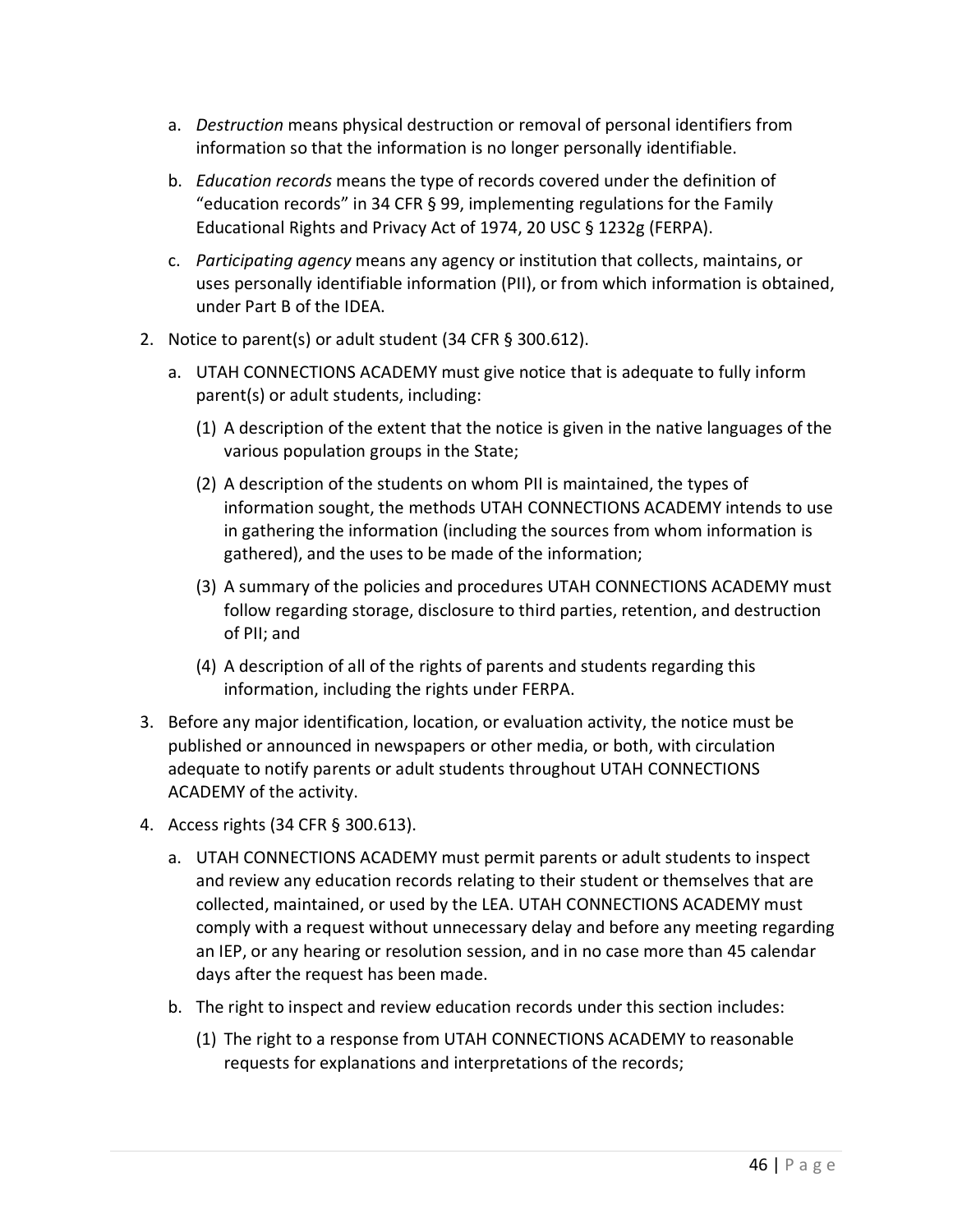a. *Destruction* means physical destruction or removal of personal identifiers from information so that the information is no longer personally identifiable.

b. *Education records* means the type of records covered under the definition of "education records" in 34 CFR § 99, implementing regulations for the Family Educational Rights and Privacy Act of 1974, 20 USC § 1232g (FERPA).

c. *Participating agency* means any agency or institution that collects, maintains, or uses personally identifiable information (PII), or from which information is obtained, under Part B of the IDEA.

2. Notice to parent(s) or adult student (34 CFR § 300.612).

   a. UTAH CONNECTIONS ACADEMY must give notice that is adequate to fully inform parent(s) or adult students, including:

      (1) A description of the extent that the notice is given in the native languages of the various population groups in the State;

      (2) A description of the students on whom PII is maintained, the types of information sought, the methods UTAH CONNECTIONS ACADEMY intends to use in gathering the information (including the sources from whom information is gathered), and the uses to be made of the information;

      (3) A summary of the policies and procedures UTAH CONNECTIONS ACADEMY must follow regarding storage, disclosure to third parties, retention, and destruction of PII; and

      (4) A description of all of the rights of parents and students regarding this information, including the rights under FERPA.

3. Before any major identification, location, or evaluation activity, the notice must be published or announced in newspapers or other media, or both, with circulation adequate to notify parents or adult students throughout UTAH CONNECTIONS ACADEMY of the activity.

4. Access rights (34 CFR § 300.613).

   a. UTAH CONNECTIONS ACADEMY must permit parents or adult students to inspect and review any education records relating to their student or themselves that are collected, maintained, or used by the LEA. UTAH CONNECTIONS ACADEMY must comply with a request without unnecessary delay and before any meeting regarding an IEP, or any hearing or resolution session, and in no case more than 45 calendar days after the request has been made.

   b. The right to inspect and review education records under this section includes:

      (1) The right to a response from UTAH CONNECTIONS ACADEMY to reasonable requests for explanations and interpretations of the records;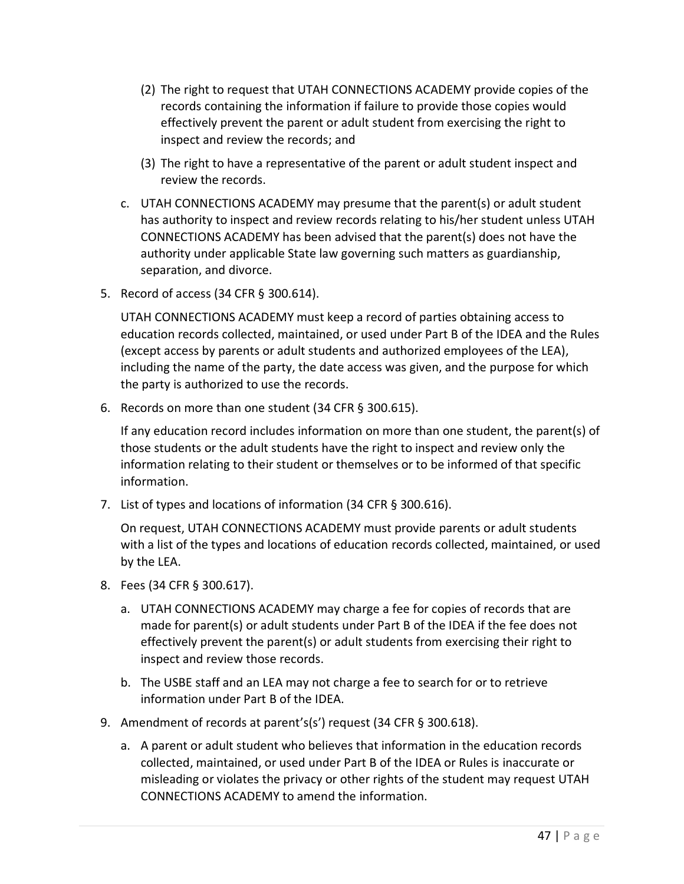(2) The right to request that UTAH CONNECTIONS ACADEMY provide copies of the records containing the information if failure to provide those copies would effectively prevent the parent or adult student from exercising the right to inspect and review the records; and

(3) The right to have a representative of the parent or adult student inspect and review the records.

c. UTAH CONNECTIONS ACADEMY may presume that the parent(s) or adult student has authority to inspect and review records relating to his/her student unless UTAH CONNECTIONS ACADEMY has been advised that the parent(s) does not have the authority under applicable State law governing such matters as guardianship, separation, and divorce.

5. Record of access (34 CFR § 300.614).

   UTAH CONNECTIONS ACADEMY must keep a record of parties obtaining access to education records collected, maintained, or used under Part B of the IDEA and the Rules (except access by parents or adult students and authorized employees of the LEA), including the name of the party, the date access was given, and the purpose for which the party is authorized to use the records.

6. Records on more than one student (34 CFR § 300.615).

   If any education record includes information on more than one student, the parent(s) of those students or the adult students have the right to inspect and review only the information relating to their student or themselves or to be informed of that specific information.

7. List of types and locations of information (34 CFR § 300.616).

   On request, UTAH CONNECTIONS ACADEMY must provide parents or adult students with a list of the types and locations of education records collected, maintained, or used by the LEA.

8. Fees (34 CFR § 300.617).

   a. UTAH CONNECTIONS ACADEMY may charge a fee for copies of records that are made for parent(s) or adult students under Part B of the IDEA if the fee does not effectively prevent the parent(s) or adult students from exercising their right to inspect and review those records.

   b. The USBE staff and an LEA may not charge a fee to search for or to retrieve information under Part B of the IDEA.

9. Amendment of records at parent's(s') request (34 CFR § 300.618).

   a. A parent or adult student who believes that information in the education records collected, maintained, or used under Part B of the IDEA or Rules is inaccurate or misleading or violates the privacy or other rights of the student may request UTAH CONNECTIONS ACADEMY to amend the information.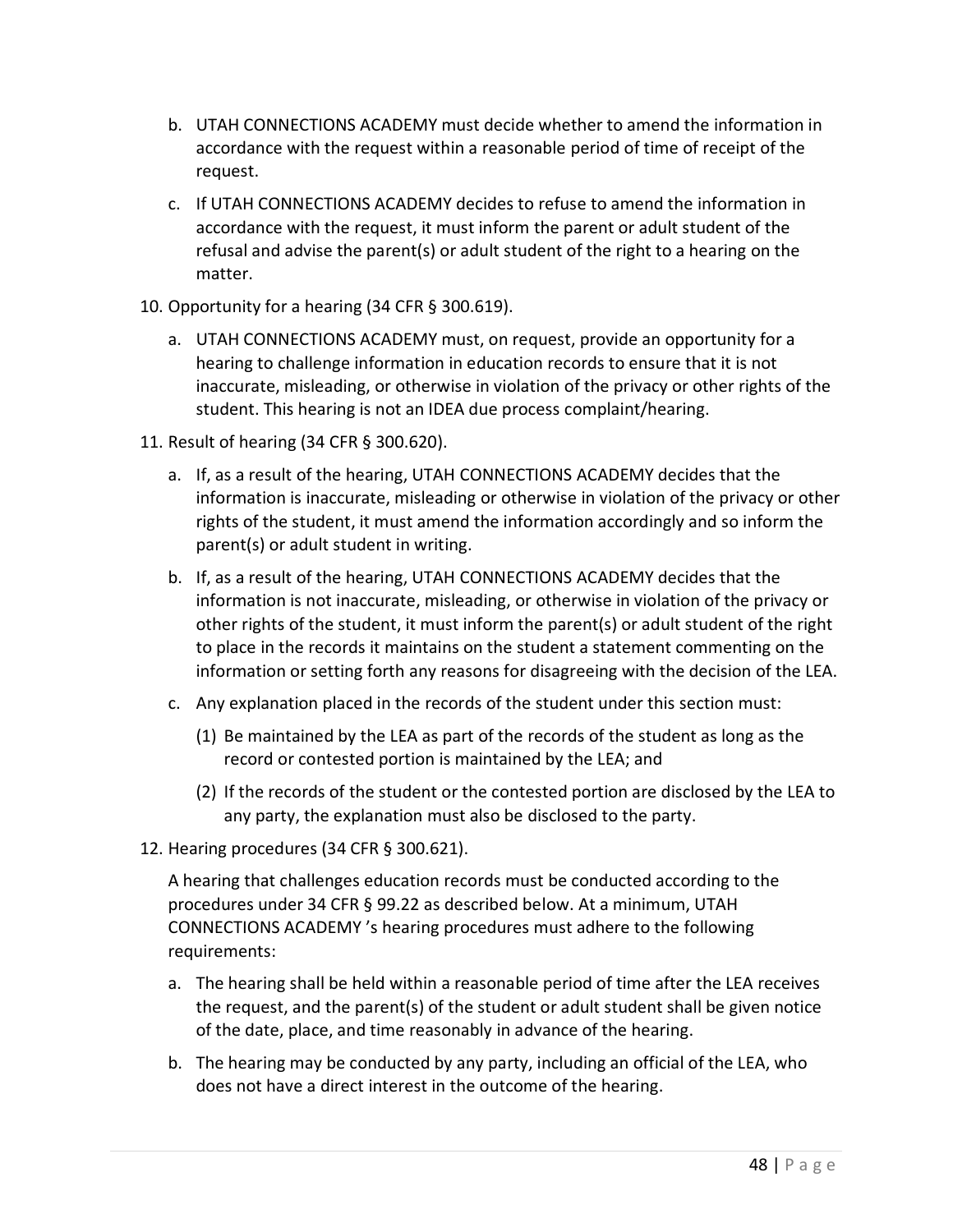b. UTAH CONNECTIONS ACADEMY must decide whether to amend the information in accordance with the request within a reasonable period of time of receipt of the request.

c. If UTAH CONNECTIONS ACADEMY decides to refuse to amend the information in accordance with the request, it must inform the parent or adult student of the refusal and advise the parent(s) or adult student of the right to a hearing on the matter.

10. Opportunity for a hearing (34 CFR § 300.619).

    a. UTAH CONNECTIONS ACADEMY must, on request, provide an opportunity for a hearing to challenge information in education records to ensure that it is not inaccurate, misleading, or otherwise in violation of the privacy or other rights of the student. This hearing is not an IDEA due process complaint/hearing.

11. Result of hearing (34 CFR § 300.620).

    a. If, as a result of the hearing, UTAH CONNECTIONS ACADEMY decides that the information is inaccurate, misleading or otherwise in violation of the privacy or other rights of the student, it must amend the information accordingly and so inform the parent(s) or adult student in writing.

    b. If, as a result of the hearing, UTAH CONNECTIONS ACADEMY decides that the information is not inaccurate, misleading, or otherwise in violation of the privacy or other rights of the student, it must inform the parent(s) or adult student of the right to place in the records it maintains on the student a statement commenting on the information or setting forth any reasons for disagreeing with the decision of the LEA.

    c. Any explanation placed in the records of the student under this section must:

        (1) Be maintained by the LEA as part of the records of the student as long as the record or contested portion is maintained by the LEA; and

        (2) If the records of the student or the contested portion are disclosed by the LEA to any party, the explanation must also be disclosed to the party.

12. Hearing procedures (34 CFR § 300.621).

    A hearing that challenges education records must be conducted according to the procedures under 34 CFR § 99.22 as described below. At a minimum, UTAH CONNECTIONS ACADEMY 's hearing procedures must adhere to the following requirements:

    a. The hearing shall be held within a reasonable period of time after the LEA receives the request, and the parent(s) of the student or adult student shall be given notice of the date, place, and time reasonably in advance of the hearing.

    b. The hearing may be conducted by any party, including an official of the LEA, who does not have a direct interest in the outcome of the hearing.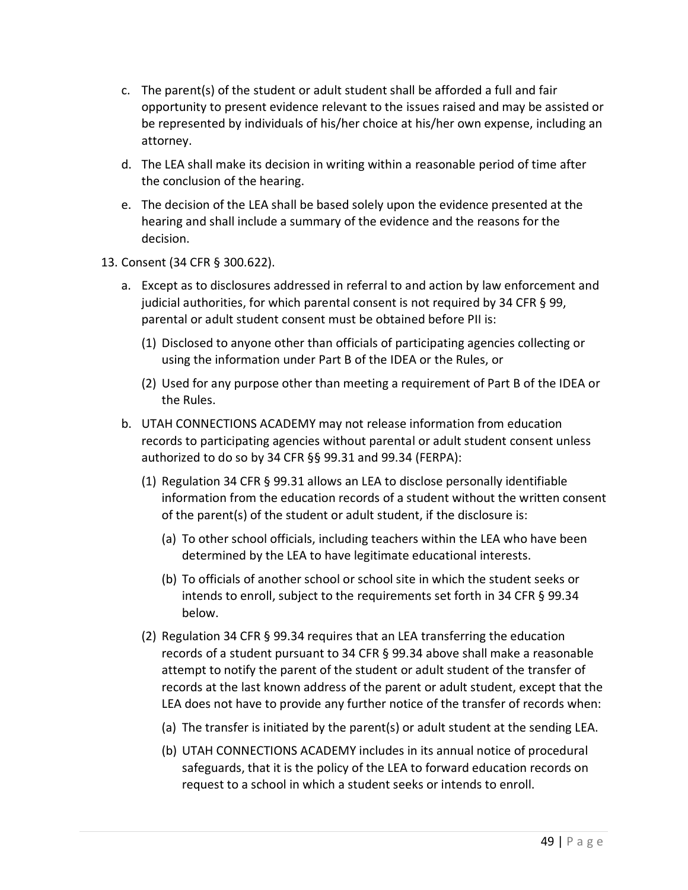c. The parent(s) of the student or adult student shall be afforded a full and fair opportunity to present evidence relevant to the issues raised and may be assisted or be represented by individuals of his/her choice at his/her own expense, including an attorney.

d. The LEA shall make its decision in writing within a reasonable period of time after the conclusion of the hearing.

e. The decision of the LEA shall be based solely upon the evidence presented at the hearing and shall include a summary of the evidence and the reasons for the decision.

13. Consent (34 CFR § 300.622).

   a. Except as to disclosures addressed in referral to and action by law enforcement and judicial authorities, for which parental consent is not required by 34 CFR § 99, parental or adult student consent must be obtained before PII is:

      (1) Disclosed to anyone other than officials of participating agencies collecting or using the information under Part B of the IDEA or the Rules, or

      (2) Used for any purpose other than meeting a requirement of Part B of the IDEA or the Rules.

   b. UTAH CONNECTIONS ACADEMY may not release information from education records to participating agencies without parental or adult student consent unless authorized to do so by 34 CFR §§ 99.31 and 99.34 (FERPA):

      (1) Regulation 34 CFR § 99.31 allows an LEA to disclose personally identifiable information from the education records of a student without the written consent of the parent(s) of the student or adult student, if the disclosure is:

         (a) To other school officials, including teachers within the LEA who have been determined by the LEA to have legitimate educational interests.

         (b) To officials of another school or school site in which the student seeks or intends to enroll, subject to the requirements set forth in 34 CFR § 99.34 below.

      (2) Regulation 34 CFR § 99.34 requires that an LEA transferring the education records of a student pursuant to 34 CFR § 99.34 above shall make a reasonable attempt to notify the parent of the student or adult student of the transfer of records at the last known address of the parent or adult student, except that the LEA does not have to provide any further notice of the transfer of records when:

         (a) The transfer is initiated by the parent(s) or adult student at the sending LEA.

         (b) UTAH CONNECTIONS ACADEMY includes in its annual notice of procedural safeguards, that it is the policy of the LEA to forward education records on request to a school in which a student seeks or intends to enroll.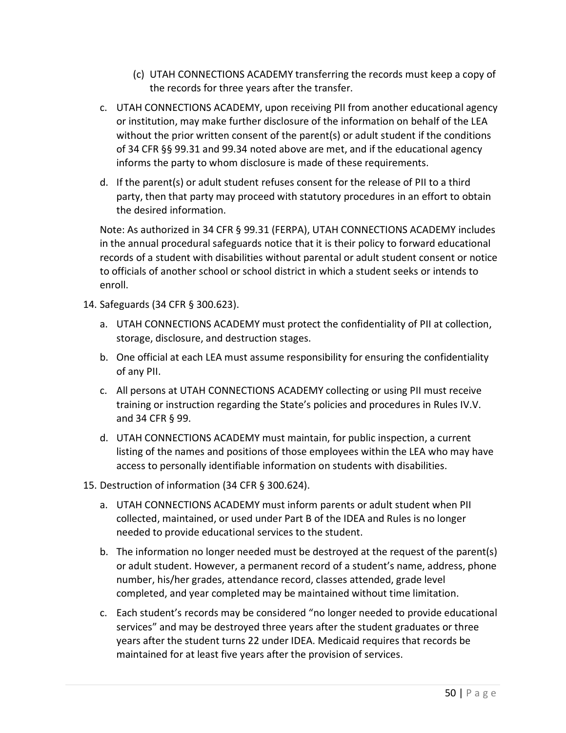(c) UTAH CONNECTIONS ACADEMY transferring the records must keep a copy of the records for three years after the transfer.

c. UTAH CONNECTIONS ACADEMY, upon receiving PII from another educational agency or institution, may make further disclosure of the information on behalf of the LEA without the prior written consent of the parent(s) or adult student if the conditions of 34 CFR §§ 99.31 and 99.34 noted above are met, and if the educational agency informs the party to whom disclosure is made of these requirements.

d. If the parent(s) or adult student refuses consent for the release of PII to a third party, then that party may proceed with statutory procedures in an effort to obtain the desired information.

Note: As authorized in 34 CFR § 99.31 (FERPA), UTAH CONNECTIONS ACADEMY includes in the annual procedural safeguards notice that it is their policy to forward educational records of a student with disabilities without parental or adult student consent or notice to officials of another school or school district in which a student seeks or intends to enroll.

14. Safeguards (34 CFR § 300.623).

    a. UTAH CONNECTIONS ACADEMY must protect the confidentiality of PII at collection, storage, disclosure, and destruction stages.

    b. One official at each LEA must assume responsibility for ensuring the confidentiality of any PII.

    c. All persons at UTAH CONNECTIONS ACADEMY collecting or using PII must receive training or instruction regarding the State's policies and procedures in Rules IV.V. and 34 CFR § 99.

    d. UTAH CONNECTIONS ACADEMY must maintain, for public inspection, a current listing of the names and positions of those employees within the LEA who may have access to personally identifiable information on students with disabilities.

15. Destruction of information (34 CFR § 300.624).

    a. UTAH CONNECTIONS ACADEMY must inform parents or adult student when PII collected, maintained, or used under Part B of the IDEA and Rules is no longer needed to provide educational services to the student.

    b. The information no longer needed must be destroyed at the request of the parent(s) or adult student. However, a permanent record of a student's name, address, phone number, his/her grades, attendance record, classes attended, grade level completed, and year completed may be maintained without time limitation.

    c. Each student's records may be considered "no longer needed to provide educational services" and may be destroyed three years after the student graduates or three years after the student turns 22 under IDEA. Medicaid requires that records be maintained for at least five years after the provision of services.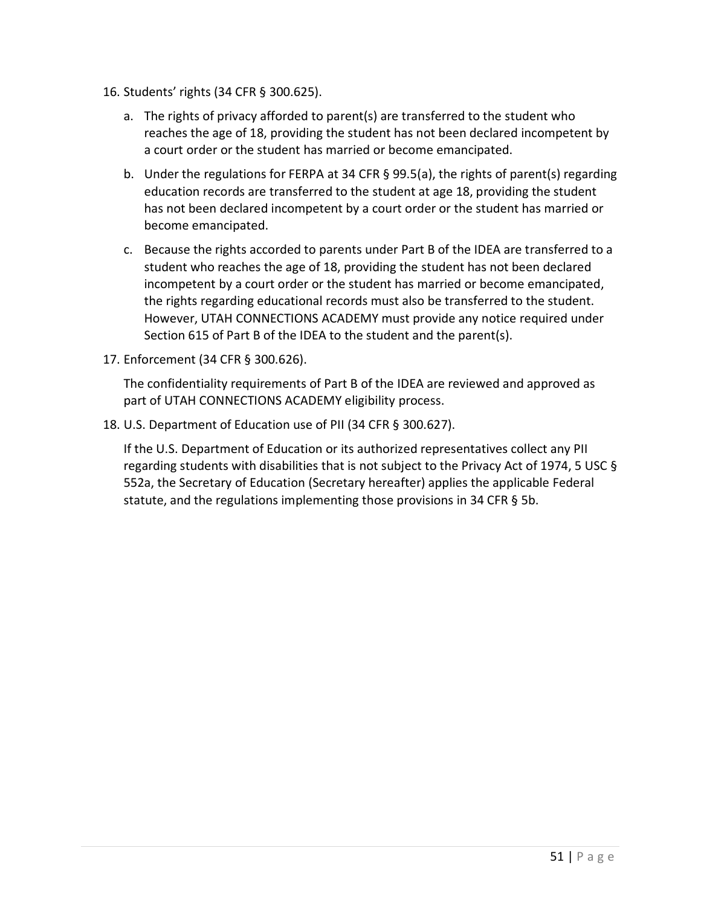16. Students' rights (34 CFR § 300.625).

    a. The rights of privacy afforded to parent(s) are transferred to the student who reaches the age of 18, providing the student has not been declared incompetent by a court order or the student has married or become emancipated.

    b. Under the regulations for FERPA at 34 CFR § 99.5(a), the rights of parent(s) regarding education records are transferred to the student at age 18, providing the student has not been declared incompetent by a court order or the student has married or become emancipated.

    c. Because the rights accorded to parents under Part B of the IDEA are transferred to a student who reaches the age of 18, providing the student has not been declared incompetent by a court order or the student has married or become emancipated, the rights regarding educational records must also be transferred to the student. However, UTAH CONNECTIONS ACADEMY must provide any notice required under Section 615 of Part B of the IDEA to the student and the parent(s).

17. Enforcement (34 CFR § 300.626).

    The confidentiality requirements of Part B of the IDEA are reviewed and approved as part of UTAH CONNECTIONS ACADEMY eligibility process.

18. U.S. Department of Education use of PII (34 CFR § 300.627).

    If the U.S. Department of Education or its authorized representatives collect any PII regarding students with disabilities that is not subject to the Privacy Act of 1974, 5 USC § 552a, the Secretary of Education (Secretary hereafter) applies the applicable Federal statute, and the regulations implementing those provisions in 34 CFR § 5b.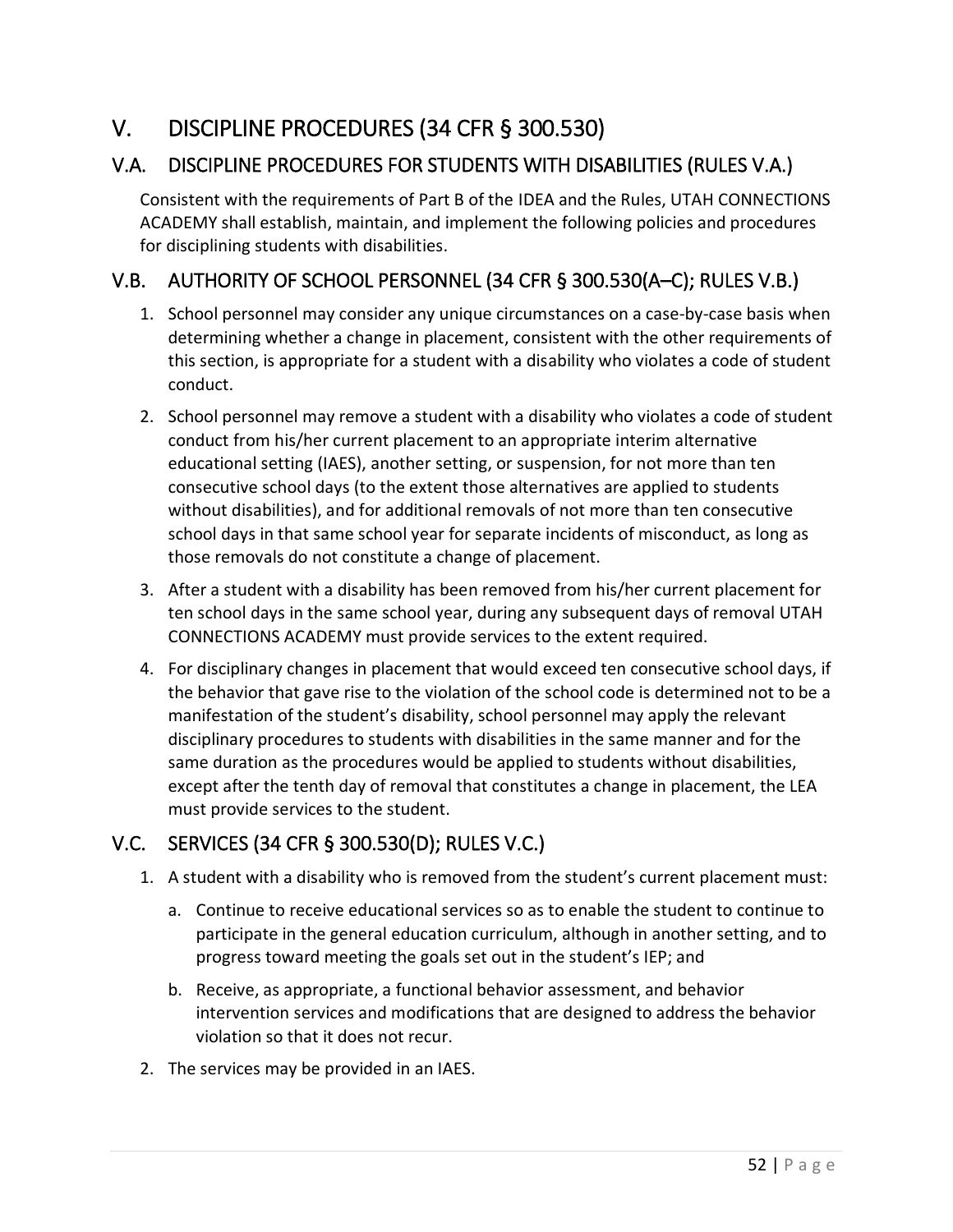# V. DISCIPLINE PROCEDURES (34 CFR § 300.530)

## V.A. DISCIPLINE PROCEDURES FOR STUDENTS WITH DISABILITIES (RULES V.A.)

Consistent with the requirements of Part B of the IDEA and the Rules, UTAH CONNECTIONS ACADEMY shall establish, maintain, and implement the following policies and procedures for disciplining students with disabilities.

## V.B. AUTHORITY OF SCHOOL PERSONNEL (34 CFR § 300.530(A–C); RULES V.B.)

1. School personnel may consider any unique circumstances on a case-by-case basis when determining whether a change in placement, consistent with the other requirements of this section, is appropriate for a student with a disability who violates a code of student conduct.
2. School personnel may remove a student with a disability who violates a code of student conduct from his/her current placement to an appropriate interim alternative educational setting (IAES), another setting, or suspension, for not more than ten consecutive school days (to the extent those alternatives are applied to students without disabilities), and for additional removals of not more than ten consecutive school days in that same school year for separate incidents of misconduct, as long as those removals do not constitute a change of placement.
3. After a student with a disability has been removed from his/her current placement for ten school days in the same school year, during any subsequent days of removal UTAH CONNECTIONS ACADEMY must provide services to the extent required.
4. For disciplinary changes in placement that would exceed ten consecutive school days, if the behavior that gave rise to the violation of the school code is determined not to be a manifestation of the student's disability, school personnel may apply the relevant disciplinary procedures to students with disabilities in the same manner and for the same duration as the procedures would be applied to students without disabilities, except after the tenth day of removal that constitutes a change in placement, the LEA must provide services to the student.

## V.C. SERVICES (34 CFR § 300.530(D); RULES V.C.)

1. A student with a disability who is removed from the student's current placement must:
   a. Continue to receive educational services so as to enable the student to continue to participate in the general education curriculum, although in another setting, and to progress toward meeting the goals set out in the student's IEP; and
   b. Receive, as appropriate, a functional behavior assessment, and behavior intervention services and modifications that are designed to address the behavior violation so that it does not recur.
2. The services may be provided in an IAES.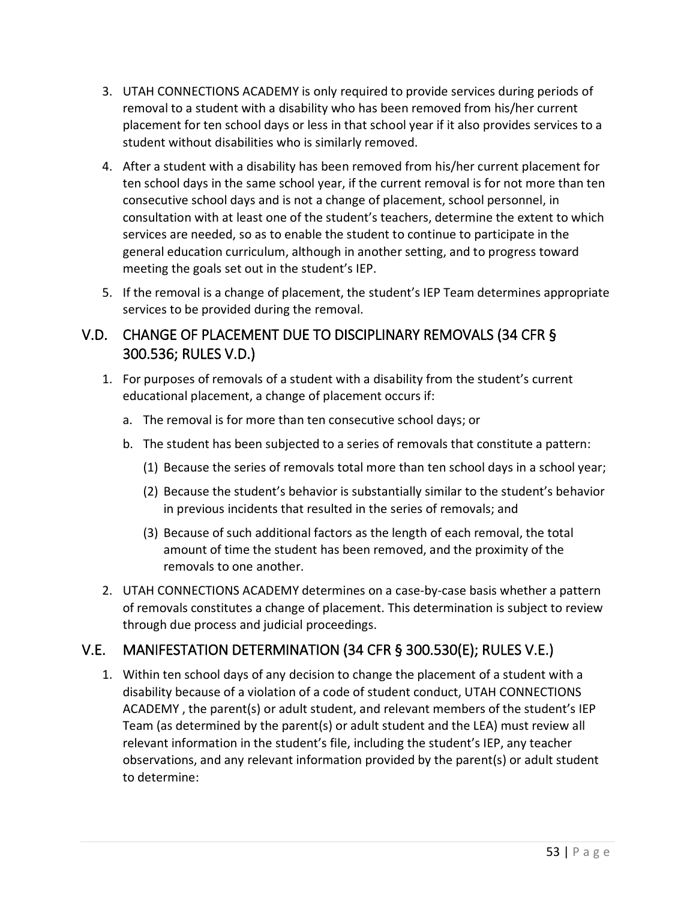3. UTAH CONNECTIONS ACADEMY is only required to provide services during periods of removal to a student with a disability who has been removed from his/her current placement for ten school days or less in that school year if it also provides services to a student without disabilities who is similarly removed.

4. After a student with a disability has been removed from his/her current placement for ten school days in the same school year, if the current removal is for not more than ten consecutive school days and is not a change of placement, school personnel, in consultation with at least one of the student's teachers, determine the extent to which services are needed, so as to enable the student to continue to participate in the general education curriculum, although in another setting, and to progress toward meeting the goals set out in the student's IEP.

5. If the removal is a change of placement, the student's IEP Team determines appropriate services to be provided during the removal.

## V.D. CHANGE OF PLACEMENT DUE TO DISCIPLINARY REMOVALS (34 CFR § 300.536; RULES V.D.)

1. For purposes of removals of a student with a disability from the student's current educational placement, a change of placement occurs if:
   a. The removal is for more than ten consecutive school days; or
   b. The student has been subjected to a series of removals that constitute a pattern:
      (1) Because the series of removals total more than ten school days in a school year;
      (2) Because the student's behavior is substantially similar to the student's behavior in previous incidents that resulted in the series of removals; and
      (3) Because of such additional factors as the length of each removal, the total amount of time the student has been removed, and the proximity of the removals to one another.

2. UTAH CONNECTIONS ACADEMY determines on a case-by-case basis whether a pattern of removals constitutes a change of placement. This determination is subject to review through due process and judicial proceedings.

## V.E. MANIFESTATION DETERMINATION (34 CFR § 300.530(E); RULES V.E.)

1. Within ten school days of any decision to change the placement of a student with a disability because of a violation of a code of student conduct, UTAH CONNECTIONS ACADEMY , the parent(s) or adult student, and relevant members of the student's IEP Team (as determined by the parent(s) or adult student and the LEA) must review all relevant information in the student's file, including the student's IEP, any teacher observations, and any relevant information provided by the parent(s) or adult student to determine: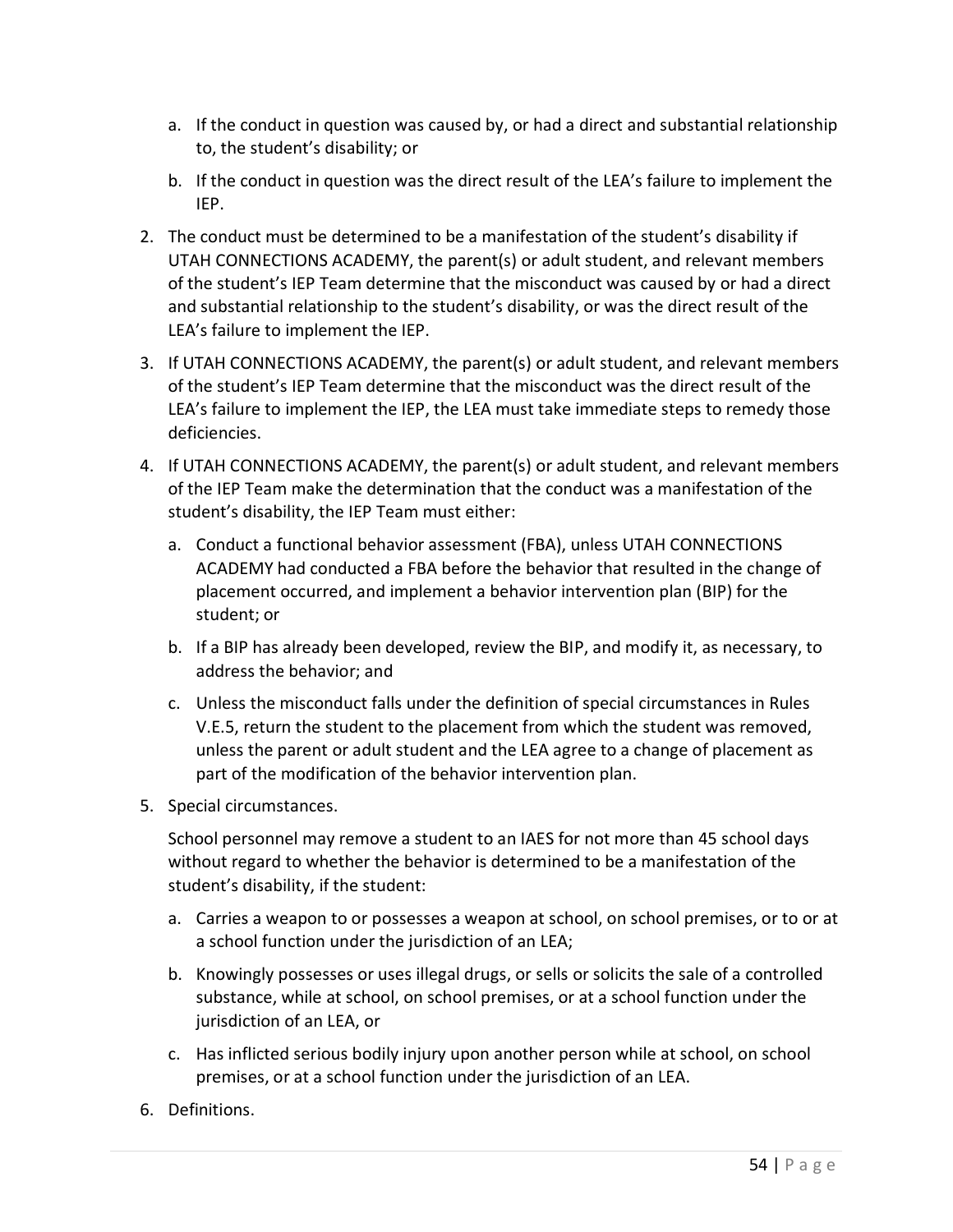a. If the conduct in question was caused by, or had a direct and substantial relationship to, the student's disability; or

b. If the conduct in question was the direct result of the LEA's failure to implement the IEP.

2. The conduct must be determined to be a manifestation of the student's disability if UTAH CONNECTIONS ACADEMY, the parent(s) or adult student, and relevant members of the student's IEP Team determine that the misconduct was caused by or had a direct and substantial relationship to the student's disability, or was the direct result of the LEA's failure to implement the IEP.

3. If UTAH CONNECTIONS ACADEMY, the parent(s) or adult student, and relevant members of the student's IEP Team determine that the misconduct was the direct result of the LEA's failure to implement the IEP, the LEA must take immediate steps to remedy those deficiencies.

4. If UTAH CONNECTIONS ACADEMY, the parent(s) or adult student, and relevant members of the IEP Team make the determination that the conduct was a manifestation of the student's disability, the IEP Team must either:

   a. Conduct a functional behavior assessment (FBA), unless UTAH CONNECTIONS ACADEMY had conducted a FBA before the behavior that resulted in the change of placement occurred, and implement a behavior intervention plan (BIP) for the student; or

   b. If a BIP has already been developed, review the BIP, and modify it, as necessary, to address the behavior; and

   c. Unless the misconduct falls under the definition of special circumstances in Rules V.E.5, return the student to the placement from which the student was removed, unless the parent or adult student and the LEA agree to a change of placement as part of the modification of the behavior intervention plan.

5. Special circumstances.

   School personnel may remove a student to an IAES for not more than 45 school days without regard to whether the behavior is determined to be a manifestation of the student's disability, if the student:

   a. Carries a weapon to or possesses a weapon at school, on school premises, or to or at a school function under the jurisdiction of an LEA;

   b. Knowingly possesses or uses illegal drugs, or sells or solicits the sale of a controlled substance, while at school, on school premises, or at a school function under the jurisdiction of an LEA, or

   c. Has inflicted serious bodily injury upon another person while at school, on school premises, or at a school function under the jurisdiction of an LEA.

6. Definitions.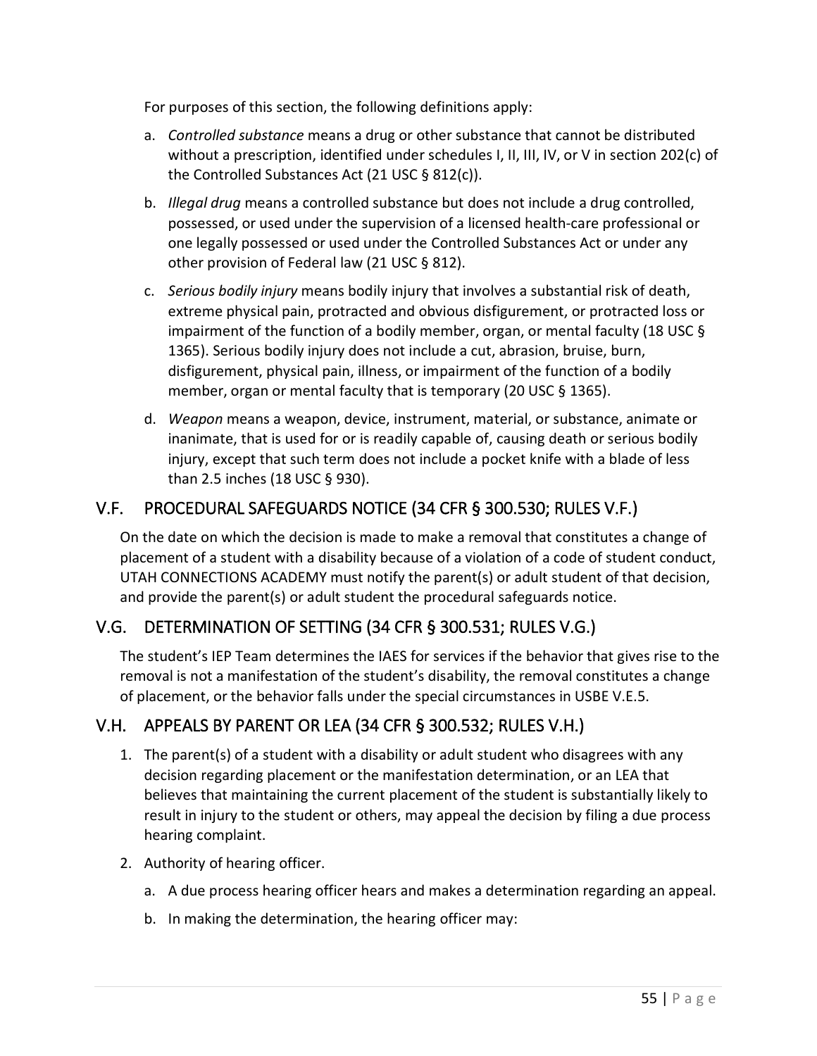For purposes of this section, the following definitions apply:

a. *Controlled substance* means a drug or other substance that cannot be distributed without a prescription, identified under schedules I, II, III, IV, or V in section 202(c) of the Controlled Substances Act (21 USC § 812(c)).

b. *Illegal drug* means a controlled substance but does not include a drug controlled, possessed, or used under the supervision of a licensed health-care professional or one legally possessed or used under the Controlled Substances Act or under any other provision of Federal law (21 USC § 812).

c. *Serious bodily injury* means bodily injury that involves a substantial risk of death, extreme physical pain, protracted and obvious disfigurement, or protracted loss or impairment of the function of a bodily member, organ, or mental faculty (18 USC § 1365). Serious bodily injury does not include a cut, abrasion, bruise, burn, disfigurement, physical pain, illness, or impairment of the function of a bodily member, organ or mental faculty that is temporary (20 USC § 1365).

d. *Weapon* means a weapon, device, instrument, material, or substance, animate or inanimate, that is used for or is readily capable of, causing death or serious bodily injury, except that such term does not include a pocket knife with a blade of less than 2.5 inches (18 USC § 930).

## V.F. PROCEDURAL SAFEGUARDS NOTICE (34 CFR § 300.530; RULES V.F.)

On the date on which the decision is made to make a removal that constitutes a change of placement of a student with a disability because of a violation of a code of student conduct, UTAH CONNECTIONS ACADEMY must notify the parent(s) or adult student of that decision, and provide the parent(s) or adult student the procedural safeguards notice.

## V.G. DETERMINATION OF SETTING (34 CFR § 300.531; RULES V.G.)

The student's IEP Team determines the IAES for services if the behavior that gives rise to the removal is not a manifestation of the student's disability, the removal constitutes a change of placement, or the behavior falls under the special circumstances in USBE V.E.5.

## V.H. APPEALS BY PARENT OR LEA (34 CFR § 300.532; RULES V.H.)

1. The parent(s) of a student with a disability or adult student who disagrees with any decision regarding placement or the manifestation determination, or an LEA that believes that maintaining the current placement of the student is substantially likely to result in injury to the student or others, may appeal the decision by filing a due process hearing complaint.
2. Authority of hearing officer.
   a. A due process hearing officer hears and makes a determination regarding an appeal.
   b. In making the determination, the hearing officer may: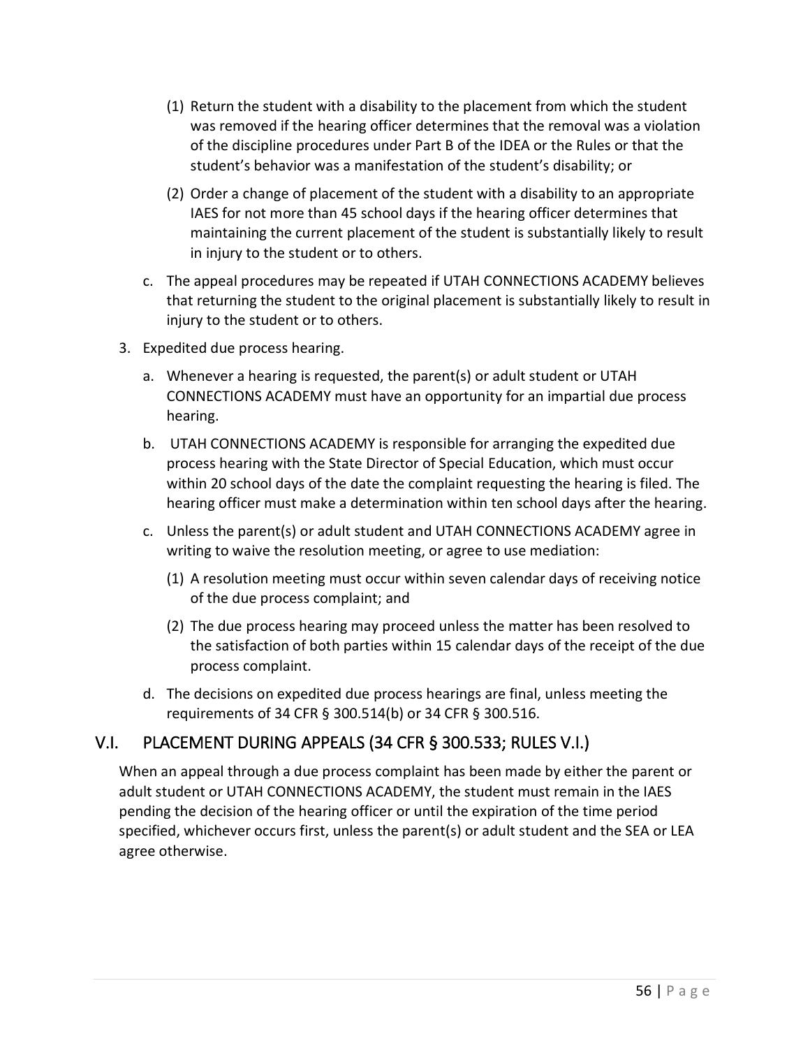(1) Return the student with a disability to the placement from which the student was removed if the hearing officer determines that the removal was a violation of the discipline procedures under Part B of the IDEA or the Rules or that the student's behavior was a manifestation of the student's disability; or

(2) Order a change of placement of the student with a disability to an appropriate IAES for not more than 45 school days if the hearing officer determines that maintaining the current placement of the student is substantially likely to result in injury to the student or to others.

c. The appeal procedures may be repeated if UTAH CONNECTIONS ACADEMY believes that returning the student to the original placement is substantially likely to result in injury to the student or to others.

3. Expedited due process hearing.

   a. Whenever a hearing is requested, the parent(s) or adult student or UTAH CONNECTIONS ACADEMY must have an opportunity for an impartial due process hearing.

   b. UTAH CONNECTIONS ACADEMY is responsible for arranging the expedited due process hearing with the State Director of Special Education, which must occur within 20 school days of the date the complaint requesting the hearing is filed. The hearing officer must make a determination within ten school days after the hearing.

   c. Unless the parent(s) or adult student and UTAH CONNECTIONS ACADEMY agree in writing to waive the resolution meeting, or agree to use mediation:

      (1) A resolution meeting must occur within seven calendar days of receiving notice of the due process complaint; and

      (2) The due process hearing may proceed unless the matter has been resolved to the satisfaction of both parties within 15 calendar days of the receipt of the due process complaint.

   d. The decisions on expedited due process hearings are final, unless meeting the requirements of 34 CFR § 300.514(b) or 34 CFR § 300.516.

## V.I. PLACEMENT DURING APPEALS (34 CFR § 300.533; RULES V.I.)

When an appeal through a due process complaint has been made by either the parent or adult student or UTAH CONNECTIONS ACADEMY, the student must remain in the IAES pending the decision of the hearing officer or until the expiration of the time period specified, whichever occurs first, unless the parent(s) or adult student and the SEA or LEA agree otherwise.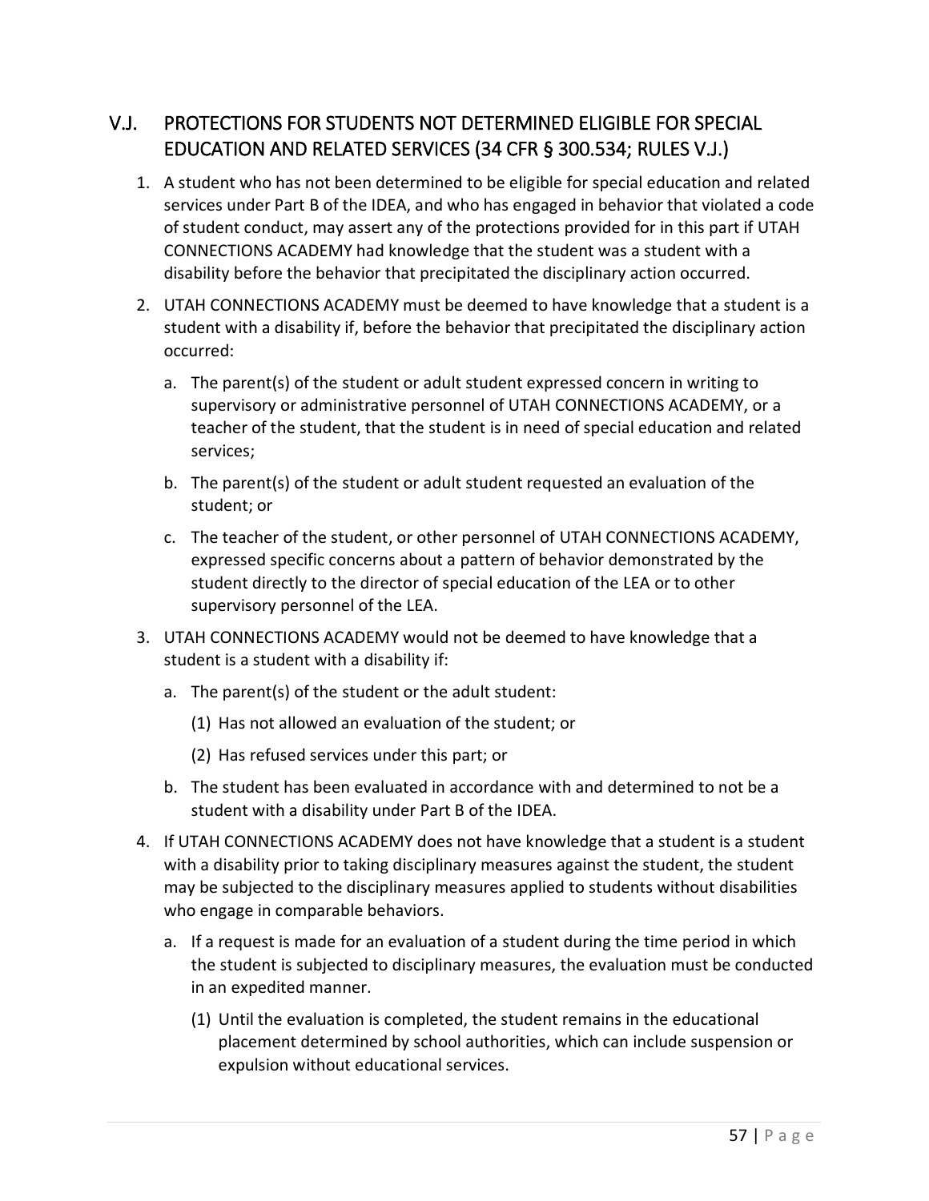## V.J. PROTECTIONS FOR STUDENTS NOT DETERMINED ELIGIBLE FOR SPECIAL EDUCATION AND RELATED SERVICES (34 CFR § 300.534; RULES V.J.)

1. A student who has not been determined to be eligible for special education and related services under Part B of the IDEA, and who has engaged in behavior that violated a code of student conduct, may assert any of the protections provided for in this part if UTAH CONNECTIONS ACADEMY had knowledge that the student was a student with a disability before the behavior that precipitated the disciplinary action occurred.
2. UTAH CONNECTIONS ACADEMY must be deemed to have knowledge that a student is a student with a disability if, before the behavior that precipitated the disciplinary action occurred:
   a. The parent(s) of the student or adult student expressed concern in writing to supervisory or administrative personnel of UTAH CONNECTIONS ACADEMY, or a teacher of the student, that the student is in need of special education and related services;
   b. The parent(s) of the student or adult student requested an evaluation of the student; or
   c. The teacher of the student, or other personnel of UTAH CONNECTIONS ACADEMY, expressed specific concerns about a pattern of behavior demonstrated by the student directly to the director of special education of the LEA or to other supervisory personnel of the LEA.
3. UTAH CONNECTIONS ACADEMY would not be deemed to have knowledge that a student is a student with a disability if:
   a. The parent(s) of the student or the adult student:
      (1) Has not allowed an evaluation of the student; or
      (2) Has refused services under this part; or
   b. The student has been evaluated in accordance with and determined to not be a student with a disability under Part B of the IDEA.
4. If UTAH CONNECTIONS ACADEMY does not have knowledge that a student is a student with a disability prior to taking disciplinary measures against the student, the student may be subjected to the disciplinary measures applied to students without disabilities who engage in comparable behaviors.
   a. If a request is made for an evaluation of a student during the time period in which the student is subjected to disciplinary measures, the evaluation must be conducted in an expedited manner.
      (1) Until the evaluation is completed, the student remains in the educational placement determined by school authorities, which can include suspension or expulsion without educational services.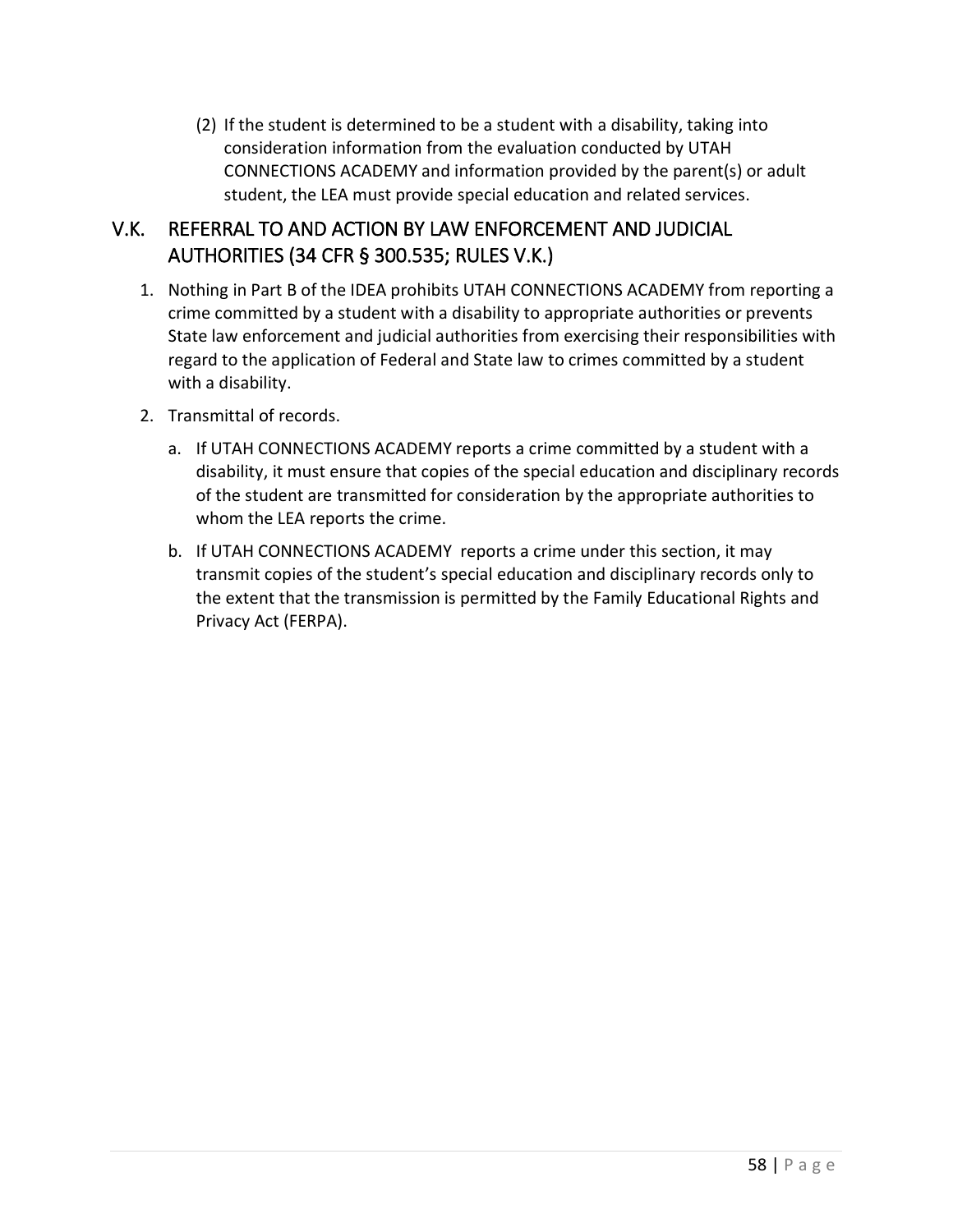(2) If the student is determined to be a student with a disability, taking into consideration information from the evaluation conducted by UTAH CONNECTIONS ACADEMY and information provided by the parent(s) or adult student, the LEA must provide special education and related services.

## V.K. REFERRAL TO AND ACTION BY LAW ENFORCEMENT AND JUDICIAL AUTHORITIES (34 CFR § 300.535; RULES V.K.)

1. Nothing in Part B of the IDEA prohibits UTAH CONNECTIONS ACADEMY from reporting a crime committed by a student with a disability to appropriate authorities or prevents State law enforcement and judicial authorities from exercising their responsibilities with regard to the application of Federal and State law to crimes committed by a student with a disability.
2. Transmittal of records.
   a. If UTAH CONNECTIONS ACADEMY reports a crime committed by a student with a disability, it must ensure that copies of the special education and disciplinary records of the student are transmitted for consideration by the appropriate authorities to whom the LEA reports the crime.
   b. If UTAH CONNECTIONS ACADEMY reports a crime under this section, it may transmit copies of the student's special education and disciplinary records only to the extent that the transmission is permitted by the Family Educational Rights and Privacy Act (FERPA).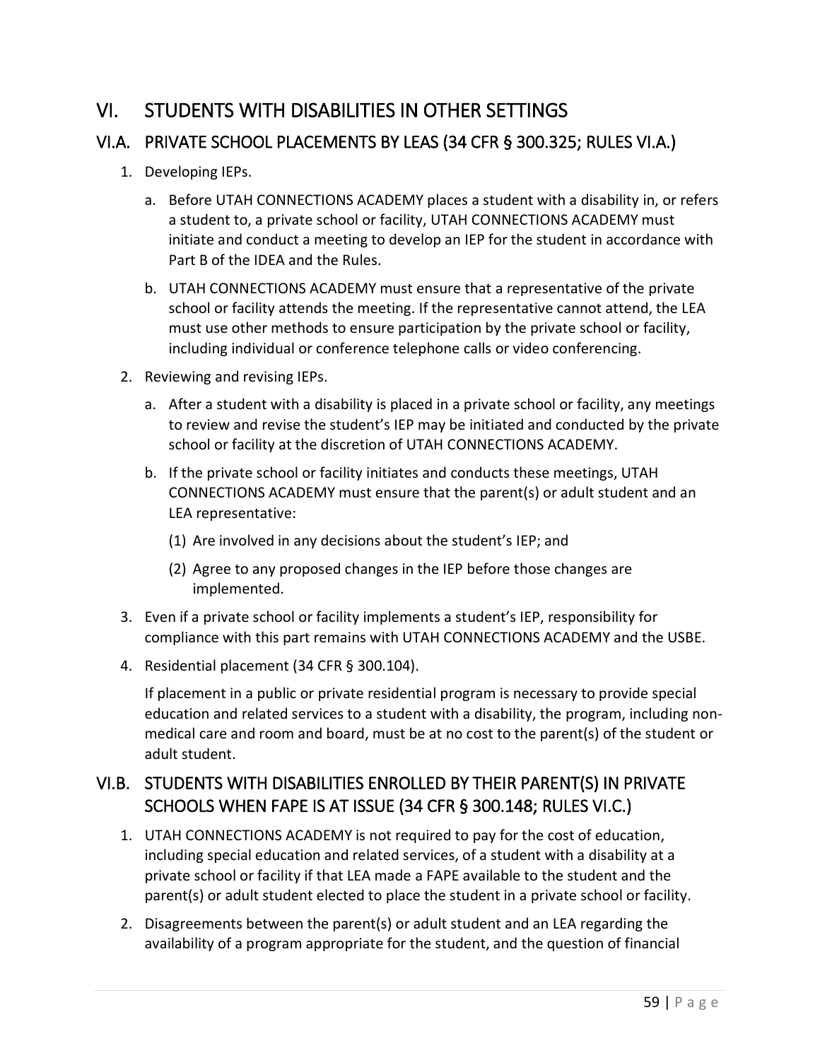# VI. STUDENTS WITH DISABILITIES IN OTHER SETTINGS

## VI.A. PRIVATE SCHOOL PLACEMENTS BY LEAS (34 CFR § 300.325; RULES VI.A.)

1. Developing IEPs.

   a. Before UTAH CONNECTIONS ACADEMY places a student with a disability in, or refers a student to, a private school or facility, UTAH CONNECTIONS ACADEMY must initiate and conduct a meeting to develop an IEP for the student in accordance with Part B of the IDEA and the Rules.

   b. UTAH CONNECTIONS ACADEMY must ensure that a representative of the private school or facility attends the meeting. If the representative cannot attend, the LEA must use other methods to ensure participation by the private school or facility, including individual or conference telephone calls or video conferencing.

2. Reviewing and revising IEPs.

   a. After a student with a disability is placed in a private school or facility, any meetings to review and revise the student's IEP may be initiated and conducted by the private school or facility at the discretion of UTAH CONNECTIONS ACADEMY.

   b. If the private school or facility initiates and conducts these meetings, UTAH CONNECTIONS ACADEMY must ensure that the parent(s) or adult student and an LEA representative:

      (1) Are involved in any decisions about the student's IEP; and

      (2) Agree to any proposed changes in the IEP before those changes are implemented.

3. Even if a private school or facility implements a student's IEP, responsibility for compliance with this part remains with UTAH CONNECTIONS ACADEMY and the USBE.

4. Residential placement (34 CFR § 300.104).

   If placement in a public or private residential program is necessary to provide special education and related services to a student with a disability, the program, including non-medical care and room and board, must be at no cost to the parent(s) of the student or adult student.

## VI.B. STUDENTS WITH DISABILITIES ENROLLED BY THEIR PARENT(S) IN PRIVATE SCHOOLS WHEN FAPE IS AT ISSUE (34 CFR § 300.148; RULES VI.C.)

1. UTAH CONNECTIONS ACADEMY is not required to pay for the cost of education, including special education and related services, of a student with a disability at a private school or facility if that LEA made a FAPE available to the student and the parent(s) or adult student elected to place the student in a private school or facility.

2. Disagreements between the parent(s) or adult student and an LEA regarding the availability of a program appropriate for the student, and the question of financial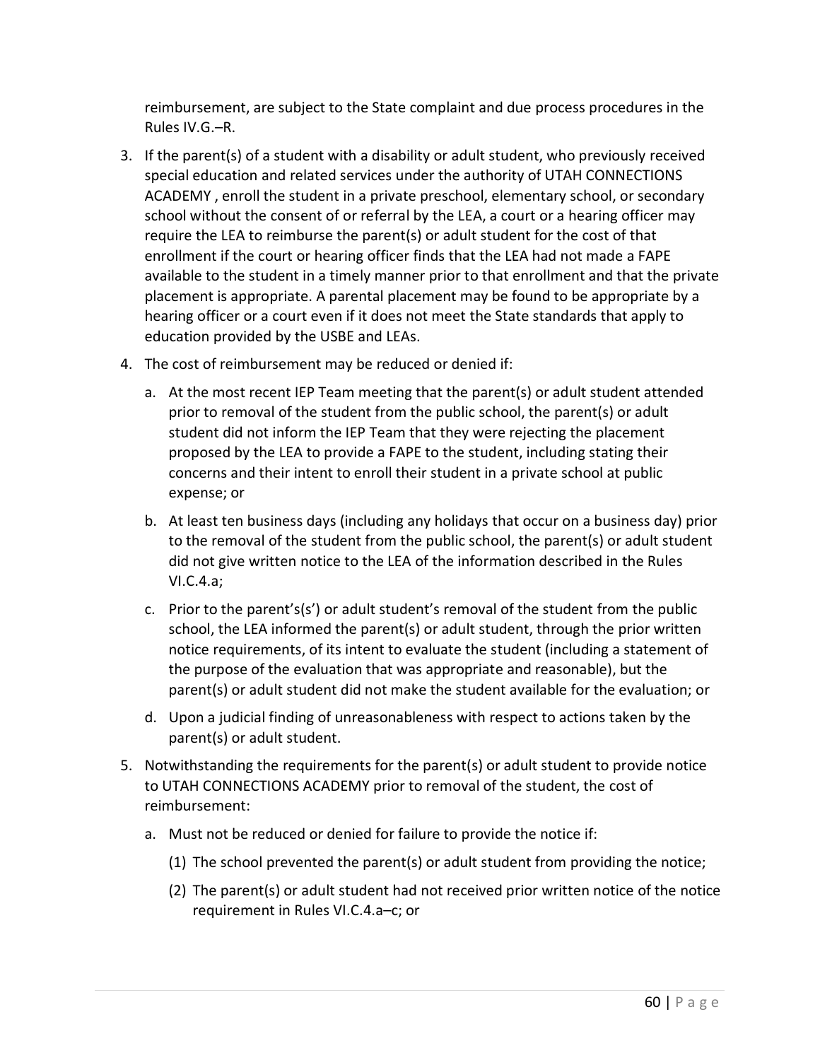reimbursement, are subject to the State complaint and due process procedures in the Rules IV.G.–R.

3. If the parent(s) of a student with a disability or adult student, who previously received special education and related services under the authority of UTAH CONNECTIONS ACADEMY , enroll the student in a private preschool, elementary school, or secondary school without the consent of or referral by the LEA, a court or a hearing officer may require the LEA to reimburse the parent(s) or adult student for the cost of that enrollment if the court or hearing officer finds that the LEA had not made a FAPE available to the student in a timely manner prior to that enrollment and that the private placement is appropriate. A parental placement may be found to be appropriate by a hearing officer or a court even if it does not meet the State standards that apply to education provided by the USBE and LEAs.
4. The cost of reimbursement may be reduced or denied if:
   a. At the most recent IEP Team meeting that the parent(s) or adult student attended prior to removal of the student from the public school, the parent(s) or adult student did not inform the IEP Team that they were rejecting the placement proposed by the LEA to provide a FAPE to the student, including stating their concerns and their intent to enroll their student in a private school at public expense; or
   b. At least ten business days (including any holidays that occur on a business day) prior to the removal of the student from the public school, the parent(s) or adult student did not give written notice to the LEA of the information described in the Rules VI.C.4.a;
   c. Prior to the parent's(s') or adult student's removal of the student from the public school, the LEA informed the parent(s) or adult student, through the prior written notice requirements, of its intent to evaluate the student (including a statement of the purpose of the evaluation that was appropriate and reasonable), but the parent(s) or adult student did not make the student available for the evaluation; or
   d. Upon a judicial finding of unreasonableness with respect to actions taken by the parent(s) or adult student.
5. Notwithstanding the requirements for the parent(s) or adult student to provide notice to UTAH CONNECTIONS ACADEMY prior to removal of the student, the cost of reimbursement:
   a. Must not be reduced or denied for failure to provide the notice if:
      (1) The school prevented the parent(s) or adult student from providing the notice;
      (2) The parent(s) or adult student had not received prior written notice of the notice requirement in Rules VI.C.4.a–c; or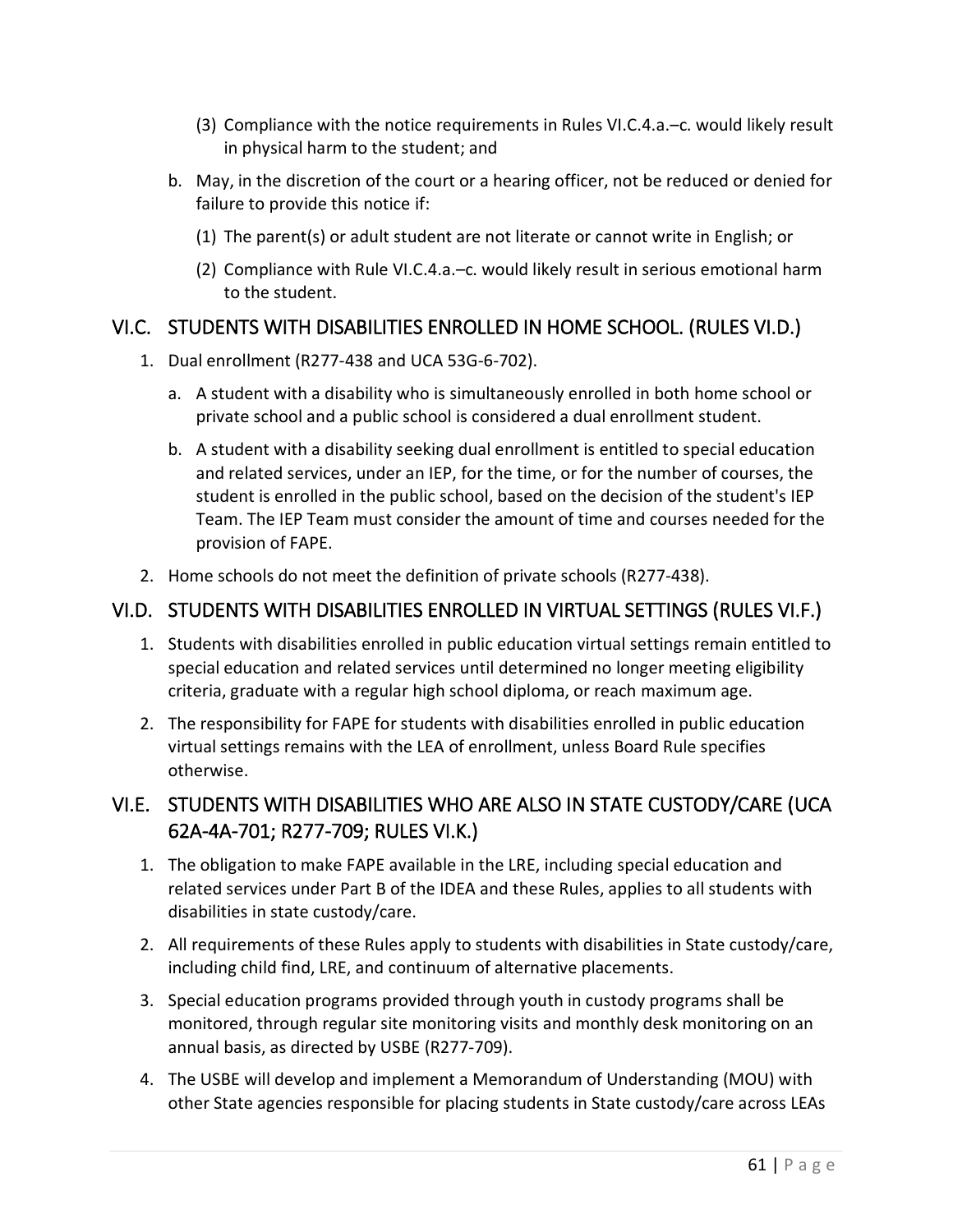(3) Compliance with the notice requirements in Rules VI.C.4.a.–c. would likely result in physical harm to the student; and

b. May, in the discretion of the court or a hearing officer, not be reduced or denied for failure to provide this notice if:

(1) The parent(s) or adult student are not literate or cannot write in English; or

(2) Compliance with Rule VI.C.4.a.–c. would likely result in serious emotional harm to the student.

## VI.C. STUDENTS WITH DISABILITIES ENROLLED IN HOME SCHOOL. (RULES VI.D.)

1. Dual enrollment (R277-438 and UCA 53G-6-702).

   a. A student with a disability who is simultaneously enrolled in both home school or private school and a public school is considered a dual enrollment student.

   b. A student with a disability seeking dual enrollment is entitled to special education and related services, under an IEP, for the time, or for the number of courses, the student is enrolled in the public school, based on the decision of the student's IEP Team. The IEP Team must consider the amount of time and courses needed for the provision of FAPE.

2. Home schools do not meet the definition of private schools (R277-438).

## VI.D. STUDENTS WITH DISABILITIES ENROLLED IN VIRTUAL SETTINGS (RULES VI.F.)

1. Students with disabilities enrolled in public education virtual settings remain entitled to special education and related services until determined no longer meeting eligibility criteria, graduate with a regular high school diploma, or reach maximum age.

2. The responsibility for FAPE for students with disabilities enrolled in public education virtual settings remains with the LEA of enrollment, unless Board Rule specifies otherwise.

## VI.E. STUDENTS WITH DISABILITIES WHO ARE ALSO IN STATE CUSTODY/CARE (UCA 62A-4A-701; R277-709; RULES VI.K.)

1. The obligation to make FAPE available in the LRE, including special education and related services under Part B of the IDEA and these Rules, applies to all students with disabilities in state custody/care.

2. All requirements of these Rules apply to students with disabilities in State custody/care, including child find, LRE, and continuum of alternative placements.

3. Special education programs provided through youth in custody programs shall be monitored, through regular site monitoring visits and monthly desk monitoring on an annual basis, as directed by USBE (R277-709).

4. The USBE will develop and implement a Memorandum of Understanding (MOU) with other State agencies responsible for placing students in State custody/care across LEAs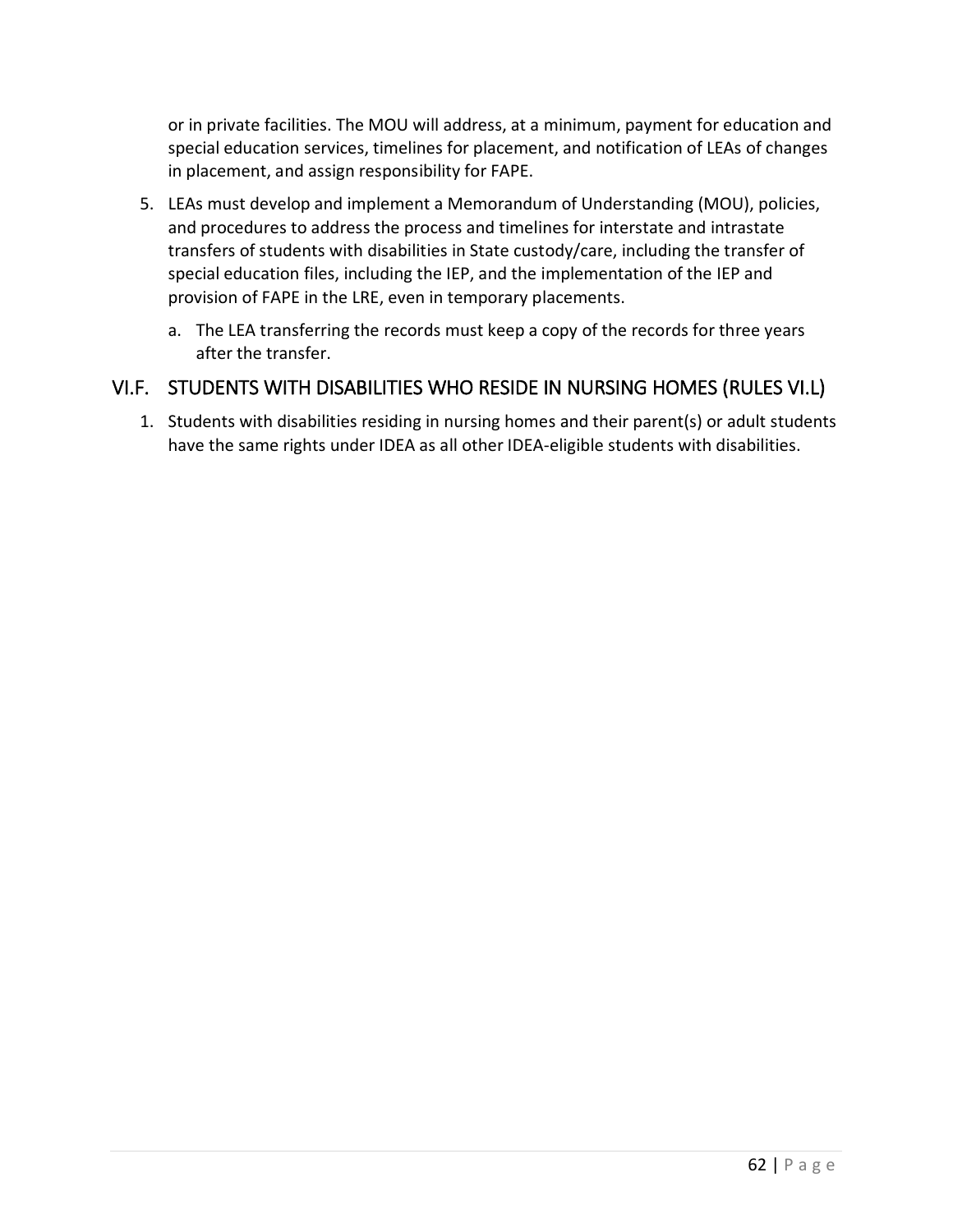or in private facilities. The MOU will address, at a minimum, payment for education and special education services, timelines for placement, and notification of LEAs of changes in placement, and assign responsibility for FAPE.

5. LEAs must develop and implement a Memorandum of Understanding (MOU), policies, and procedures to address the process and timelines for interstate and intrastate transfers of students with disabilities in State custody/care, including the transfer of special education files, including the IEP, and the implementation of the IEP and provision of FAPE in the LRE, even in temporary placements.
   a. The LEA transferring the records must keep a copy of the records for three years after the transfer.

## VI.F. STUDENTS WITH DISABILITIES WHO RESIDE IN NURSING HOMES (RULES VI.L)

1. Students with disabilities residing in nursing homes and their parent(s) or adult students have the same rights under IDEA as all other IDEA-eligible students with disabilities.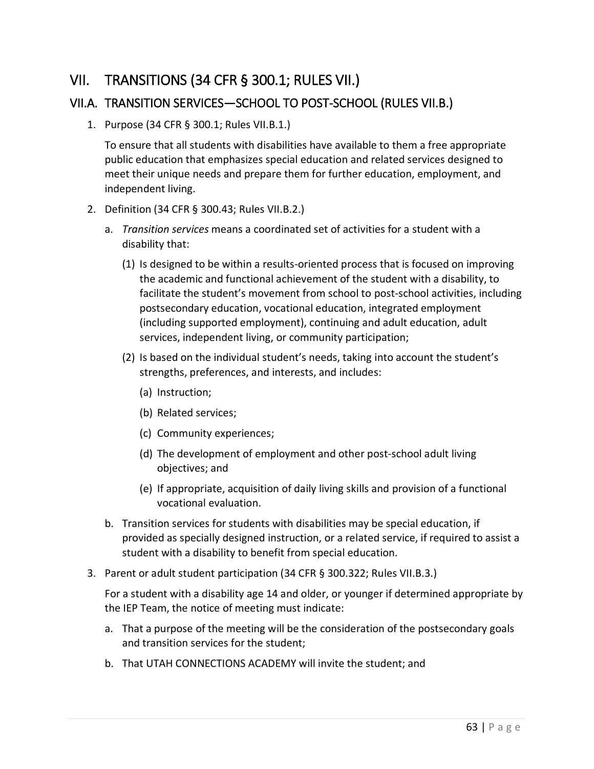# VII. TRANSITIONS (34 CFR § 300.1; RULES VII.)

## VII.A. TRANSITION SERVICES—SCHOOL TO POST-SCHOOL (RULES VII.B.)

1. Purpose (34 CFR § 300.1; Rules VII.B.1.)

   To ensure that all students with disabilities have available to them a free appropriate public education that emphasizes special education and related services designed to meet their unique needs and prepare them for further education, employment, and independent living.

2. Definition (34 CFR § 300.43; Rules VII.B.2.)

   a. *Transition services* means a coordinated set of activities for a student with a disability that:

      (1) Is designed to be within a results-oriented process that is focused on improving the academic and functional achievement of the student with a disability, to facilitate the student's movement from school to post-school activities, including postsecondary education, vocational education, integrated employment (including supported employment), continuing and adult education, adult services, independent living, or community participation;

      (2) Is based on the individual student's needs, taking into account the student's strengths, preferences, and interests, and includes:

         (a) Instruction;

         (b) Related services;

         (c) Community experiences;

         (d) The development of employment and other post-school adult living objectives; and

         (e) If appropriate, acquisition of daily living skills and provision of a functional vocational evaluation.

   b. Transition services for students with disabilities may be special education, if provided as specially designed instruction, or a related service, if required to assist a student with a disability to benefit from special education.

3. Parent or adult student participation (34 CFR § 300.322; Rules VII.B.3.)

   For a student with a disability age 14 and older, or younger if determined appropriate by the IEP Team, the notice of meeting must indicate:

   a. That a purpose of the meeting will be the consideration of the postsecondary goals and transition services for the student;

   b. That UTAH CONNECTIONS ACADEMY will invite the student; and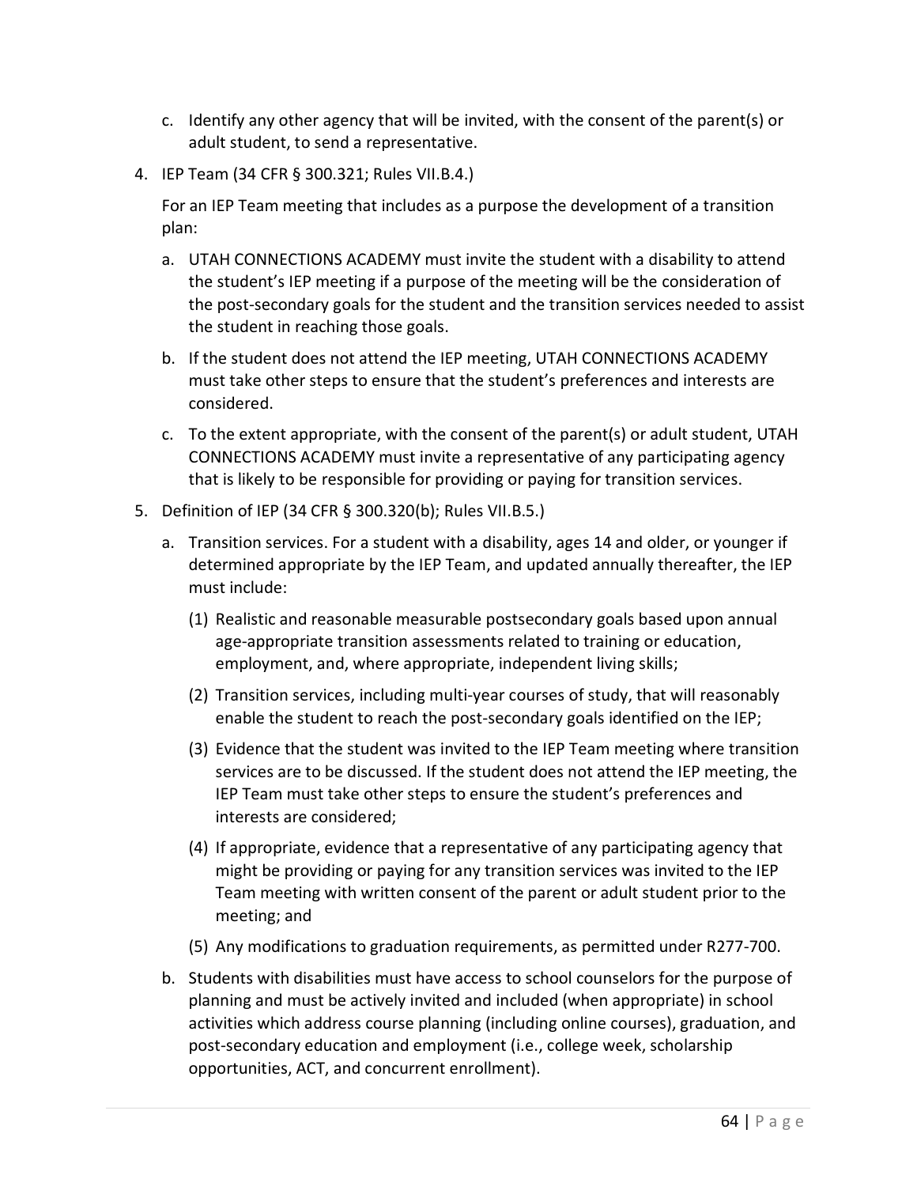c. Identify any other agency that will be invited, with the consent of the parent(s) or adult student, to send a representative.

4. IEP Team (34 CFR § 300.321; Rules VII.B.4.)

   For an IEP Team meeting that includes as a purpose the development of a transition plan:

   a. UTAH CONNECTIONS ACADEMY must invite the student with a disability to attend the student's IEP meeting if a purpose of the meeting will be the consideration of the post-secondary goals for the student and the transition services needed to assist the student in reaching those goals.

   b. If the student does not attend the IEP meeting, UTAH CONNECTIONS ACADEMY must take other steps to ensure that the student's preferences and interests are considered.

   c. To the extent appropriate, with the consent of the parent(s) or adult student, UTAH CONNECTIONS ACADEMY must invite a representative of any participating agency that is likely to be responsible for providing or paying for transition services.

5. Definition of IEP (34 CFR § 300.320(b); Rules VII.B.5.)

   a. Transition services. For a student with a disability, ages 14 and older, or younger if determined appropriate by the IEP Team, and updated annually thereafter, the IEP must include:

      (1) Realistic and reasonable measurable postsecondary goals based upon annual age-appropriate transition assessments related to training or education, employment, and, where appropriate, independent living skills;

      (2) Transition services, including multi-year courses of study, that will reasonably enable the student to reach the post-secondary goals identified on the IEP;

      (3) Evidence that the student was invited to the IEP Team meeting where transition services are to be discussed. If the student does not attend the IEP meeting, the IEP Team must take other steps to ensure the student's preferences and interests are considered;

      (4) If appropriate, evidence that a representative of any participating agency that might be providing or paying for any transition services was invited to the IEP Team meeting with written consent of the parent or adult student prior to the meeting; and

      (5) Any modifications to graduation requirements, as permitted under R277-700.

   b. Students with disabilities must have access to school counselors for the purpose of planning and must be actively invited and included (when appropriate) in school activities which address course planning (including online courses), graduation, and post-secondary education and employment (i.e., college week, scholarship opportunities, ACT, and concurrent enrollment).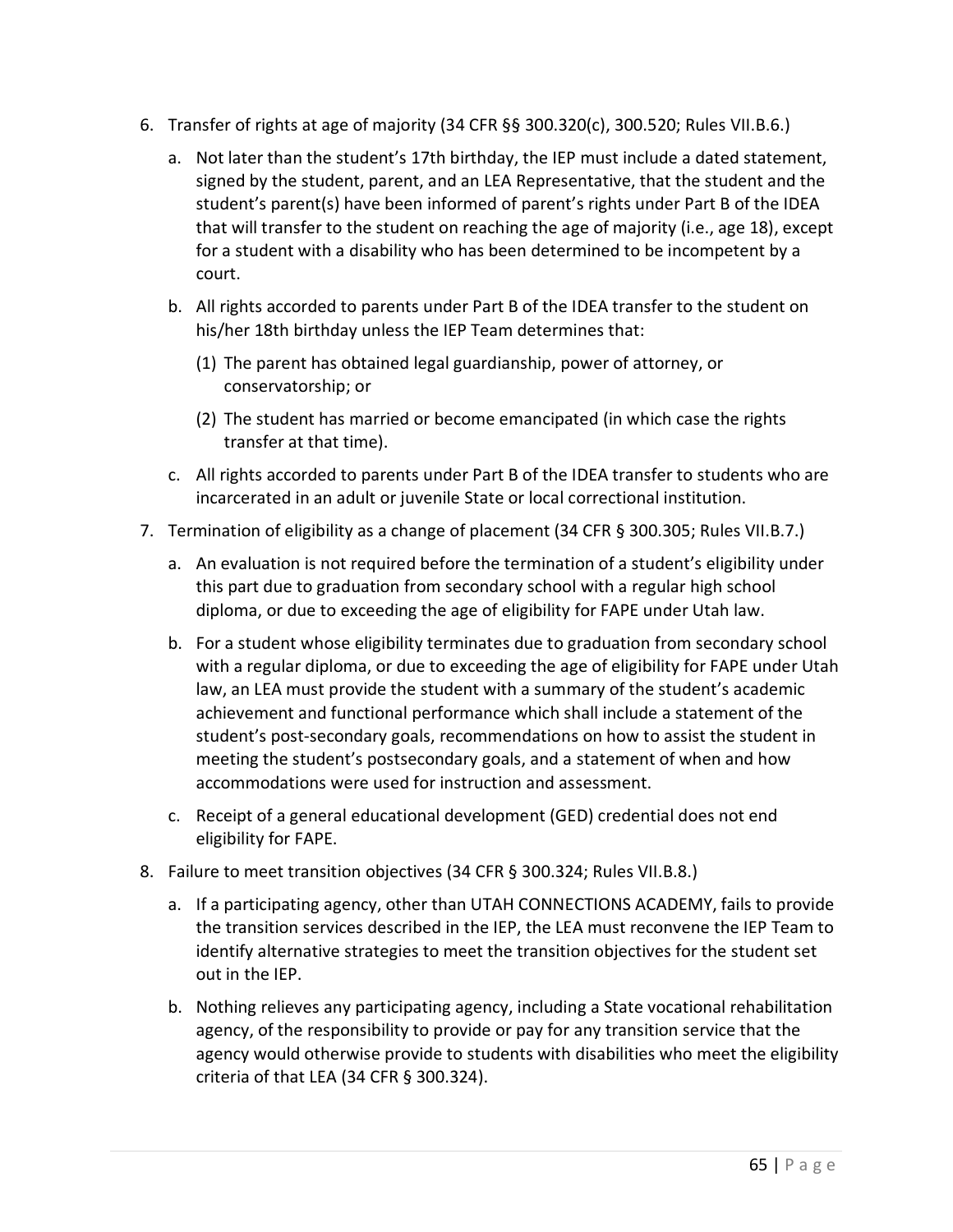6. Transfer of rights at age of majority (34 CFR §§ 300.320(c), 300.520; Rules VII.B.6.)

   a. Not later than the student's 17th birthday, the IEP must include a dated statement, signed by the student, parent, and an LEA Representative, that the student and the student's parent(s) have been informed of parent's rights under Part B of the IDEA that will transfer to the student on reaching the age of majority (i.e., age 18), except for a student with a disability who has been determined to be incompetent by a court.

   b. All rights accorded to parents under Part B of the IDEA transfer to the student on his/her 18th birthday unless the IEP Team determines that:

      (1) The parent has obtained legal guardianship, power of attorney, or conservatorship; or

      (2) The student has married or become emancipated (in which case the rights transfer at that time).

   c. All rights accorded to parents under Part B of the IDEA transfer to students who are incarcerated in an adult or juvenile State or local correctional institution.

7. Termination of eligibility as a change of placement (34 CFR § 300.305; Rules VII.B.7.)

   a. An evaluation is not required before the termination of a student's eligibility under this part due to graduation from secondary school with a regular high school diploma, or due to exceeding the age of eligibility for FAPE under Utah law.

   b. For a student whose eligibility terminates due to graduation from secondary school with a regular diploma, or due to exceeding the age of eligibility for FAPE under Utah law, an LEA must provide the student with a summary of the student's academic achievement and functional performance which shall include a statement of the student's post-secondary goals, recommendations on how to assist the student in meeting the student's postsecondary goals, and a statement of when and how accommodations were used for instruction and assessment.

   c. Receipt of a general educational development (GED) credential does not end eligibility for FAPE.

8. Failure to meet transition objectives (34 CFR § 300.324; Rules VII.B.8.)

   a. If a participating agency, other than UTAH CONNECTIONS ACADEMY, fails to provide the transition services described in the IEP, the LEA must reconvene the IEP Team to identify alternative strategies to meet the transition objectives for the student set out in the IEP.

   b. Nothing relieves any participating agency, including a State vocational rehabilitation agency, of the responsibility to provide or pay for any transition service that the agency would otherwise provide to students with disabilities who meet the eligibility criteria of that LEA (34 CFR § 300.324).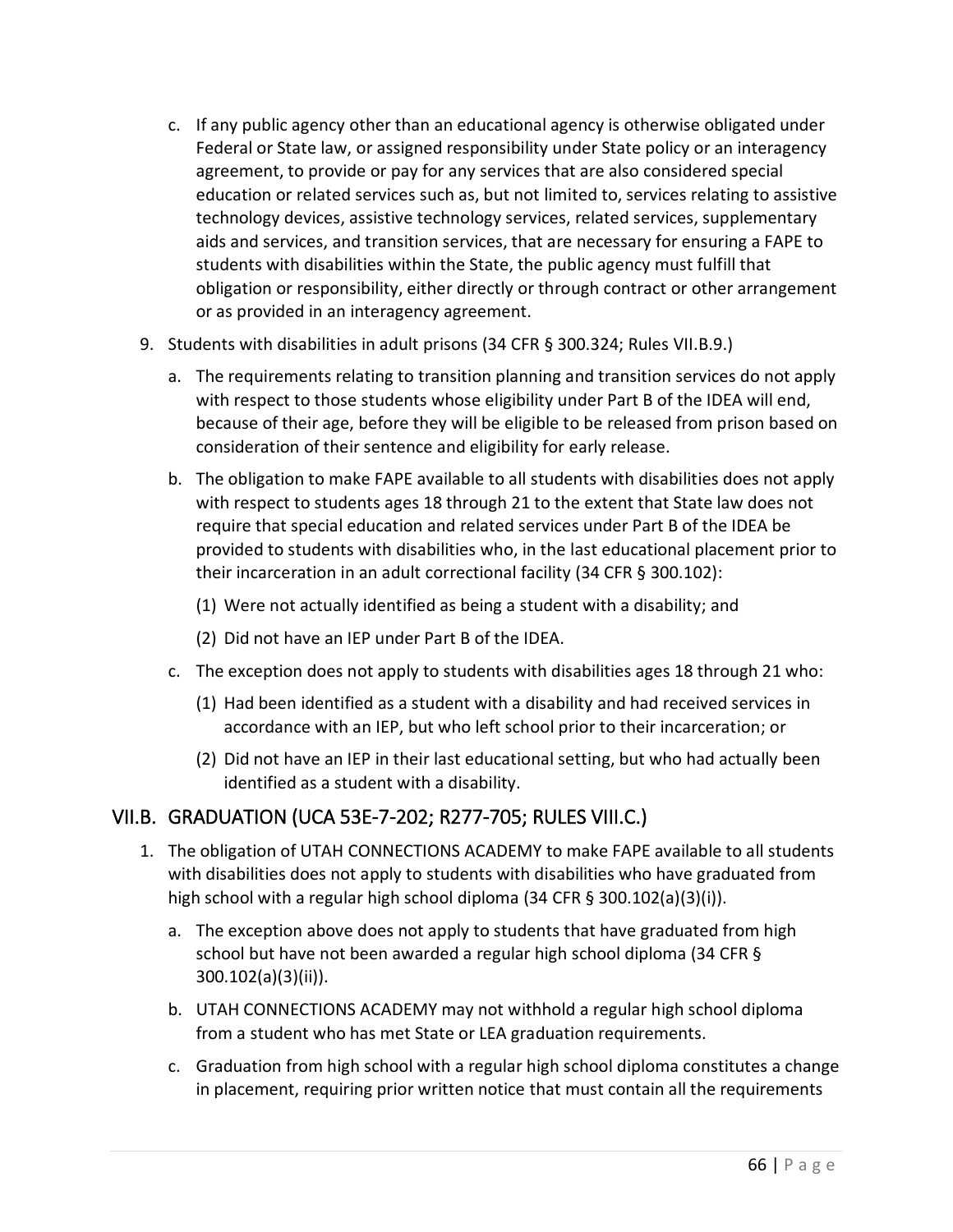c. If any public agency other than an educational agency is otherwise obligated under Federal or State law, or assigned responsibility under State policy or an interagency agreement, to provide or pay for any services that are also considered special education or related services such as, but not limited to, services relating to assistive technology devices, assistive technology services, related services, supplementary aids and services, and transition services, that are necessary for ensuring a FAPE to students with disabilities within the State, the public agency must fulfill that obligation or responsibility, either directly or through contract or other arrangement or as provided in an interagency agreement.

9. Students with disabilities in adult prisons (34 CFR § 300.324; Rules VII.B.9.)

   a. The requirements relating to transition planning and transition services do not apply with respect to those students whose eligibility under Part B of the IDEA will end, because of their age, before they will be eligible to be released from prison based on consideration of their sentence and eligibility for early release.

   b. The obligation to make FAPE available to all students with disabilities does not apply with respect to students ages 18 through 21 to the extent that State law does not require that special education and related services under Part B of the IDEA be provided to students with disabilities who, in the last educational placement prior to their incarceration in an adult correctional facility (34 CFR § 300.102):

      (1) Were not actually identified as being a student with a disability; and

      (2) Did not have an IEP under Part B of the IDEA.

   c. The exception does not apply to students with disabilities ages 18 through 21 who:

      (1) Had been identified as a student with a disability and had received services in accordance with an IEP, but who left school prior to their incarceration; or

      (2) Did not have an IEP in their last educational setting, but who had actually been identified as a student with a disability.

## VII.B. GRADUATION (UCA 53E-7-202; R277-705; RULES VIII.C.)

1. The obligation of UTAH CONNECTIONS ACADEMY to make FAPE available to all students with disabilities does not apply to students with disabilities who have graduated from high school with a regular high school diploma (34 CFR § 300.102(a)(3)(i)).

   a. The exception above does not apply to students that have graduated from high school but have not been awarded a regular high school diploma (34 CFR § 300.102(a)(3)(ii)).

   b. UTAH CONNECTIONS ACADEMY may not withhold a regular high school diploma from a student who has met State or LEA graduation requirements.

   c. Graduation from high school with a regular high school diploma constitutes a change in placement, requiring prior written notice that must contain all the requirements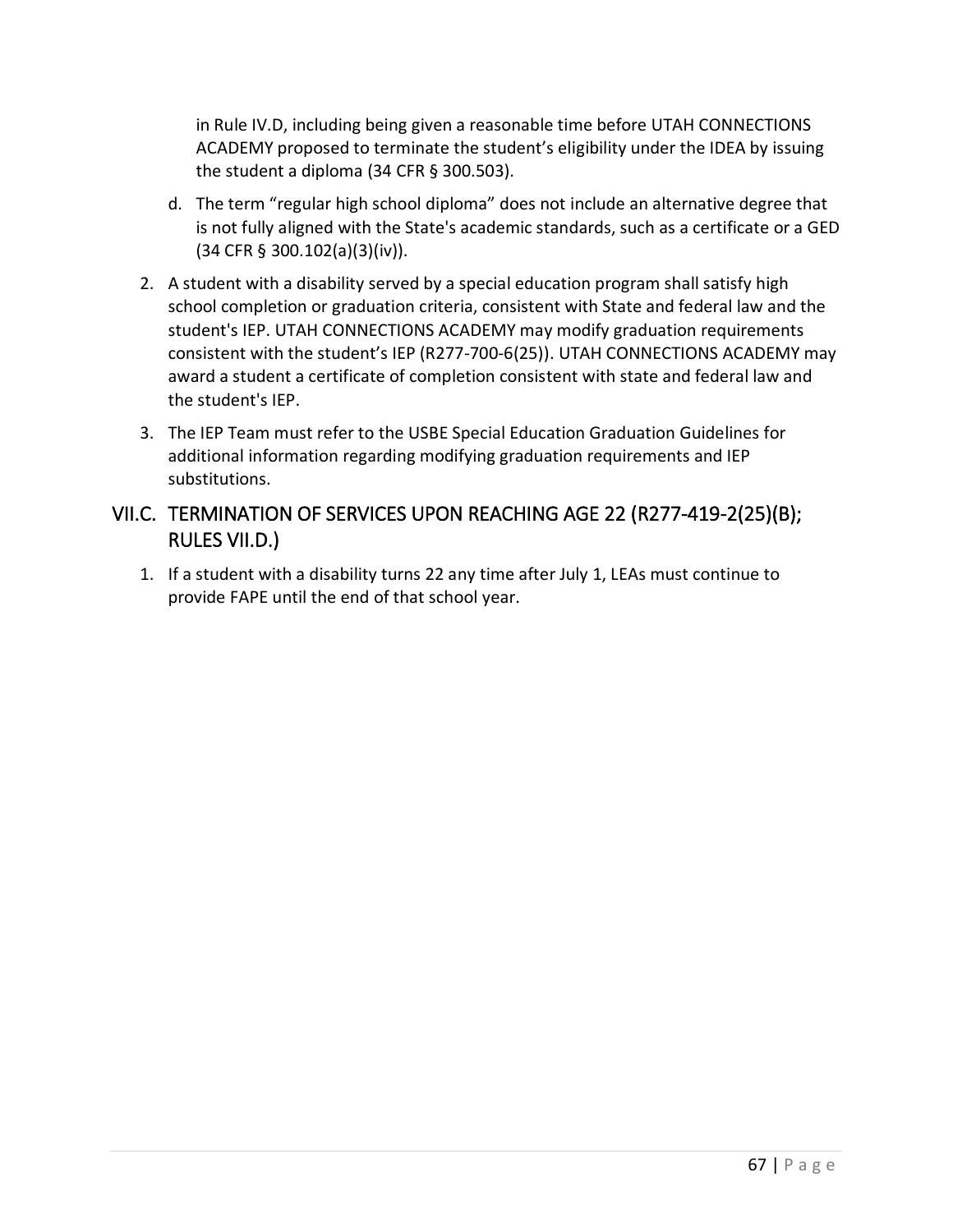in Rule IV.D, including being given a reasonable time before UTAH CONNECTIONS ACADEMY proposed to terminate the student's eligibility under the IDEA by issuing the student a diploma (34 CFR § 300.503).

d. The term "regular high school diploma" does not include an alternative degree that is not fully aligned with the State's academic standards, such as a certificate or a GED (34 CFR § 300.102(a)(3)(iv)).

2. A student with a disability served by a special education program shall satisfy high school completion or graduation criteria, consistent with State and federal law and the student's IEP. UTAH CONNECTIONS ACADEMY may modify graduation requirements consistent with the student's IEP (R277-700-6(25)). UTAH CONNECTIONS ACADEMY may award a student a certificate of completion consistent with state and federal law and the student's IEP.

3. The IEP Team must refer to the USBE Special Education Graduation Guidelines for additional information regarding modifying graduation requirements and IEP substitutions.

## VII.C. TERMINATION OF SERVICES UPON REACHING AGE 22 (R277-419-2(25)(B); RULES VII.D.)

1. If a student with a disability turns 22 any time after July 1, LEAs must continue to provide FAPE until the end of that school year.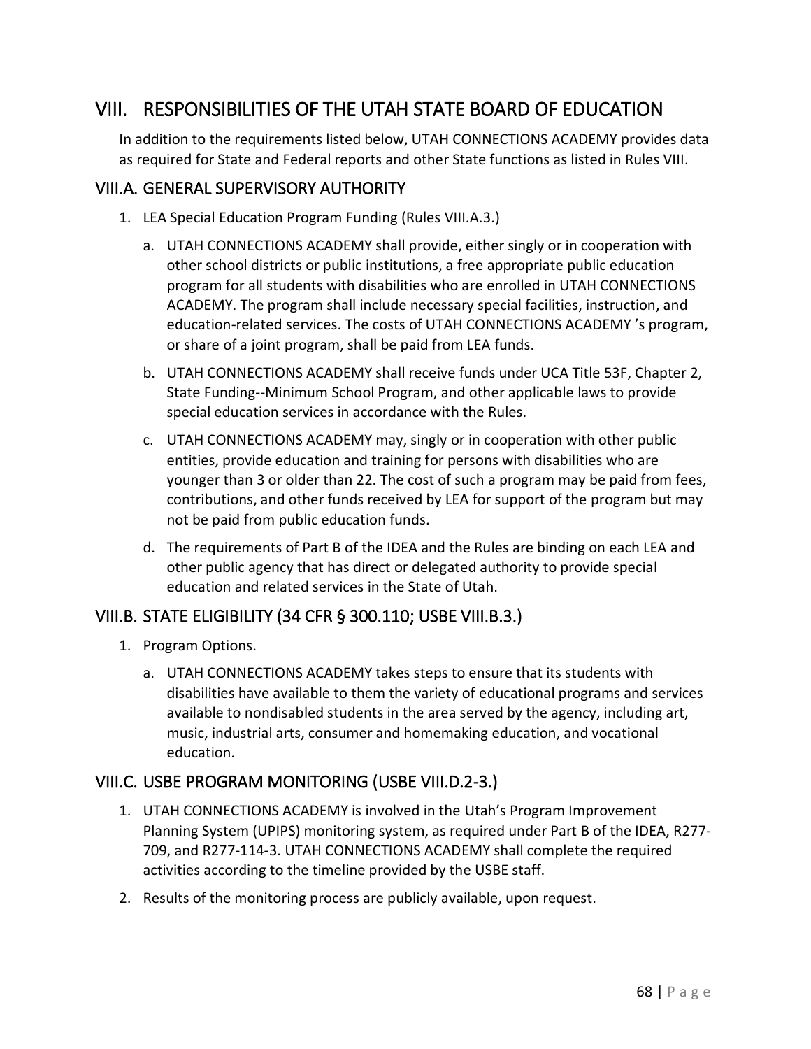# VIII. RESPONSIBILITIES OF THE UTAH STATE BOARD OF EDUCATION

In addition to the requirements listed below, UTAH CONNECTIONS ACADEMY provides data as required for State and Federal reports and other State functions as listed in Rules VIII.

## VIII.A. GENERAL SUPERVISORY AUTHORITY

1. LEA Special Education Program Funding (Rules VIII.A.3.)
   a. UTAH CONNECTIONS ACADEMY shall provide, either singly or in cooperation with other school districts or public institutions, a free appropriate public education program for all students with disabilities who are enrolled in UTAH CONNECTIONS ACADEMY. The program shall include necessary special facilities, instruction, and education-related services. The costs of UTAH CONNECTIONS ACADEMY 's program, or share of a joint program, shall be paid from LEA funds.
   b. UTAH CONNECTIONS ACADEMY shall receive funds under UCA Title 53F, Chapter 2, State Funding--Minimum School Program, and other applicable laws to provide special education services in accordance with the Rules.
   c. UTAH CONNECTIONS ACADEMY may, singly or in cooperation with other public entities, provide education and training for persons with disabilities who are younger than 3 or older than 22. The cost of such a program may be paid from fees, contributions, and other funds received by LEA for support of the program but may not be paid from public education funds.
   d. The requirements of Part B of the IDEA and the Rules are binding on each LEA and other public agency that has direct or delegated authority to provide special education and related services in the State of Utah.

## VIII.B. STATE ELIGIBILITY (34 CFR § 300.110; USBE VIII.B.3.)

1. Program Options.
   a. UTAH CONNECTIONS ACADEMY takes steps to ensure that its students with disabilities have available to them the variety of educational programs and services available to nondisabled students in the area served by the agency, including art, music, industrial arts, consumer and homemaking education, and vocational education.

## VIII.C. USBE PROGRAM MONITORING (USBE VIII.D.2-3.)

1. UTAH CONNECTIONS ACADEMY is involved in the Utah's Program Improvement Planning System (UPIPS) monitoring system, as required under Part B of the IDEA, R277-709, and R277-114-3. UTAH CONNECTIONS ACADEMY shall complete the required activities according to the timeline provided by the USBE staff.
2. Results of the monitoring process are publicly available, upon request.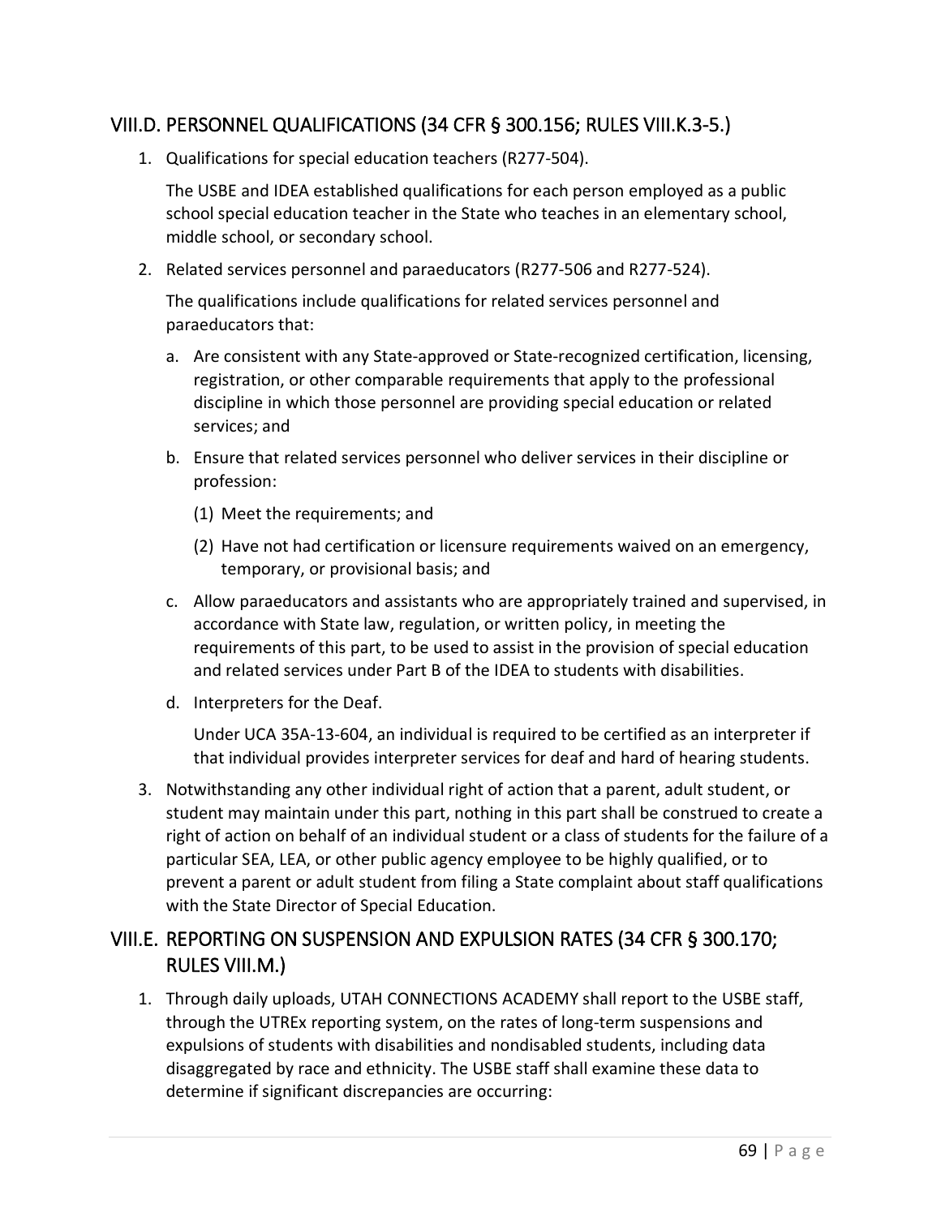## VIII.D. PERSONNEL QUALIFICATIONS (34 CFR § 300.156; RULES VIII.K.3-5.)

1. Qualifications for special education teachers (R277-504).

   The USBE and IDEA established qualifications for each person employed as a public school special education teacher in the State who teaches in an elementary school, middle school, or secondary school.

2. Related services personnel and paraeducators (R277-506 and R277-524).

   The qualifications include qualifications for related services personnel and paraeducators that:

   a. Are consistent with any State-approved or State-recognized certification, licensing, registration, or other comparable requirements that apply to the professional discipline in which those personnel are providing special education or related services; and

   b. Ensure that related services personnel who deliver services in their discipline or profession:

      (1) Meet the requirements; and

      (2) Have not had certification or licensure requirements waived on an emergency, temporary, or provisional basis; and

   c. Allow paraeducators and assistants who are appropriately trained and supervised, in accordance with State law, regulation, or written policy, in meeting the requirements of this part, to be used to assist in the provision of special education and related services under Part B of the IDEA to students with disabilities.

   d. Interpreters for the Deaf.

      Under UCA 35A-13-604, an individual is required to be certified as an interpreter if that individual provides interpreter services for deaf and hard of hearing students.

3. Notwithstanding any other individual right of action that a parent, adult student, or student may maintain under this part, nothing in this part shall be construed to create a right of action on behalf of an individual student or a class of students for the failure of a particular SEA, LEA, or other public agency employee to be highly qualified, or to prevent a parent or adult student from filing a State complaint about staff qualifications with the State Director of Special Education.

## VIII.E. REPORTING ON SUSPENSION AND EXPULSION RATES (34 CFR § 300.170; RULES VIII.M.)

1. Through daily uploads, UTAH CONNECTIONS ACADEMY shall report to the USBE staff, through the UTREx reporting system, on the rates of long-term suspensions and expulsions of students with disabilities and nondisabled students, including data disaggregated by race and ethnicity. The USBE staff shall examine these data to determine if significant discrepancies are occurring: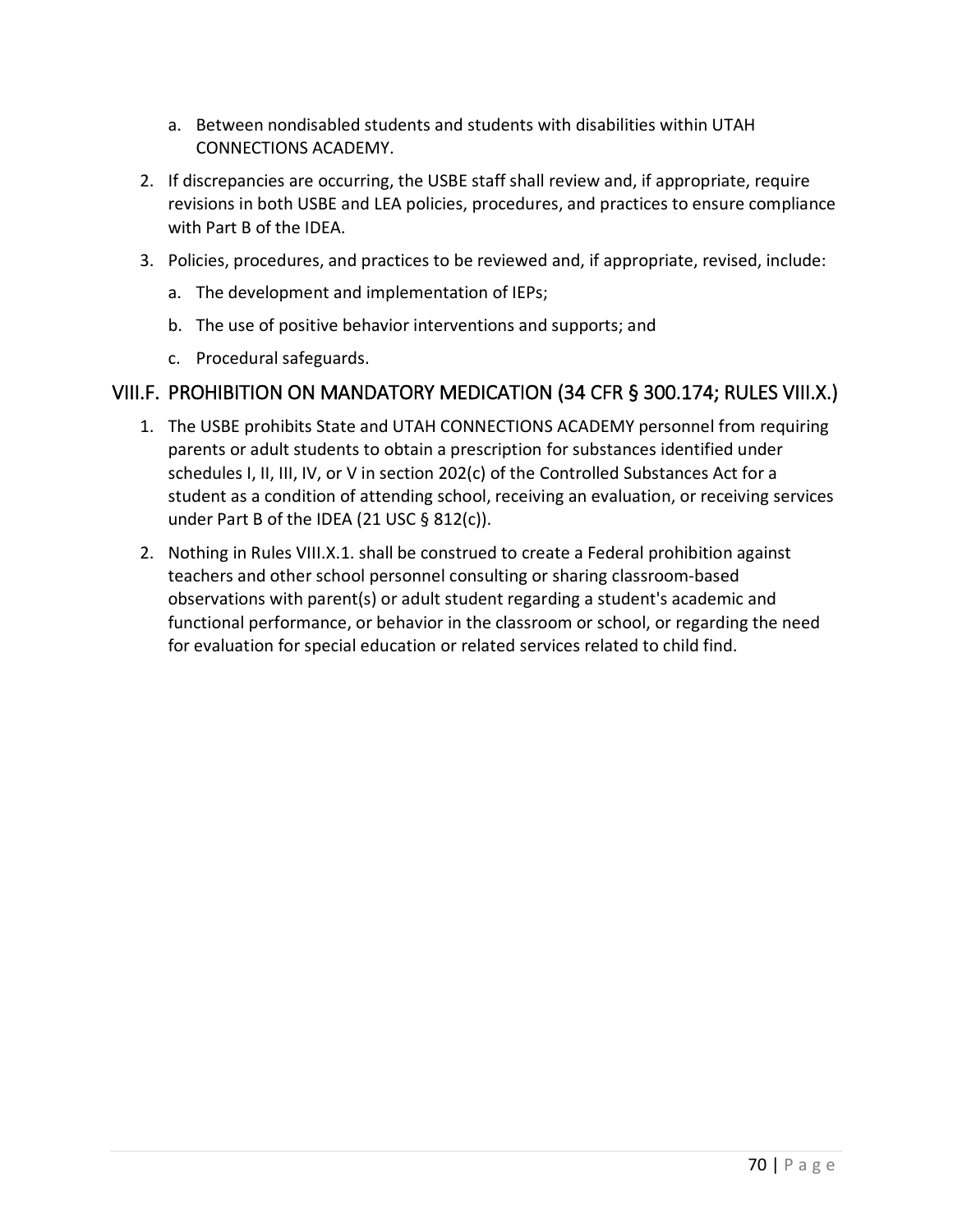a. Between nondisabled students and students with disabilities within UTAH CONNECTIONS ACADEMY.

2. If discrepancies are occurring, the USBE staff shall review and, if appropriate, require revisions in both USBE and LEA policies, procedures, and practices to ensure compliance with Part B of the IDEA.
3. Policies, procedures, and practices to be reviewed and, if appropriate, revised, include:
   a. The development and implementation of IEPs;
   b. The use of positive behavior interventions and supports; and
   c. Procedural safeguards.

## VIII.F. PROHIBITION ON MANDATORY MEDICATION (34 CFR § 300.174; RULES VIII.X.)

1. The USBE prohibits State and UTAH CONNECTIONS ACADEMY personnel from requiring parents or adult students to obtain a prescription for substances identified under schedules I, II, III, IV, or V in section 202(c) of the Controlled Substances Act for a student as a condition of attending school, receiving an evaluation, or receiving services under Part B of the IDEA (21 USC § 812(c)).
2. Nothing in Rules VIII.X.1. shall be construed to create a Federal prohibition against teachers and other school personnel consulting or sharing classroom-based observations with parent(s) or adult student regarding a student's academic and functional performance, or behavior in the classroom or school, or regarding the need for evaluation for special education or related services related to child find.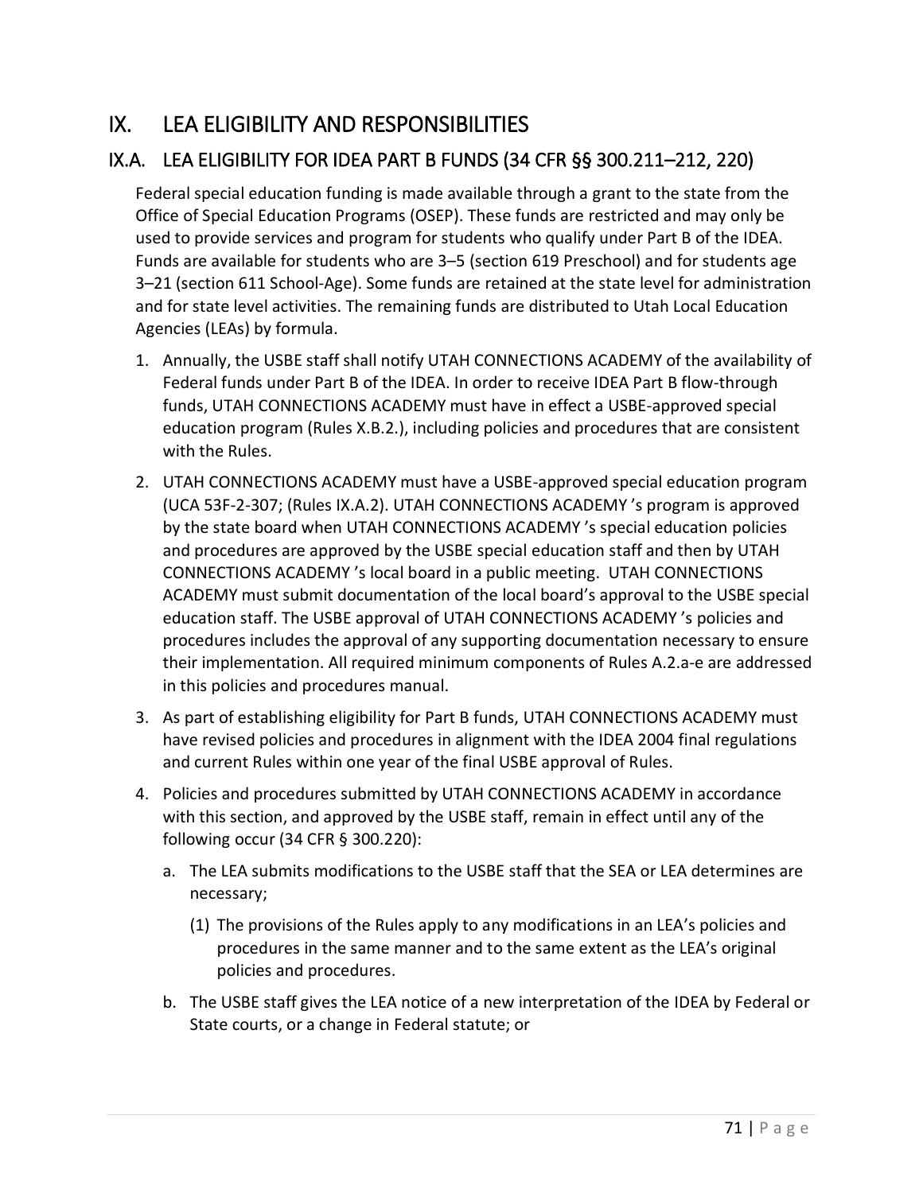# IX. LEA ELIGIBILITY AND RESPONSIBILITIES

## IX.A. LEA ELIGIBILITY FOR IDEA PART B FUNDS (34 CFR §§ 300.211–212, 220)

Federal special education funding is made available through a grant to the state from the Office of Special Education Programs (OSEP). These funds are restricted and may only be used to provide services and program for students who qualify under Part B of the IDEA. Funds are available for students who are 3–5 (section 619 Preschool) and for students age 3–21 (section 611 School-Age). Some funds are retained at the state level for administration and for state level activities. The remaining funds are distributed to Utah Local Education Agencies (LEAs) by formula.

1. Annually, the USBE staff shall notify UTAH CONNECTIONS ACADEMY of the availability of Federal funds under Part B of the IDEA. In order to receive IDEA Part B flow-through funds, UTAH CONNECTIONS ACADEMY must have in effect a USBE-approved special education program (Rules X.B.2.), including policies and procedures that are consistent with the Rules.
2. UTAH CONNECTIONS ACADEMY must have a USBE-approved special education program (UCA 53F-2-307; (Rules IX.A.2). UTAH CONNECTIONS ACADEMY 's program is approved by the state board when UTAH CONNECTIONS ACADEMY 's special education policies and procedures are approved by the USBE special education staff and then by UTAH CONNECTIONS ACADEMY 's local board in a public meeting. UTAH CONNECTIONS ACADEMY must submit documentation of the local board's approval to the USBE special education staff. The USBE approval of UTAH CONNECTIONS ACADEMY 's policies and procedures includes the approval of any supporting documentation necessary to ensure their implementation. All required minimum components of Rules A.2.a-e are addressed in this policies and procedures manual.
3. As part of establishing eligibility for Part B funds, UTAH CONNECTIONS ACADEMY must have revised policies and procedures in alignment with the IDEA 2004 final regulations and current Rules within one year of the final USBE approval of Rules.
4. Policies and procedures submitted by UTAH CONNECTIONS ACADEMY in accordance with this section, and approved by the USBE staff, remain in effect until any of the following occur (34 CFR § 300.220):
   a. The LEA submits modifications to the USBE staff that the SEA or LEA determines are necessary;
      (1) The provisions of the Rules apply to any modifications in an LEA's policies and procedures in the same manner and to the same extent as the LEA's original policies and procedures.
   b. The USBE staff gives the LEA notice of a new interpretation of the IDEA by Federal or State courts, or a change in Federal statute; or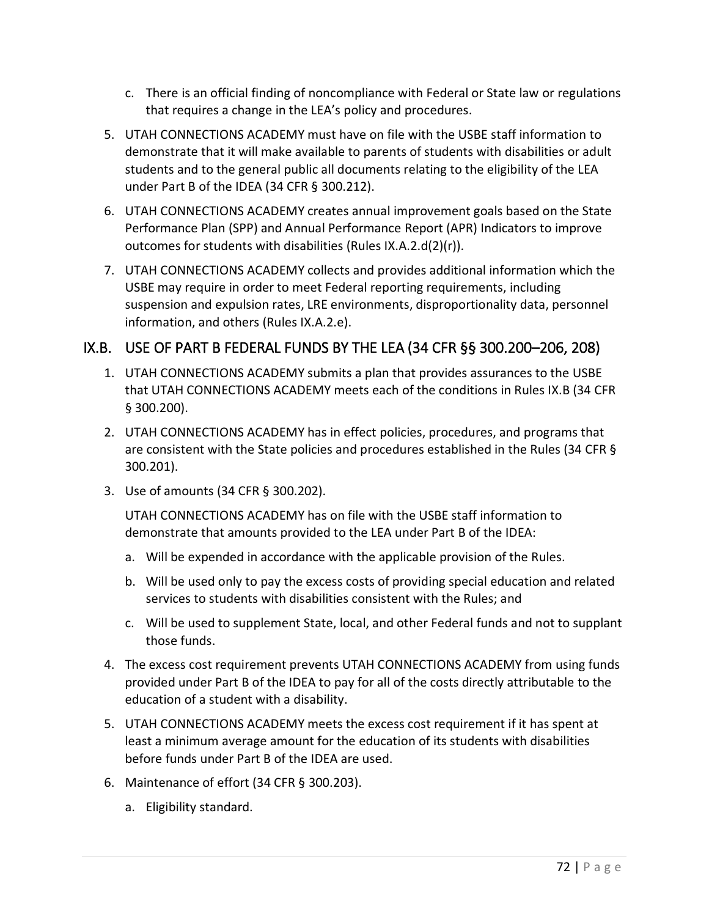c. There is an official finding of noncompliance with Federal or State law or regulations that requires a change in the LEA's policy and procedures.

5. UTAH CONNECTIONS ACADEMY must have on file with the USBE staff information to demonstrate that it will make available to parents of students with disabilities or adult students and to the general public all documents relating to the eligibility of the LEA under Part B of the IDEA (34 CFR § 300.212).

6. UTAH CONNECTIONS ACADEMY creates annual improvement goals based on the State Performance Plan (SPP) and Annual Performance Report (APR) Indicators to improve outcomes for students with disabilities (Rules IX.A.2.d(2)(r)).

7. UTAH CONNECTIONS ACADEMY collects and provides additional information which the USBE may require in order to meet Federal reporting requirements, including suspension and expulsion rates, LRE environments, disproportionality data, personnel information, and others (Rules IX.A.2.e).

## IX.B. USE OF PART B FEDERAL FUNDS BY THE LEA (34 CFR §§ 300.200–206, 208)

1. UTAH CONNECTIONS ACADEMY submits a plan that provides assurances to the USBE that UTAH CONNECTIONS ACADEMY meets each of the conditions in Rules IX.B (34 CFR § 300.200).

2. UTAH CONNECTIONS ACADEMY has in effect policies, procedures, and programs that are consistent with the State policies and procedures established in the Rules (34 CFR § 300.201).

3. Use of amounts (34 CFR § 300.202).

   UTAH CONNECTIONS ACADEMY has on file with the USBE staff information to demonstrate that amounts provided to the LEA under Part B of the IDEA:

   a. Will be expended in accordance with the applicable provision of the Rules.

   b. Will be used only to pay the excess costs of providing special education and related services to students with disabilities consistent with the Rules; and

   c. Will be used to supplement State, local, and other Federal funds and not to supplant those funds.

4. The excess cost requirement prevents UTAH CONNECTIONS ACADEMY from using funds provided under Part B of the IDEA to pay for all of the costs directly attributable to the education of a student with a disability.

5. UTAH CONNECTIONS ACADEMY meets the excess cost requirement if it has spent at least a minimum average amount for the education of its students with disabilities before funds under Part B of the IDEA are used.

6. Maintenance of effort (34 CFR § 300.203).

   a. Eligibility standard.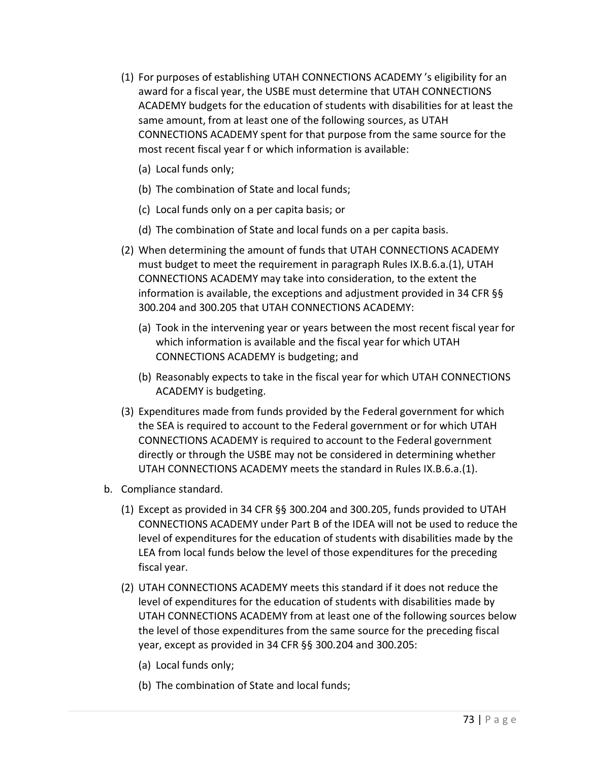(1) For purposes of establishing UTAH CONNECTIONS ACADEMY 's eligibility for an award for a fiscal year, the USBE must determine that UTAH CONNECTIONS ACADEMY budgets for the education of students with disabilities for at least the same amount, from at least one of the following sources, as UTAH CONNECTIONS ACADEMY spent for that purpose from the same source for the most recent fiscal year f or which information is available:

   (a) Local funds only;

   (b) The combination of State and local funds;

   (c) Local funds only on a per capita basis; or

   (d) The combination of State and local funds on a per capita basis.

(2) When determining the amount of funds that UTAH CONNECTIONS ACADEMY must budget to meet the requirement in paragraph Rules IX.B.6.a.(1), UTAH CONNECTIONS ACADEMY may take into consideration, to the extent the information is available, the exceptions and adjustment provided in 34 CFR §§ 300.204 and 300.205 that UTAH CONNECTIONS ACADEMY:

   (a) Took in the intervening year or years between the most recent fiscal year for which information is available and the fiscal year for which UTAH CONNECTIONS ACADEMY is budgeting; and

   (b) Reasonably expects to take in the fiscal year for which UTAH CONNECTIONS ACADEMY is budgeting.

(3) Expenditures made from funds provided by the Federal government for which the SEA is required to account to the Federal government or for which UTAH CONNECTIONS ACADEMY is required to account to the Federal government directly or through the USBE may not be considered in determining whether UTAH CONNECTIONS ACADEMY meets the standard in Rules IX.B.6.a.(1).

b. Compliance standard.

   (1) Except as provided in 34 CFR §§ 300.204 and 300.205, funds provided to UTAH CONNECTIONS ACADEMY under Part B of the IDEA will not be used to reduce the level of expenditures for the education of students with disabilities made by the LEA from local funds below the level of those expenditures for the preceding fiscal year.

   (2) UTAH CONNECTIONS ACADEMY meets this standard if it does not reduce the level of expenditures for the education of students with disabilities made by UTAH CONNECTIONS ACADEMY from at least one of the following sources below the level of those expenditures from the same source for the preceding fiscal year, except as provided in 34 CFR §§ 300.204 and 300.205:

      (a) Local funds only;

      (b) The combination of State and local funds;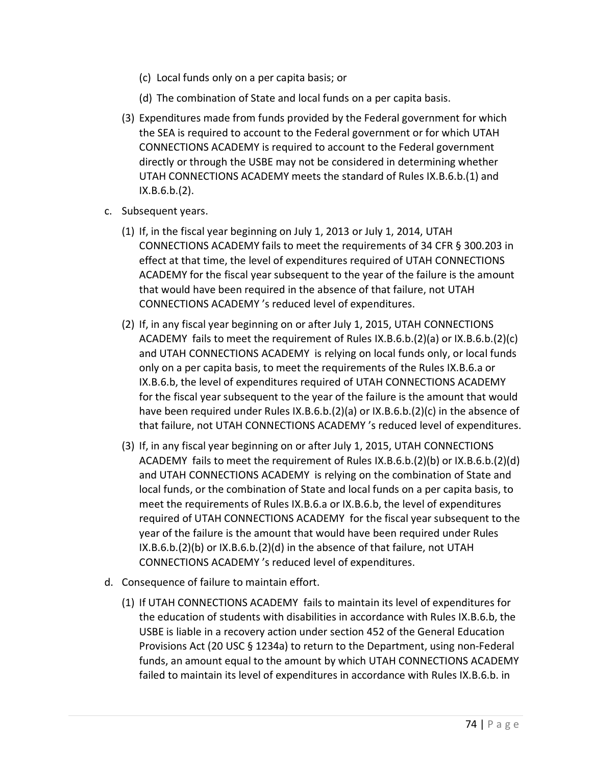(c) Local funds only on a per capita basis; or

(d) The combination of State and local funds on a per capita basis.

(3) Expenditures made from funds provided by the Federal government for which the SEA is required to account to the Federal government or for which UTAH CONNECTIONS ACADEMY is required to account to the Federal government directly or through the USBE may not be considered in determining whether UTAH CONNECTIONS ACADEMY meets the standard of Rules IX.B.6.b.(1) and IX.B.6.b.(2).

c. Subsequent years.

(1) If, in the fiscal year beginning on July 1, 2013 or July 1, 2014, UTAH CONNECTIONS ACADEMY fails to meet the requirements of 34 CFR § 300.203 in effect at that time, the level of expenditures required of UTAH CONNECTIONS ACADEMY for the fiscal year subsequent to the year of the failure is the amount that would have been required in the absence of that failure, not UTAH CONNECTIONS ACADEMY 's reduced level of expenditures.

(2) If, in any fiscal year beginning on or after July 1, 2015, UTAH CONNECTIONS ACADEMY fails to meet the requirement of Rules IX.B.6.b.(2)(a) or IX.B.6.b.(2)(c) and UTAH CONNECTIONS ACADEMY is relying on local funds only, or local funds only on a per capita basis, to meet the requirements of the Rules IX.B.6.a or IX.B.6.b, the level of expenditures required of UTAH CONNECTIONS ACADEMY for the fiscal year subsequent to the year of the failure is the amount that would have been required under Rules IX.B.6.b.(2)(a) or IX.B.6.b.(2)(c) in the absence of that failure, not UTAH CONNECTIONS ACADEMY 's reduced level of expenditures.

(3) If, in any fiscal year beginning on or after July 1, 2015, UTAH CONNECTIONS ACADEMY fails to meet the requirement of Rules IX.B.6.b.(2)(b) or IX.B.6.b.(2)(d) and UTAH CONNECTIONS ACADEMY is relying on the combination of State and local funds, or the combination of State and local funds on a per capita basis, to meet the requirements of Rules IX.B.6.a or IX.B.6.b, the level of expenditures required of UTAH CONNECTIONS ACADEMY for the fiscal year subsequent to the year of the failure is the amount that would have been required under Rules IX.B.6.b.(2)(b) or IX.B.6.b.(2)(d) in the absence of that failure, not UTAH CONNECTIONS ACADEMY 's reduced level of expenditures.

d. Consequence of failure to maintain effort.

(1) If UTAH CONNECTIONS ACADEMY fails to maintain its level of expenditures for the education of students with disabilities in accordance with Rules IX.B.6.b, the USBE is liable in a recovery action under section 452 of the General Education Provisions Act (20 USC § 1234a) to return to the Department, using non-Federal funds, an amount equal to the amount by which UTAH CONNECTIONS ACADEMY failed to maintain its level of expenditures in accordance with Rules IX.B.6.b. in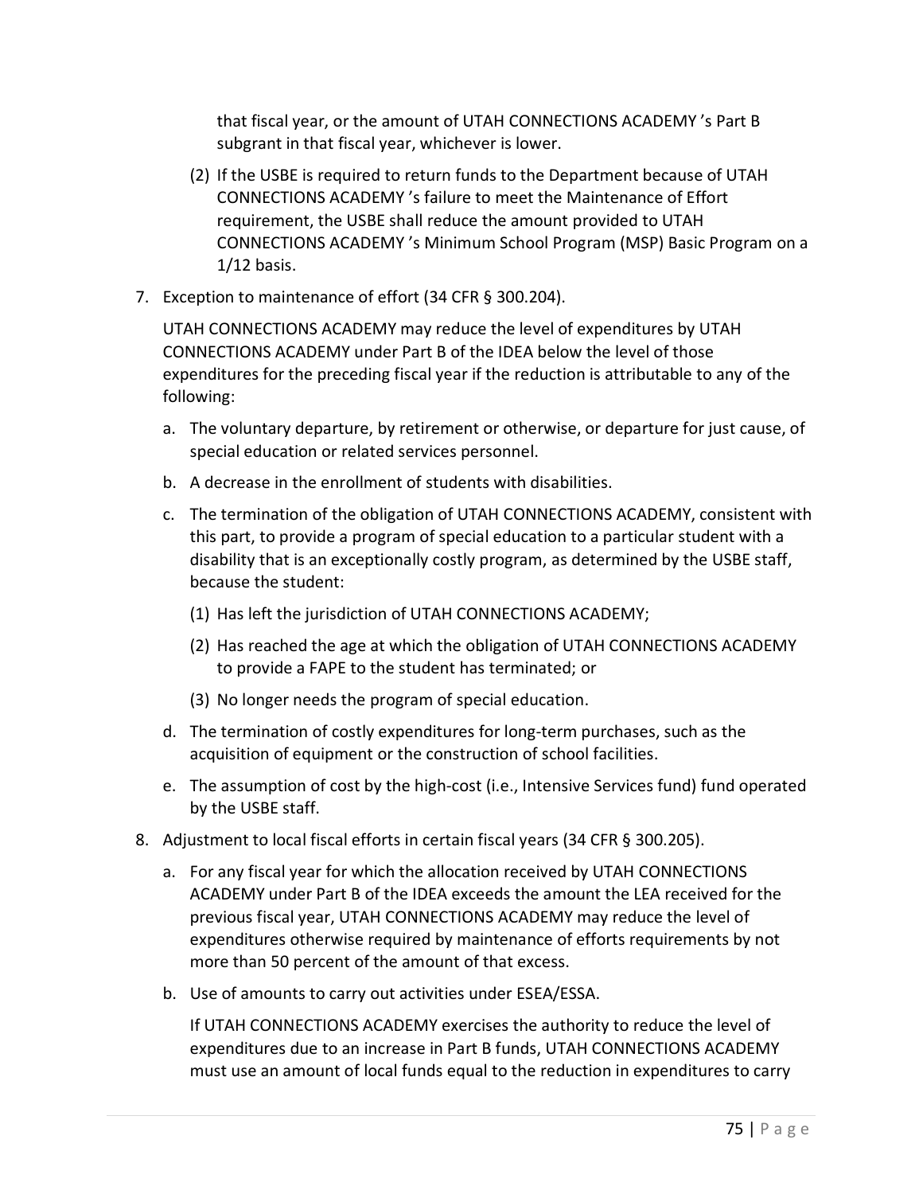that fiscal year, or the amount of UTAH CONNECTIONS ACADEMY 's Part B subgrant in that fiscal year, whichever is lower.

(2) If the USBE is required to return funds to the Department because of UTAH CONNECTIONS ACADEMY 's failure to meet the Maintenance of Effort requirement, the USBE shall reduce the amount provided to UTAH CONNECTIONS ACADEMY 's Minimum School Program (MSP) Basic Program on a 1/12 basis.

7. Exception to maintenance of effort (34 CFR § 300.204).

   UTAH CONNECTIONS ACADEMY may reduce the level of expenditures by UTAH CONNECTIONS ACADEMY under Part B of the IDEA below the level of those expenditures for the preceding fiscal year if the reduction is attributable to any of the following:

   a. The voluntary departure, by retirement or otherwise, or departure for just cause, of special education or related services personnel.

   b. A decrease in the enrollment of students with disabilities.

   c. The termination of the obligation of UTAH CONNECTIONS ACADEMY, consistent with this part, to provide a program of special education to a particular student with a disability that is an exceptionally costly program, as determined by the USBE staff, because the student:

      (1) Has left the jurisdiction of UTAH CONNECTIONS ACADEMY;

      (2) Has reached the age at which the obligation of UTAH CONNECTIONS ACADEMY to provide a FAPE to the student has terminated; or

      (3) No longer needs the program of special education.

   d. The termination of costly expenditures for long-term purchases, such as the acquisition of equipment or the construction of school facilities.

   e. The assumption of cost by the high-cost (i.e., Intensive Services fund) fund operated by the USBE staff.

8. Adjustment to local fiscal efforts in certain fiscal years (34 CFR § 300.205).

   a. For any fiscal year for which the allocation received by UTAH CONNECTIONS ACADEMY under Part B of the IDEA exceeds the amount the LEA received for the previous fiscal year, UTAH CONNECTIONS ACADEMY may reduce the level of expenditures otherwise required by maintenance of efforts requirements by not more than 50 percent of the amount of that excess.

   b. Use of amounts to carry out activities under ESEA/ESSA.

      If UTAH CONNECTIONS ACADEMY exercises the authority to reduce the level of expenditures due to an increase in Part B funds, UTAH CONNECTIONS ACADEMY must use an amount of local funds equal to the reduction in expenditures to carry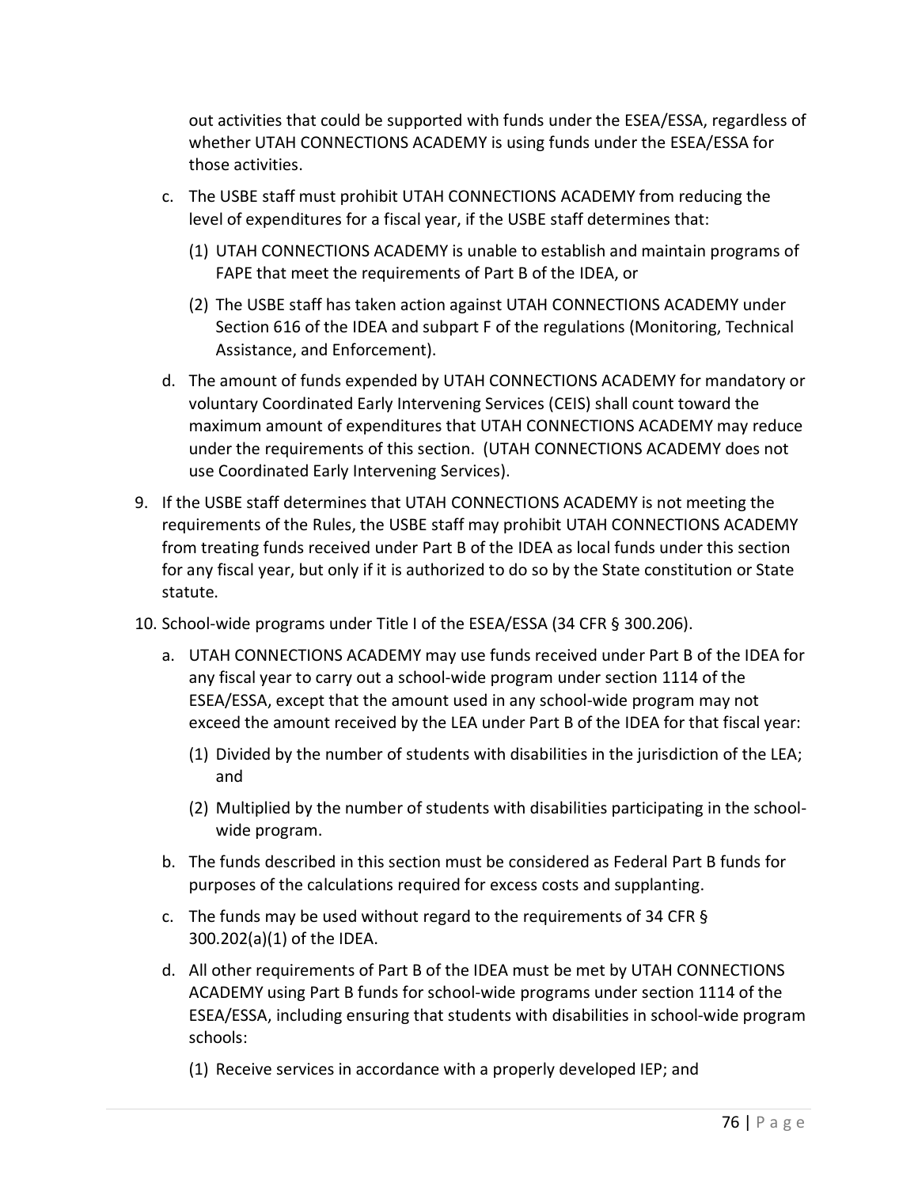out activities that could be supported with funds under the ESEA/ESSA, regardless of whether UTAH CONNECTIONS ACADEMY is using funds under the ESEA/ESSA for those activities.

   c. The USBE staff must prohibit UTAH CONNECTIONS ACADEMY from reducing the level of expenditures for a fiscal year, if the USBE staff determines that:

      (1) UTAH CONNECTIONS ACADEMY is unable to establish and maintain programs of FAPE that meet the requirements of Part B of the IDEA, or

      (2) The USBE staff has taken action against UTAH CONNECTIONS ACADEMY under Section 616 of the IDEA and subpart F of the regulations (Monitoring, Technical Assistance, and Enforcement).

   d. The amount of funds expended by UTAH CONNECTIONS ACADEMY for mandatory or voluntary Coordinated Early Intervening Services (CEIS) shall count toward the maximum amount of expenditures that UTAH CONNECTIONS ACADEMY may reduce under the requirements of this section. (UTAH CONNECTIONS ACADEMY does not use Coordinated Early Intervening Services).

9. If the USBE staff determines that UTAH CONNECTIONS ACADEMY is not meeting the requirements of the Rules, the USBE staff may prohibit UTAH CONNECTIONS ACADEMY from treating funds received under Part B of the IDEA as local funds under this section for any fiscal year, but only if it is authorized to do so by the State constitution or State statute.

10. School-wide programs under Title I of the ESEA/ESSA (34 CFR § 300.206).

    a. UTAH CONNECTIONS ACADEMY may use funds received under Part B of the IDEA for any fiscal year to carry out a school-wide program under section 1114 of the ESEA/ESSA, except that the amount used in any school-wide program may not exceed the amount received by the LEA under Part B of the IDEA for that fiscal year:

       (1) Divided by the number of students with disabilities in the jurisdiction of the LEA; and

       (2) Multiplied by the number of students with disabilities participating in the school-wide program.

    b. The funds described in this section must be considered as Federal Part B funds for purposes of the calculations required for excess costs and supplanting.

    c. The funds may be used without regard to the requirements of 34 CFR § 300.202(a)(1) of the IDEA.

    d. All other requirements of Part B of the IDEA must be met by UTAH CONNECTIONS ACADEMY using Part B funds for school-wide programs under section 1114 of the ESEA/ESSA, including ensuring that students with disabilities in school-wide program schools:

       (1) Receive services in accordance with a properly developed IEP; and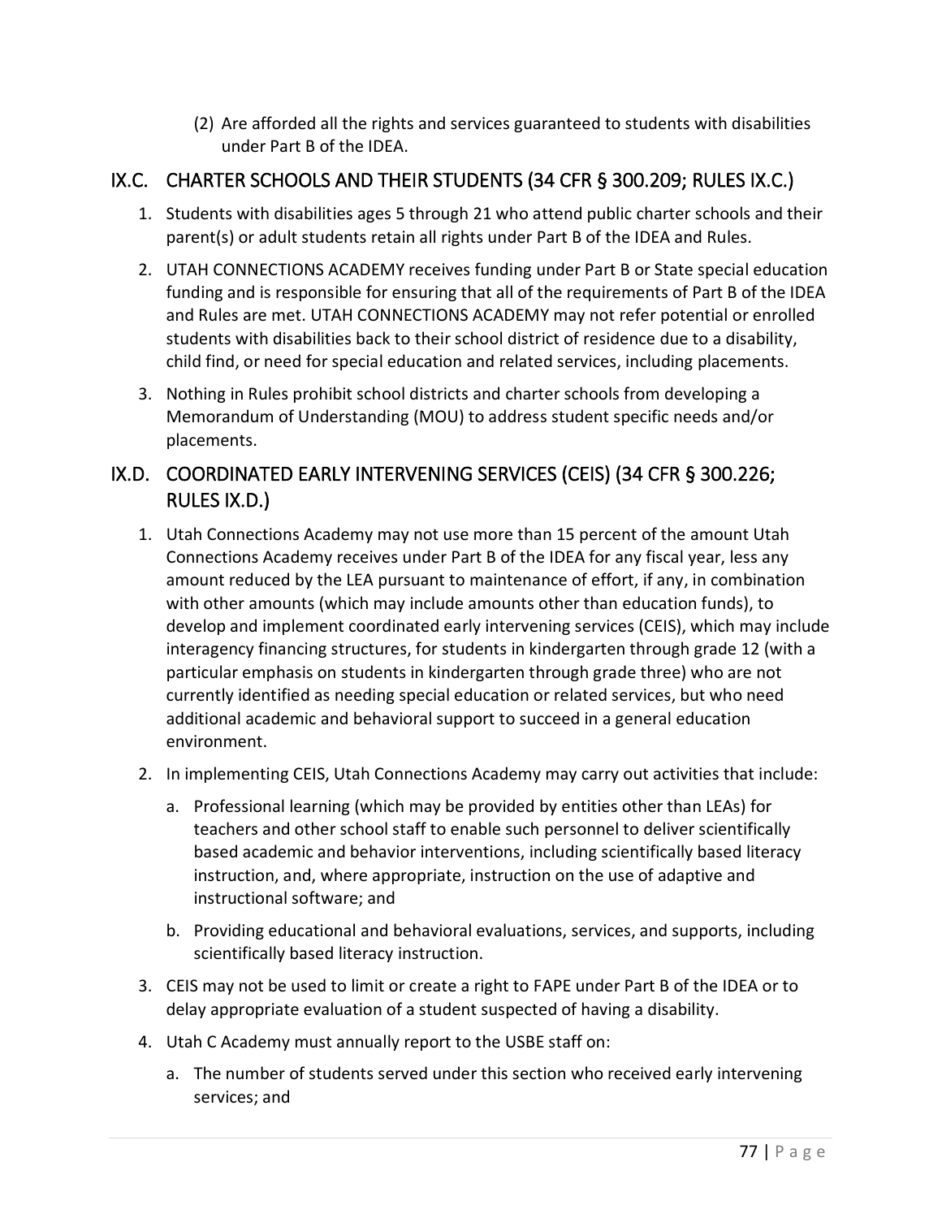(2) Are afforded all the rights and services guaranteed to students with disabilities under Part B of the IDEA.

## IX.C. CHARTER SCHOOLS AND THEIR STUDENTS (34 CFR § 300.209; RULES IX.C.)

1. Students with disabilities ages 5 through 21 who attend public charter schools and their parent(s) or adult students retain all rights under Part B of the IDEA and Rules.
2. UTAH CONNECTIONS ACADEMY receives funding under Part B or State special education funding and is responsible for ensuring that all of the requirements of Part B of the IDEA and Rules are met. UTAH CONNECTIONS ACADEMY may not refer potential or enrolled students with disabilities back to their school district of residence due to a disability, child find, or need for special education and related services, including placements.
3. Nothing in Rules prohibit school districts and charter schools from developing a Memorandum of Understanding (MOU) to address student specific needs and/or placements.

## IX.D. COORDINATED EARLY INTERVENING SERVICES (CEIS) (34 CFR § 300.226; RULES IX.D.)

1. Utah Connections Academy may not use more than 15 percent of the amount Utah Connections Academy receives under Part B of the IDEA for any fiscal year, less any amount reduced by the LEA pursuant to maintenance of effort, if any, in combination with other amounts (which may include amounts other than education funds), to develop and implement coordinated early intervening services (CEIS), which may include interagency financing structures, for students in kindergarten through grade 12 (with a particular emphasis on students in kindergarten through grade three) who are not currently identified as needing special education or related services, but who need additional academic and behavioral support to succeed in a general education environment.
2. In implementing CEIS, Utah Connections Academy may carry out activities that include:
   a. Professional learning (which may be provided by entities other than LEAs) for teachers and other school staff to enable such personnel to deliver scientifically based academic and behavior interventions, including scientifically based literacy instruction, and, where appropriate, instruction on the use of adaptive and instructional software; and
   b. Providing educational and behavioral evaluations, services, and supports, including scientifically based literacy instruction.
3. CEIS may not be used to limit or create a right to FAPE under Part B of the IDEA or to delay appropriate evaluation of a student suspected of having a disability.
4. Utah C Academy must annually report to the USBE staff on:
   a. The number of students served under this section who received early intervening services; and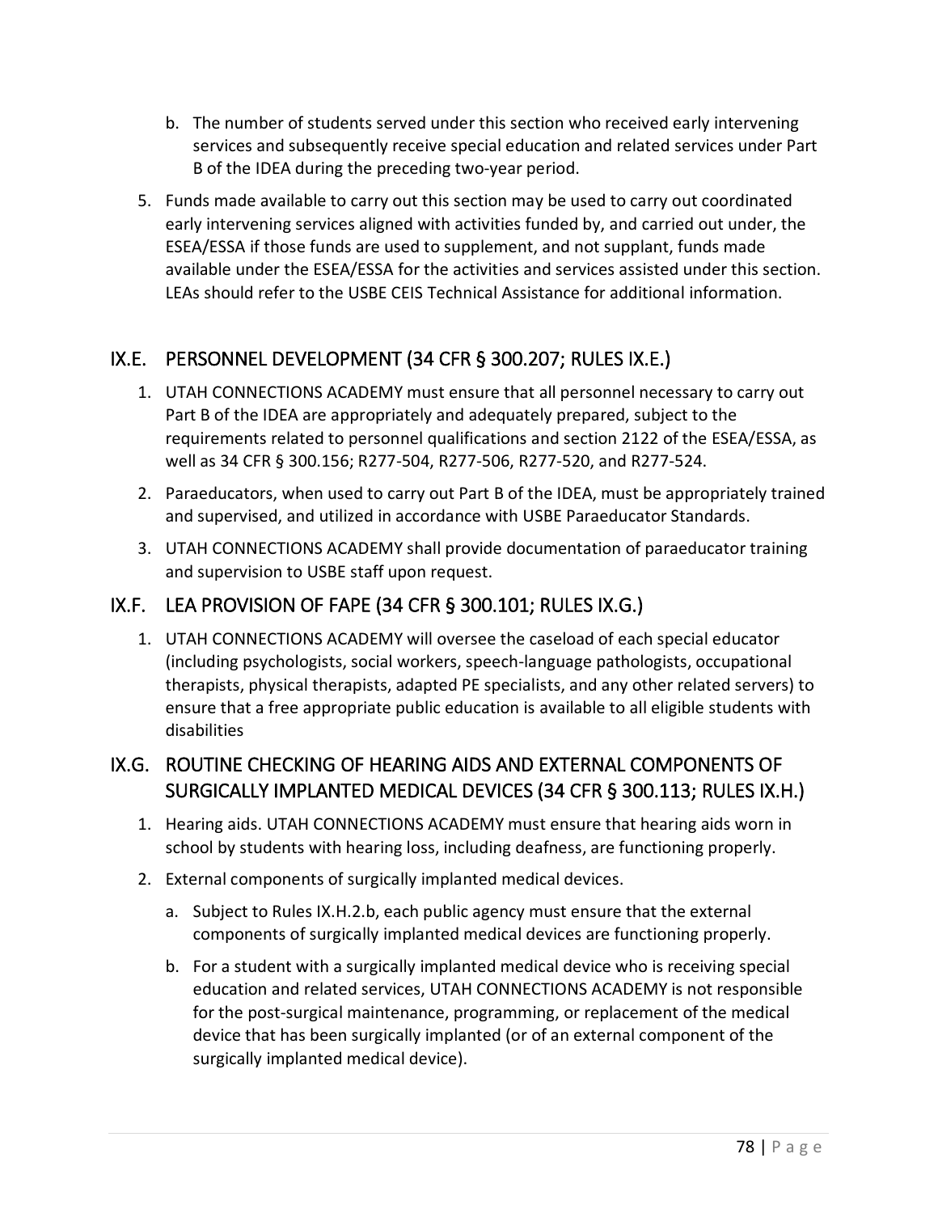b. The number of students served under this section who received early intervening services and subsequently receive special education and related services under Part B of the IDEA during the preceding two-year period.

5. Funds made available to carry out this section may be used to carry out coordinated early intervening services aligned with activities funded by, and carried out under, the ESEA/ESSA if those funds are used to supplement, and not supplant, funds made available under the ESEA/ESSA for the activities and services assisted under this section. LEAs should refer to the USBE CEIS Technical Assistance for additional information.

## IX.E. PERSONNEL DEVELOPMENT (34 CFR § 300.207; RULES IX.E.)

1. UTAH CONNECTIONS ACADEMY must ensure that all personnel necessary to carry out Part B of the IDEA are appropriately and adequately prepared, subject to the requirements related to personnel qualifications and section 2122 of the ESEA/ESSA, as well as 34 CFR § 300.156; R277-504, R277-506, R277-520, and R277-524.
2. Paraeducators, when used to carry out Part B of the IDEA, must be appropriately trained and supervised, and utilized in accordance with USBE Paraeducator Standards.
3. UTAH CONNECTIONS ACADEMY shall provide documentation of paraeducator training and supervision to USBE staff upon request.

## IX.F. LEA PROVISION OF FAPE (34 CFR § 300.101; RULES IX.G.)

1. UTAH CONNECTIONS ACADEMY will oversee the caseload of each special educator (including psychologists, social workers, speech-language pathologists, occupational therapists, physical therapists, adapted PE specialists, and any other related servers) to ensure that a free appropriate public education is available to all eligible students with disabilities

## IX.G. ROUTINE CHECKING OF HEARING AIDS AND EXTERNAL COMPONENTS OF SURGICALLY IMPLANTED MEDICAL DEVICES (34 CFR § 300.113; RULES IX.H.)

1. Hearing aids. UTAH CONNECTIONS ACADEMY must ensure that hearing aids worn in school by students with hearing loss, including deafness, are functioning properly.
2. External components of surgically implanted medical devices.
   a. Subject to Rules IX.H.2.b, each public agency must ensure that the external components of surgically implanted medical devices are functioning properly.
   b. For a student with a surgically implanted medical device who is receiving special education and related services, UTAH CONNECTIONS ACADEMY is not responsible for the post-surgical maintenance, programming, or replacement of the medical device that has been surgically implanted (or of an external component of the surgically implanted medical device).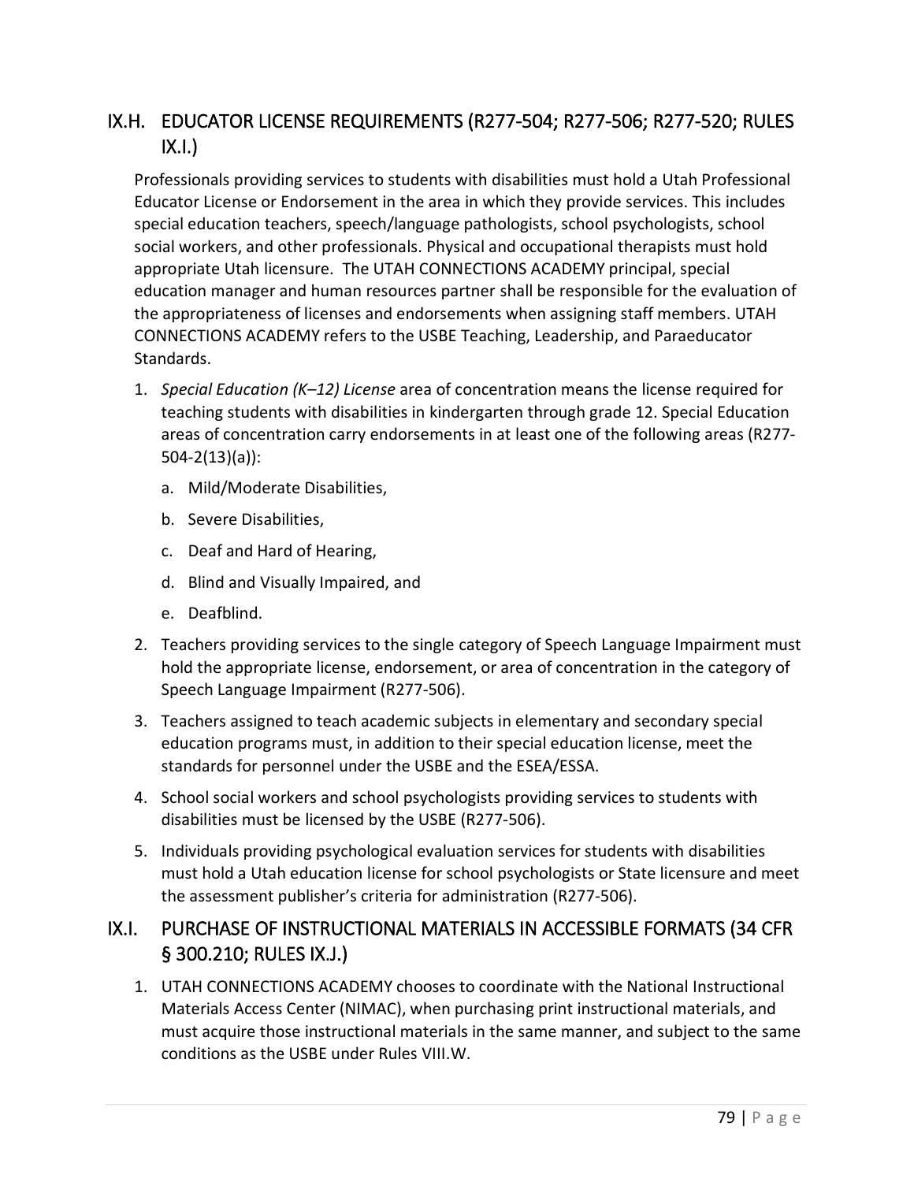## IX.H. EDUCATOR LICENSE REQUIREMENTS (R277-504; R277-506; R277-520; RULES IX.I.)

Professionals providing services to students with disabilities must hold a Utah Professional Educator License or Endorsement in the area in which they provide services. This includes special education teachers, speech/language pathologists, school psychologists, school social workers, and other professionals. Physical and occupational therapists must hold appropriate Utah licensure. The UTAH CONNECTIONS ACADEMY principal, special education manager and human resources partner shall be responsible for the evaluation of the appropriateness of licenses and endorsements when assigning staff members. UTAH CONNECTIONS ACADEMY refers to the USBE Teaching, Leadership, and Paraeducator Standards.

1. *Special Education (K–12) License* area of concentration means the license required for teaching students with disabilities in kindergarten through grade 12. Special Education areas of concentration carry endorsements in at least one of the following areas (R277-504-2(13)(a)):
   a. Mild/Moderate Disabilities,
   b. Severe Disabilities,
   c. Deaf and Hard of Hearing,
   d. Blind and Visually Impaired, and
   e. Deafblind.
2. Teachers providing services to the single category of Speech Language Impairment must hold the appropriate license, endorsement, or area of concentration in the category of Speech Language Impairment (R277-506).
3. Teachers assigned to teach academic subjects in elementary and secondary special education programs must, in addition to their special education license, meet the standards for personnel under the USBE and the ESEA/ESSA.
4. School social workers and school psychologists providing services to students with disabilities must be licensed by the USBE (R277-506).
5. Individuals providing psychological evaluation services for students with disabilities must hold a Utah education license for school psychologists or State licensure and meet the assessment publisher's criteria for administration (R277-506).

## IX.I. PURCHASE OF INSTRUCTIONAL MATERIALS IN ACCESSIBLE FORMATS (34 CFR § 300.210; RULES IX.J.)

1. UTAH CONNECTIONS ACADEMY chooses to coordinate with the National Instructional Materials Access Center (NIMAC), when purchasing print instructional materials, and must acquire those instructional materials in the same manner, and subject to the same conditions as the USBE under Rules VIII.W.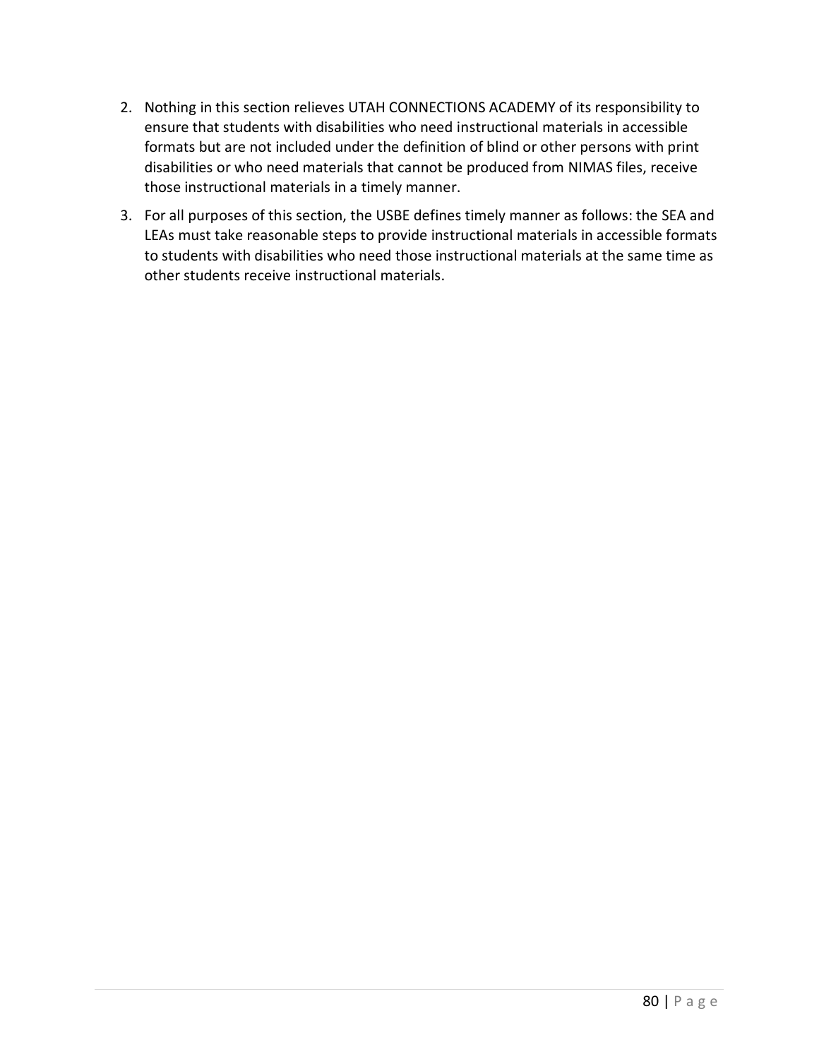2. Nothing in this section relieves UTAH CONNECTIONS ACADEMY of its responsibility to ensure that students with disabilities who need instructional materials in accessible formats but are not included under the definition of blind or other persons with print disabilities or who need materials that cannot be produced from NIMAS files, receive those instructional materials in a timely manner.
3. For all purposes of this section, the USBE defines timely manner as follows: the SEA and LEAs must take reasonable steps to provide instructional materials in accessible formats to students with disabilities who need those instructional materials at the same time as other students receive instructional materials.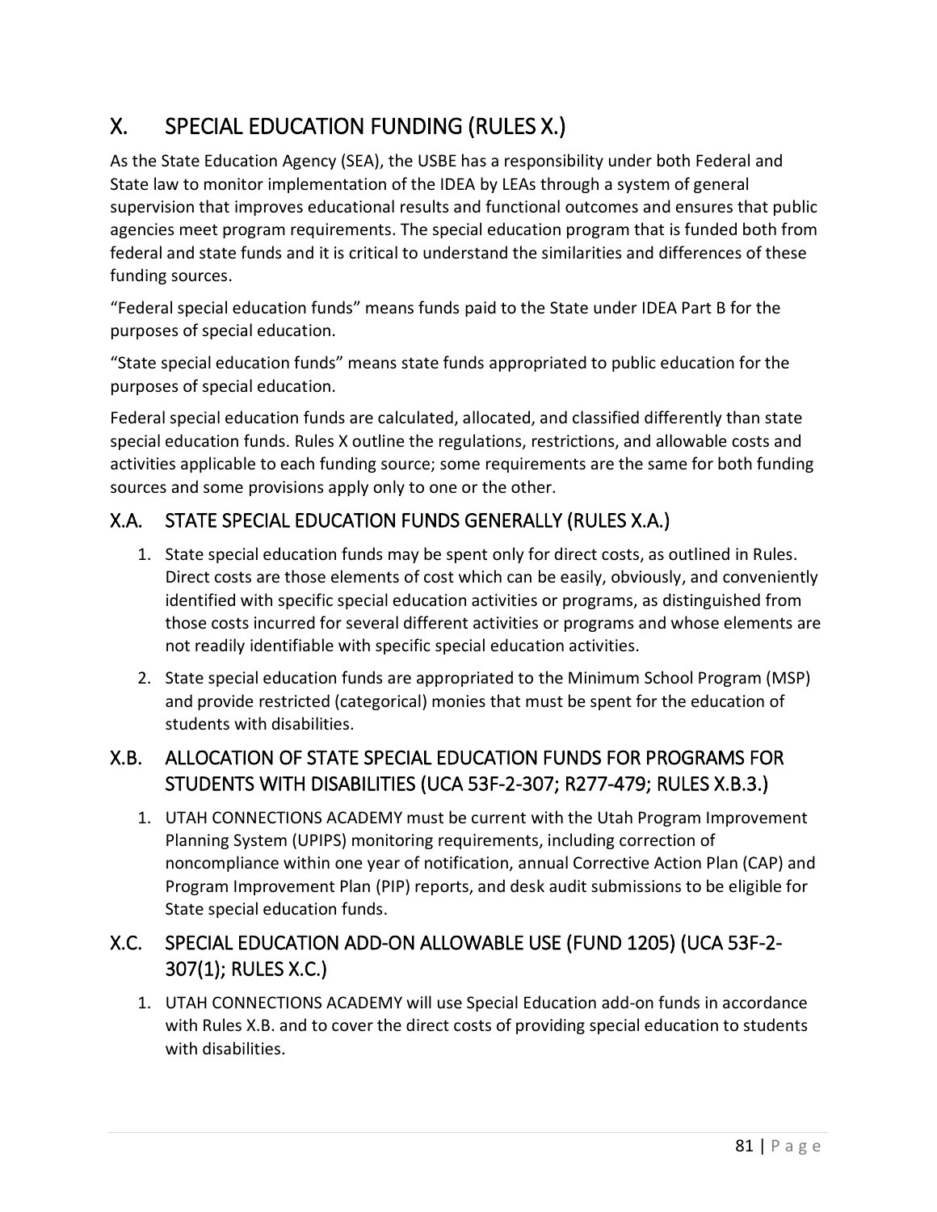# X. SPECIAL EDUCATION FUNDING (RULES X.)

As the State Education Agency (SEA), the USBE has a responsibility under both Federal and State law to monitor implementation of the IDEA by LEAs through a system of general supervision that improves educational results and functional outcomes and ensures that public agencies meet program requirements. The special education program that is funded both from federal and state funds and it is critical to understand the similarities and differences of these funding sources.

"Federal special education funds" means funds paid to the State under IDEA Part B for the purposes of special education.

"State special education funds" means state funds appropriated to public education for the purposes of special education.

Federal special education funds are calculated, allocated, and classified differently than state special education funds. Rules X outline the regulations, restrictions, and allowable costs and activities applicable to each funding source; some requirements are the same for both funding sources and some provisions apply only to one or the other.

## X.A. STATE SPECIAL EDUCATION FUNDS GENERALLY (RULES X.A.)

1. State special education funds may be spent only for direct costs, as outlined in Rules. Direct costs are those elements of cost which can be easily, obviously, and conveniently identified with specific special education activities or programs, as distinguished from those costs incurred for several different activities or programs and whose elements are not readily identifiable with specific special education activities.
2. State special education funds are appropriated to the Minimum School Program (MSP) and provide restricted (categorical) monies that must be spent for the education of students with disabilities.

## X.B. ALLOCATION OF STATE SPECIAL EDUCATION FUNDS FOR PROGRAMS FOR STUDENTS WITH DISABILITIES (UCA 53F-2-307; R277-479; RULES X.B.3.)

1. UTAH CONNECTIONS ACADEMY must be current with the Utah Program Improvement Planning System (UPIPS) monitoring requirements, including correction of noncompliance within one year of notification, annual Corrective Action Plan (CAP) and Program Improvement Plan (PIP) reports, and desk audit submissions to be eligible for State special education funds.

## X.C. SPECIAL EDUCATION ADD-ON ALLOWABLE USE (FUND 1205) (UCA 53F-2-307(1); RULES X.C.)

1. UTAH CONNECTIONS ACADEMY will use Special Education add-on funds in accordance with Rules X.B. and to cover the direct costs of providing special education to students with disabilities.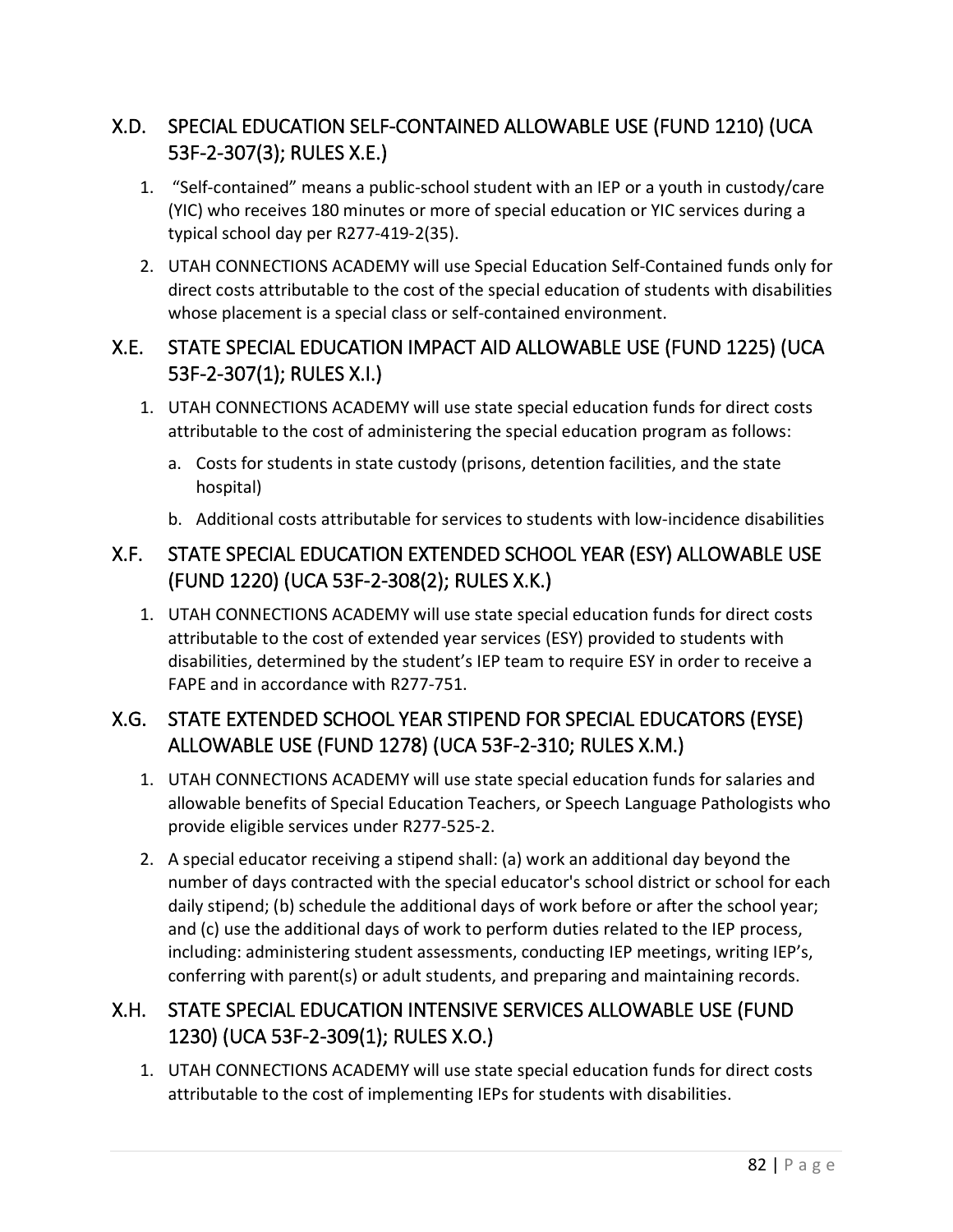## X.D. SPECIAL EDUCATION SELF-CONTAINED ALLOWABLE USE (FUND 1210) (UCA 53F-2-307(3); RULES X.E.)

1. "Self-contained" means a public-school student with an IEP or a youth in custody/care (YIC) who receives 180 minutes or more of special education or YIC services during a typical school day per R277-419-2(35).
2. UTAH CONNECTIONS ACADEMY will use Special Education Self-Contained funds only for direct costs attributable to the cost of the special education of students with disabilities whose placement is a special class or self-contained environment.

## X.E. STATE SPECIAL EDUCATION IMPACT AID ALLOWABLE USE (FUND 1225) (UCA 53F-2-307(1); RULES X.I.)

1. UTAH CONNECTIONS ACADEMY will use state special education funds for direct costs attributable to the cost of administering the special education program as follows:
   a. Costs for students in state custody (prisons, detention facilities, and the state hospital)
   b. Additional costs attributable for services to students with low-incidence disabilities

## X.F. STATE SPECIAL EDUCATION EXTENDED SCHOOL YEAR (ESY) ALLOWABLE USE (FUND 1220) (UCA 53F-2-308(2); RULES X.K.)

1. UTAH CONNECTIONS ACADEMY will use state special education funds for direct costs attributable to the cost of extended year services (ESY) provided to students with disabilities, determined by the student's IEP team to require ESY in order to receive a FAPE and in accordance with R277-751.

## X.G. STATE EXTENDED SCHOOL YEAR STIPEND FOR SPECIAL EDUCATORS (EYSE) ALLOWABLE USE (FUND 1278) (UCA 53F-2-310; RULES X.M.)

1. UTAH CONNECTIONS ACADEMY will use state special education funds for salaries and allowable benefits of Special Education Teachers, or Speech Language Pathologists who provide eligible services under R277-525-2.
2. A special educator receiving a stipend shall: (a) work an additional day beyond the number of days contracted with the special educator's school district or school for each daily stipend; (b) schedule the additional days of work before or after the school year; and (c) use the additional days of work to perform duties related to the IEP process, including: administering student assessments, conducting IEP meetings, writing IEP's, conferring with parent(s) or adult students, and preparing and maintaining records.

## X.H. STATE SPECIAL EDUCATION INTENSIVE SERVICES ALLOWABLE USE (FUND 1230) (UCA 53F-2-309(1); RULES X.O.)

1. UTAH CONNECTIONS ACADEMY will use state special education funds for direct costs attributable to the cost of implementing IEPs for students with disabilities.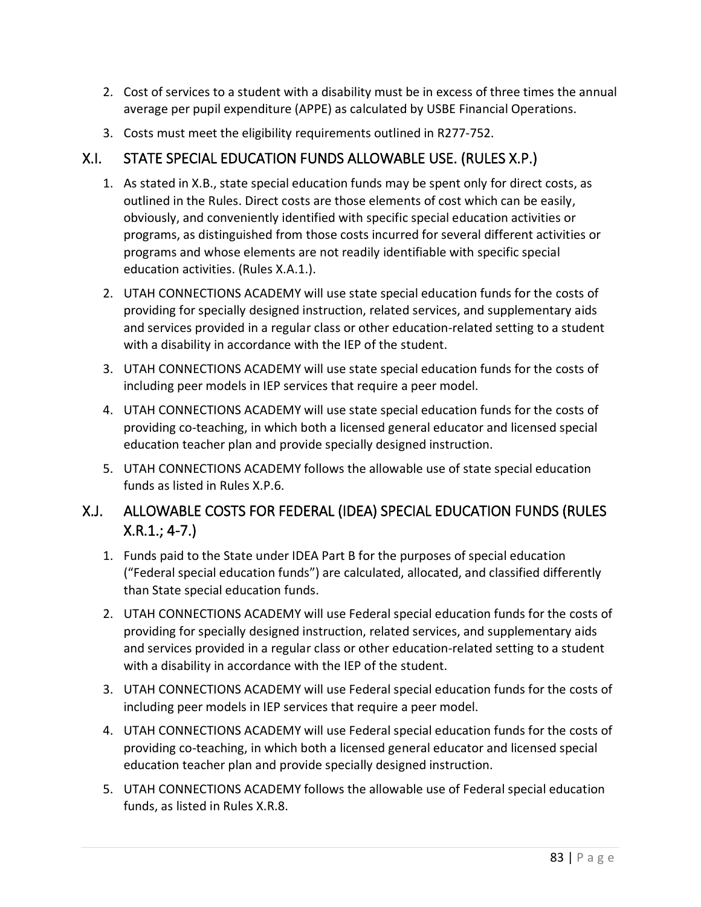2. Cost of services to a student with a disability must be in excess of three times the annual average per pupil expenditure (APPE) as calculated by USBE Financial Operations.
3. Costs must meet the eligibility requirements outlined in R277-752.

## X.I. STATE SPECIAL EDUCATION FUNDS ALLOWABLE USE. (RULES X.P.)

1. As stated in X.B., state special education funds may be spent only for direct costs, as outlined in the Rules. Direct costs are those elements of cost which can be easily, obviously, and conveniently identified with specific special education activities or programs, as distinguished from those costs incurred for several different activities or programs and whose elements are not readily identifiable with specific special education activities. (Rules X.A.1.).
2. UTAH CONNECTIONS ACADEMY will use state special education funds for the costs of providing for specially designed instruction, related services, and supplementary aids and services provided in a regular class or other education-related setting to a student with a disability in accordance with the IEP of the student.
3. UTAH CONNECTIONS ACADEMY will use state special education funds for the costs of including peer models in IEP services that require a peer model.
4. UTAH CONNECTIONS ACADEMY will use state special education funds for the costs of providing co-teaching, in which both a licensed general educator and licensed special education teacher plan and provide specially designed instruction.
5. UTAH CONNECTIONS ACADEMY follows the allowable use of state special education funds as listed in Rules X.P.6.

## X.J. ALLOWABLE COSTS FOR FEDERAL (IDEA) SPECIAL EDUCATION FUNDS (RULES X.R.1.; 4-7.)

1. Funds paid to the State under IDEA Part B for the purposes of special education ("Federal special education funds") are calculated, allocated, and classified differently than State special education funds.
2. UTAH CONNECTIONS ACADEMY will use Federal special education funds for the costs of providing for specially designed instruction, related services, and supplementary aids and services provided in a regular class or other education-related setting to a student with a disability in accordance with the IEP of the student.
3. UTAH CONNECTIONS ACADEMY will use Federal special education funds for the costs of including peer models in IEP services that require a peer model.
4. UTAH CONNECTIONS ACADEMY will use Federal special education funds for the costs of providing co-teaching, in which both a licensed general educator and licensed special education teacher plan and provide specially designed instruction.
5. UTAH CONNECTIONS ACADEMY follows the allowable use of Federal special education funds, as listed in Rules X.R.8.